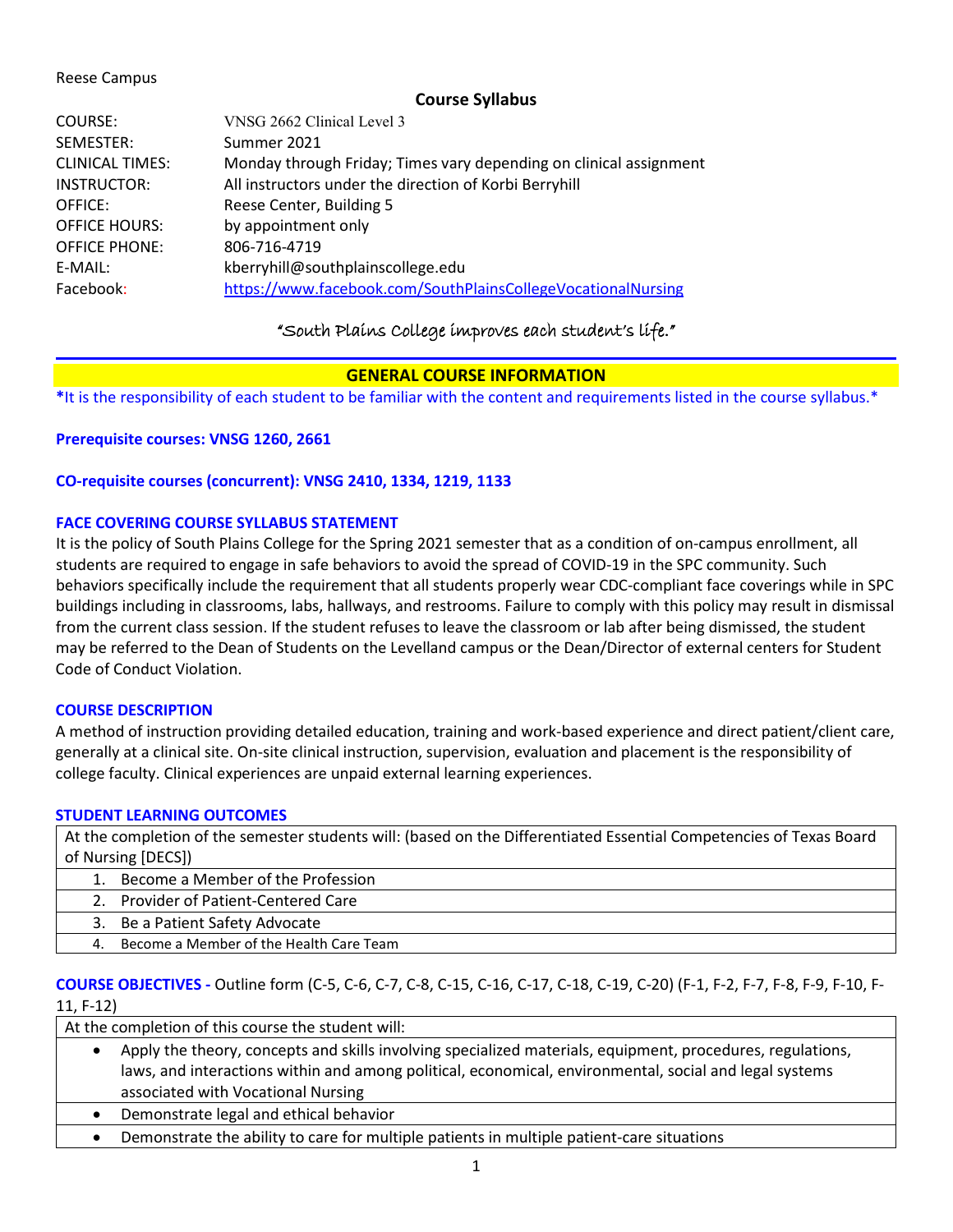Reese Campus

## Course Syllabus

| | |
|---|---|
| COURSE: | VNSG 2662 Clinical Level 3 |
| SEMESTER: | Summer 2021 |
| CLINICAL TIMES: | Monday through Friday; Times vary depending on clinical assignment |
| INSTRUCTOR: | All instructors under the direction of Korbi Berryhill |
| OFFICE: | Reese Center, Building 5 |
| OFFICE HOURS: | by appointment only |
| OFFICE PHONE: | 806-716-4719 |
| E-MAIL: | kberryhill@southplainscollege.edu |
| Facebook: | https://www.facebook.com/SouthPlainsCollegeVocationalNursing |

*"South Plains College improves each student's life."*

## GENERAL COURSE INFORMATION

***It is the responsibility of each student to be familiar with the content and requirements listed in the course syllabus.***

**Prerequisite courses: VNSG 1260, 2661**

**CO-requisite courses (concurrent): VNSG 2410, 1334, 1219, 1133**

### FACE COVERING COURSE SYLLABUS STATEMENT

It is the policy of South Plains College for the Spring 2021 semester that as a condition of on-campus enrollment, all students are required to engage in safe behaviors to avoid the spread of COVID-19 in the SPC community. Such behaviors specifically include the requirement that all students properly wear CDC-compliant face coverings while in SPC buildings including in classrooms, labs, hallways, and restrooms. Failure to comply with this policy may result in dismissal from the current class session. If the student refuses to leave the classroom or lab after being dismissed, the student may be referred to the Dean of Students on the Levelland campus or the Dean/Director of external centers for Student Code of Conduct Violation.

### COURSE DESCRIPTION

A method of instruction providing detailed education, training and work-based experience and direct patient/client care, generally at a clinical site. On-site clinical instruction, supervision, evaluation and placement is the responsibility of college faculty. Clinical experiences are unpaid external learning experiences.

### STUDENT LEARNING OUTCOMES

| At the completion of the semester students will: (based on the Differentiated Essential Competencies of Texas Board of Nursing [DECS]) |
|---|
| 1. Become a Member of the Profession |
| 2. Provider of Patient-Centered Care |
| 3. Be a Patient Safety Advocate |
| 4. Become a Member of the Health Care Team |

**COURSE OBJECTIVES -** Outline form (C-5, C-6, C-7, C-8, C-15, C-16, C-17, C-18, C-19, C-20) (F-1, F-2, F-7, F-8, F-9, F-10, F-11, F-12)

| At the completion of this course the student will: |
|---|
| • Apply the theory, concepts and skills involving specialized materials, equipment, procedures, regulations, laws, and interactions within and among political, economical, environmental, social and legal systems associated with Vocational Nursing |
| • Demonstrate legal and ethical behavior |
| • Demonstrate the ability to care for multiple patients in multiple patient-care situations |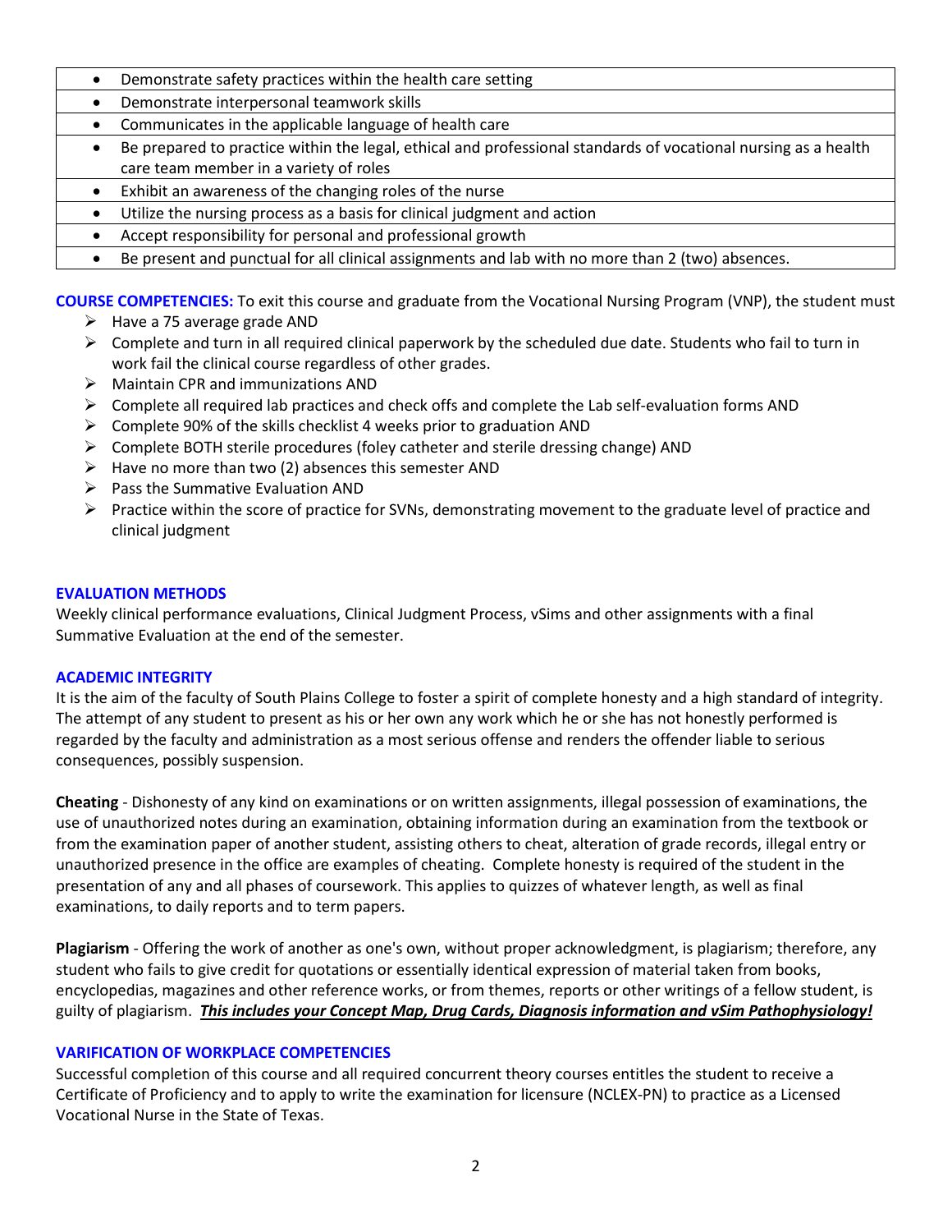| |
|---|
| • Demonstrate safety practices within the health care setting |
| • Demonstrate interpersonal teamwork skills |
| • Communicates in the applicable language of health care |
| • Be prepared to practice within the legal, ethical and professional standards of vocational nursing as a health care team member in a variety of roles |
| • Exhibit an awareness of the changing roles of the nurse |
| • Utilize the nursing process as a basis for clinical judgment and action |
| • Accept responsibility for personal and professional growth |
| • Be present and punctual for all clinical assignments and lab with no more than 2 (two) absences. |

**COURSE COMPETENCIES:** To exit this course and graduate from the Vocational Nursing Program (VNP), the student must

- Have a 75 average grade AND
- Complete and turn in all required clinical paperwork by the scheduled due date. Students who fail to turn in work fail the clinical course regardless of other grades.
- Maintain CPR and immunizations AND
- Complete all required lab practices and check offs and complete the Lab self-evaluation forms AND
- Complete 90% of the skills checklist 4 weeks prior to graduation AND
- Complete BOTH sterile procedures (foley catheter and sterile dressing change) AND
- Have no more than two (2) absences this semester AND
- Pass the Summative Evaluation AND
- Practice within the score of practice for SVNs, demonstrating movement to the graduate level of practice and clinical judgment

**EVALUATION METHODS**

Weekly clinical performance evaluations, Clinical Judgment Process, vSims and other assignments with a final Summative Evaluation at the end of the semester.

**ACADEMIC INTEGRITY**

It is the aim of the faculty of South Plains College to foster a spirit of complete honesty and a high standard of integrity. The attempt of any student to present as his or her own any work which he or she has not honestly performed is regarded by the faculty and administration as a most serious offense and renders the offender liable to serious consequences, possibly suspension.

**Cheating** - Dishonesty of any kind on examinations or on written assignments, illegal possession of examinations, the use of unauthorized notes during an examination, obtaining information during an examination from the textbook or from the examination paper of another student, assisting others to cheat, alteration of grade records, illegal entry or unauthorized presence in the office are examples of cheating. Complete honesty is required of the student in the presentation of any and all phases of coursework. This applies to quizzes of whatever length, as well as final examinations, to daily reports and to term papers.

**Plagiarism** - Offering the work of another as one's own, without proper acknowledgment, is plagiarism; therefore, any student who fails to give credit for quotations or essentially identical expression of material taken from books, encyclopedias, magazines and other reference works, or from themes, reports or other writings of a fellow student, is guilty of plagiarism. ***This includes your Concept Map, Drug Cards, Diagnosis information and vSim Pathophysiology!***

**VARIFICATION OF WORKPLACE COMPETENCIES**

Successful completion of this course and all required concurrent theory courses entitles the student to receive a Certificate of Proficiency and to apply to write the examination for licensure (NCLEX-PN) to practice as a Licensed Vocational Nurse in the State of Texas.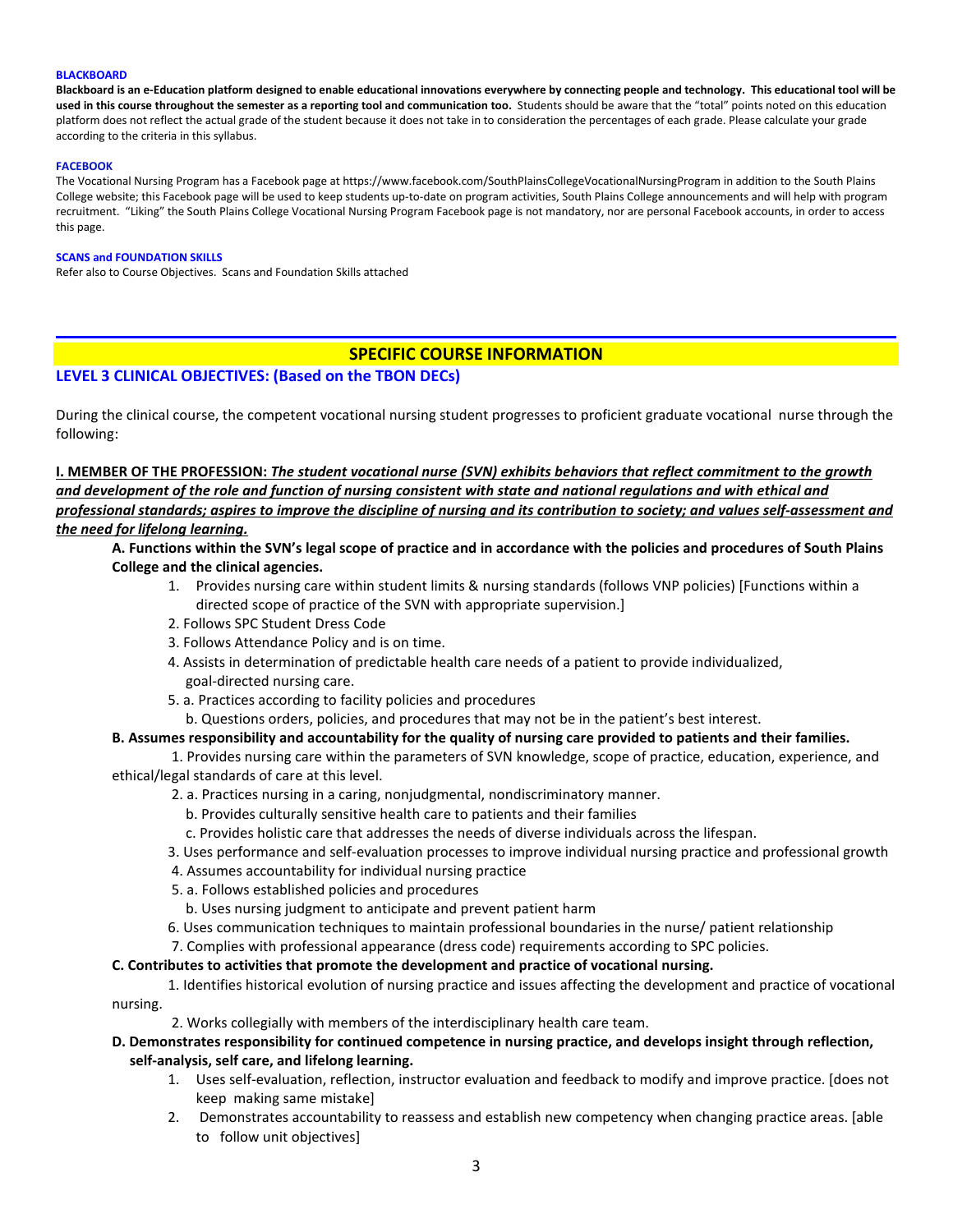#### BLACKBOARD

**Blackboard is an e-Education platform designed to enable educational innovations everywhere by connecting people and technology. This educational tool will be used in this course throughout the semester as a reporting tool and communication too.** Students should be aware that the "total" points noted on this education platform does not reflect the actual grade of the student because it does not take in to consideration the percentages of each grade. Please calculate your grade according to the criteria in this syllabus.

#### FACEBOOK

The Vocational Nursing Program has a Facebook page at https://www.facebook.com/SouthPlainsCollegeVocationalNursingProgram in addition to the South Plains College website; this Facebook page will be used to keep students up-to-date on program activities, South Plains College announcements and will help with program recruitment. "Liking" the South Plains College Vocational Nursing Program Facebook page is not mandatory, nor are personal Facebook accounts, in order to access this page.

#### SCANS and FOUNDATION SKILLS

Refer also to Course Objectives. Scans and Foundation Skills attached

## SPECIFIC COURSE INFORMATION

### LEVEL 3 CLINICAL OBJECTIVES: (Based on the TBON DECs)

During the clinical course, the competent vocational nursing student progresses to proficient graduate vocational nurse through the following:

**I. MEMBER OF THE PROFESSION:** ***The student vocational nurse (SVN) exhibits behaviors that reflect commitment to the growth and development of the role and function of nursing consistent with state and national regulations and with ethical and professional standards; aspires to improve the discipline of nursing and its contribution to society; and values self-assessment and the need for lifelong learning.***

**A. Functions within the SVN's legal scope of practice and in accordance with the policies and procedures of South Plains College and the clinical agencies.**

1. Provides nursing care within student limits & nursing standards (follows VNP policies) [Functions within a directed scope of practice of the SVN with appropriate supervision.]
2. Follows SPC Student Dress Code
3. Follows Attendance Policy and is on time.
4. Assists in determination of predictable health care needs of a patient to provide individualized, goal-directed nursing care.
5. a. Practices according to facility policies and procedures
   b. Questions orders, policies, and procedures that may not be in the patient's best interest.

**B. Assumes responsibility and accountability for the quality of nursing care provided to patients and their families.**

1. Provides nursing care within the parameters of SVN knowledge, scope of practice, education, experience, and ethical/legal standards of care at this level.
2. a. Practices nursing in a caring, nonjudgmental, nondiscriminatory manner.
   b. Provides culturally sensitive health care to patients and their families
   c. Provides holistic care that addresses the needs of diverse individuals across the lifespan.
3. Uses performance and self-evaluation processes to improve individual nursing practice and professional growth
4. Assumes accountability for individual nursing practice
5. a. Follows established policies and procedures
   b. Uses nursing judgment to anticipate and prevent patient harm
6. Uses communication techniques to maintain professional boundaries in the nurse/ patient relationship
7. Complies with professional appearance (dress code) requirements according to SPC policies.

**C. Contributes to activities that promote the development and practice of vocational nursing.**

1. Identifies historical evolution of nursing practice and issues affecting the development and practice of vocational nursing.
2. Works collegially with members of the interdisciplinary health care team.

**D. Demonstrates responsibility for continued competence in nursing practice, and develops insight through reflection, self-analysis, self care, and lifelong learning.**

1. Uses self-evaluation, reflection, instructor evaluation and feedback to modify and improve practice. [does not keep making same mistake]
2. Demonstrates accountability to reassess and establish new competency when changing practice areas. [able to follow unit objectives]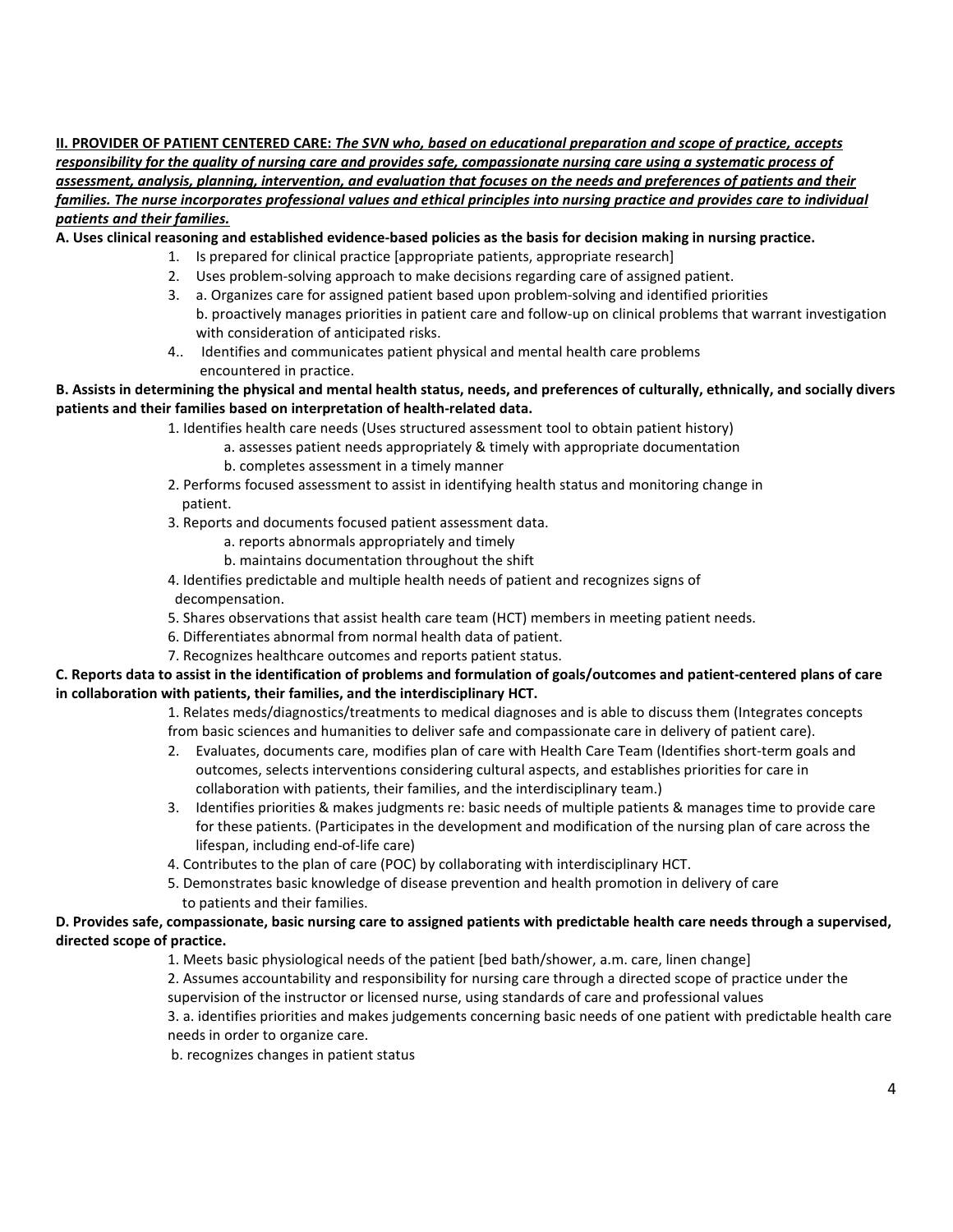**II. PROVIDER OF PATIENT CENTERED CARE:** ***The SVN who, based on educational preparation and scope of practice, accepts responsibility for the quality of nursing care and provides safe, compassionate nursing care using a systematic process of assessment, analysis, planning, intervention, and evaluation that focuses on the needs and preferences of patients and their families. The nurse incorporates professional values and ethical principles into nursing practice and provides care to individual patients and their families.***

**A. Uses clinical reasoning and established evidence-based policies as the basis for decision making in nursing practice.**

1. Is prepared for clinical practice [appropriate patients, appropriate research]
2. Uses problem-solving approach to make decisions regarding care of assigned patient.
3. a. Organizes care for assigned patient based upon problem-solving and identified priorities
   b. proactively manages priorities in patient care and follow-up on clinical problems that warrant investigation with consideration of anticipated risks.
4. Identifies and communicates patient physical and mental health care problems encountered in practice.

**B. Assists in determining the physical and mental health status, needs, and preferences of culturally, ethnically, and socially divers patients and their families based on interpretation of health-related data.**

1. Identifies health care needs (Uses structured assessment tool to obtain patient history)
   a. assesses patient needs appropriately & timely with appropriate documentation
   b. completes assessment in a timely manner
2. Performs focused assessment to assist in identifying health status and monitoring change in patient.
3. Reports and documents focused patient assessment data.
   a. reports abnormals appropriately and timely
   b. maintains documentation throughout the shift
4. Identifies predictable and multiple health needs of patient and recognizes signs of decompensation.
5. Shares observations that assist health care team (HCT) members in meeting patient needs.
6. Differentiates abnormal from normal health data of patient.
7. Recognizes healthcare outcomes and reports patient status.

**C. Reports data to assist in the identification of problems and formulation of goals/outcomes and patient-centered plans of care in collaboration with patients, their families, and the interdisciplinary HCT.**

1. Relates meds/diagnostics/treatments to medical diagnoses and is able to discuss them (Integrates concepts from basic sciences and humanities to deliver safe and compassionate care in delivery of patient care).
2. Evaluates, documents care, modifies plan of care with Health Care Team (Identifies short-term goals and outcomes, selects interventions considering cultural aspects, and establishes priorities for care in collaboration with patients, their families, and the interdisciplinary team.)
3. Identifies priorities & makes judgments re: basic needs of multiple patients & manages time to provide care for these patients. (Participates in the development and modification of the nursing plan of care across the lifespan, including end-of-life care)
4. Contributes to the plan of care (POC) by collaborating with interdisciplinary HCT.
5. Demonstrates basic knowledge of disease prevention and health promotion in delivery of care to patients and their families.

**D. Provides safe, compassionate, basic nursing care to assigned patients with predictable health care needs through a supervised, directed scope of practice.**

1. Meets basic physiological needs of the patient [bed bath/shower, a.m. care, linen change]
2. Assumes accountability and responsibility for nursing care through a directed scope of practice under the supervision of the instructor or licensed nurse, using standards of care and professional values
3. a. identifies priorities and makes judgements concerning basic needs of one patient with predictable health care needs in order to organize care.
   b. recognizes changes in patient status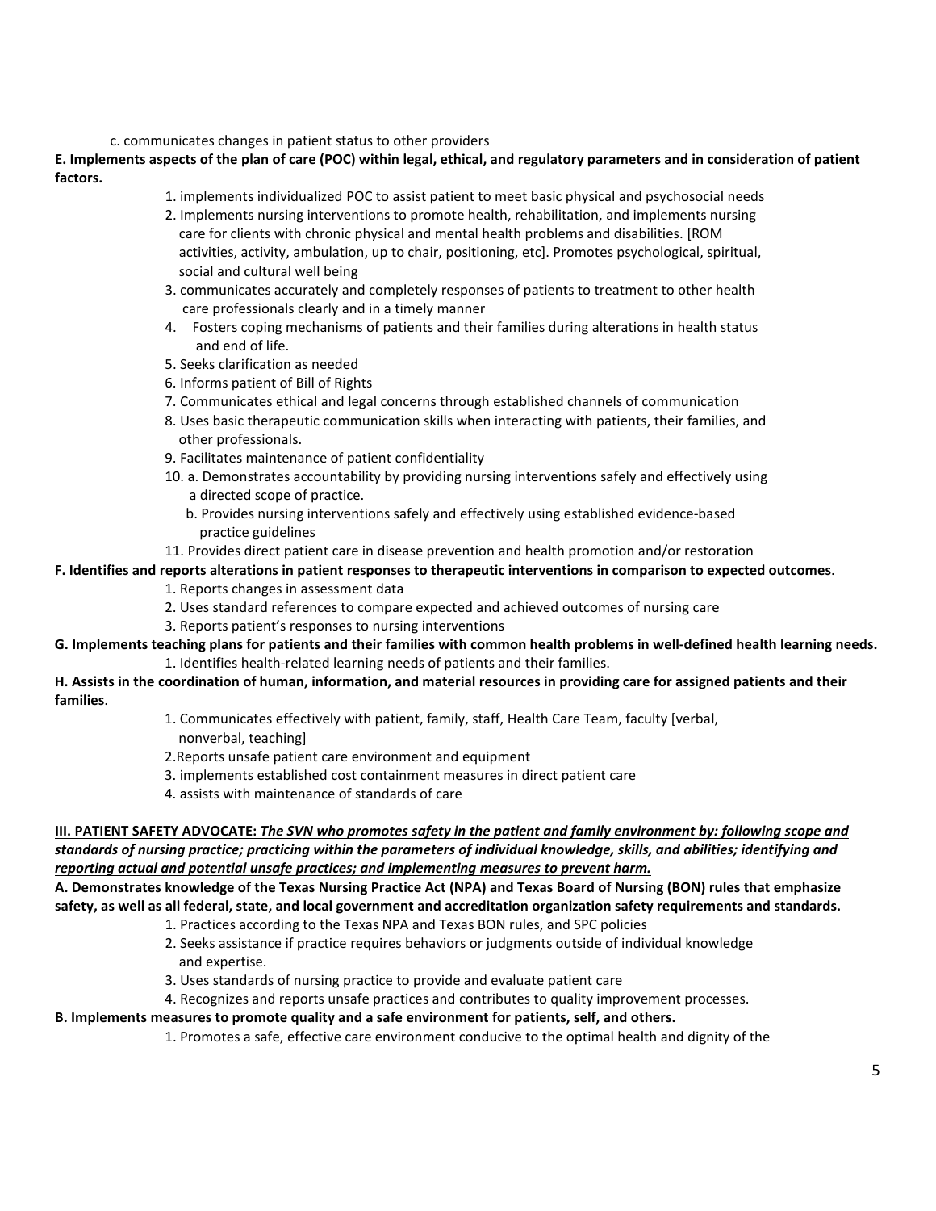c. communicates changes in patient status to other providers

**E. Implements aspects of the plan of care (POC) within legal, ethical, and regulatory parameters and in consideration of patient factors.**

1. implements individualized POC to assist patient to meet basic physical and psychosocial needs
2. Implements nursing interventions to promote health, rehabilitation, and implements nursing care for clients with chronic physical and mental health problems and disabilities. [ROM activities, activity, ambulation, up to chair, positioning, etc]. Promotes psychological, spiritual, social and cultural well being
3. communicates accurately and completely responses of patients to treatment to other health care professionals clearly and in a timely manner
4. Fosters coping mechanisms of patients and their families during alterations in health status and end of life.
5. Seeks clarification as needed
6. Informs patient of Bill of Rights
7. Communicates ethical and legal concerns through established channels of communication
8. Uses basic therapeutic communication skills when interacting with patients, their families, and other professionals.
9. Facilitates maintenance of patient confidentiality
10. a. Demonstrates accountability by providing nursing interventions safely and effectively using a directed scope of practice.
    b. Provides nursing interventions safely and effectively using established evidence-based practice guidelines
11. Provides direct patient care in disease prevention and health promotion and/or restoration

**F. Identifies and reports alterations in patient responses to therapeutic interventions in comparison to expected outcomes**.

1. Reports changes in assessment data
2. Uses standard references to compare expected and achieved outcomes of nursing care
3. Reports patient's responses to nursing interventions

**G. Implements teaching plans for patients and their families with common health problems in well-defined health learning needs.**

1. Identifies health-related learning needs of patients and their families.

**H. Assists in the coordination of human, information, and material resources in providing care for assigned patients and their families**.

1. Communicates effectively with patient, family, staff, Health Care Team, faculty [verbal, nonverbal, teaching]
2. Reports unsafe patient care environment and equipment
3. implements established cost containment measures in direct patient care
4. assists with maintenance of standards of care

**III. PATIENT SAFETY ADVOCATE:** ***The SVN who promotes safety in the patient and family environment by: following scope and standards of nursing practice; practicing within the parameters of individual knowledge, skills, and abilities; identifying and reporting actual and potential unsafe practices; and implementing measures to prevent harm.***

**A. Demonstrates knowledge of the Texas Nursing Practice Act (NPA) and Texas Board of Nursing (BON) rules that emphasize safety, as well as all federal, state, and local government and accreditation organization safety requirements and standards.**

1. Practices according to the Texas NPA and Texas BON rules, and SPC policies
2. Seeks assistance if practice requires behaviors or judgments outside of individual knowledge and expertise.
3. Uses standards of nursing practice to provide and evaluate patient care
4. Recognizes and reports unsafe practices and contributes to quality improvement processes.

**B. Implements measures to promote quality and a safe environment for patients, self, and others.**

1. Promotes a safe, effective care environment conducive to the optimal health and dignity of the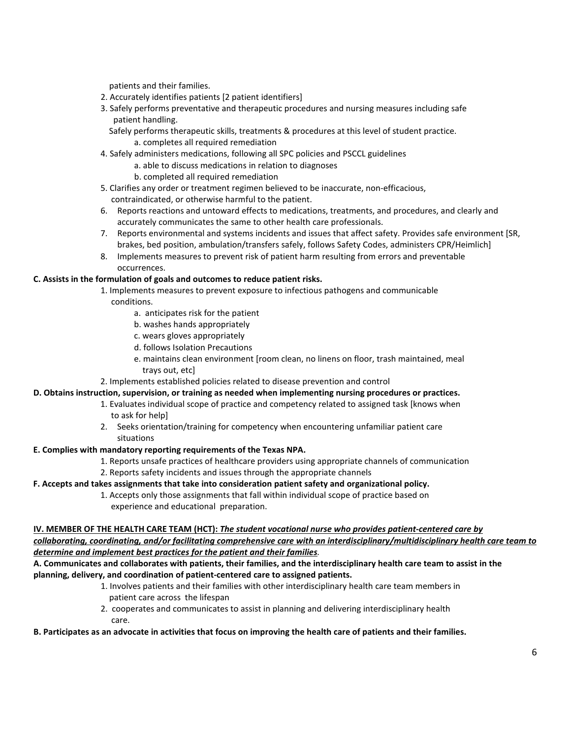patients and their families.

2. Accurately identifies patients [2 patient identifiers]
3. Safely performs preventative and therapeutic procedures and nursing measures including safe patient handling.
   Safely performs therapeutic skills, treatments & procedures at this level of student practice.
   a. completes all required remediation
4. Safely administers medications, following all SPC policies and PSCCL guidelines
   a. able to discuss medications in relation to diagnoses
   b. completed all required remediation
5. Clarifies any order or treatment regimen believed to be inaccurate, non-efficacious, contraindicated, or otherwise harmful to the patient.
6. Reports reactions and untoward effects to medications, treatments, and procedures, and clearly and accurately communicates the same to other health care professionals.
7. Reports environmental and systems incidents and issues that affect safety. Provides safe environment [SR, brakes, bed position, ambulation/transfers safely, follows Safety Codes, administers CPR/Heimlich]
8. Implements measures to prevent risk of patient harm resulting from errors and preventable occurrences.

**C. Assists in the formulation of goals and outcomes to reduce patient risks.**

1. Implements measures to prevent exposure to infectious pathogens and communicable conditions.
   a. anticipates risk for the patient
   b. washes hands appropriately
   c. wears gloves appropriately
   d. follows Isolation Precautions
   e. maintains clean environment [room clean, no linens on floor, trash maintained, meal trays out, etc]
2. Implements established policies related to disease prevention and control

**D. Obtains instruction, supervision, or training as needed when implementing nursing procedures or practices.**

1. Evaluates individual scope of practice and competency related to assigned task [knows when to ask for help]
2. Seeks orientation/training for competency when encountering unfamiliar patient care situations

**E. Complies with mandatory reporting requirements of the Texas NPA.**

1. Reports unsafe practices of healthcare providers using appropriate channels of communication
2. Reports safety incidents and issues through the appropriate channels

**F. Accepts and takes assignments that take into consideration patient safety and organizational policy.**

1. Accepts only those assignments that fall within individual scope of practice based on experience and educational preparation.

**IV. MEMBER OF THE HEALTH CARE TEAM (HCT):** ***The student vocational nurse who provides patient-centered care by collaborating, coordinating, and/or facilitating comprehensive care with an interdisciplinary/multidisciplinary health care team to determine and implement best practices for the patient and their families*****.**

**A. Communicates and collaborates with patients, their families, and the interdisciplinary health care team to assist in the planning, delivery, and coordination of patient-centered care to assigned patients.**

1. Involves patients and their families with other interdisciplinary health care team members in patient care across the lifespan
2. cooperates and communicates to assist in planning and delivering interdisciplinary health care.

**B. Participates as an advocate in activities that focus on improving the health care of patients and their families.**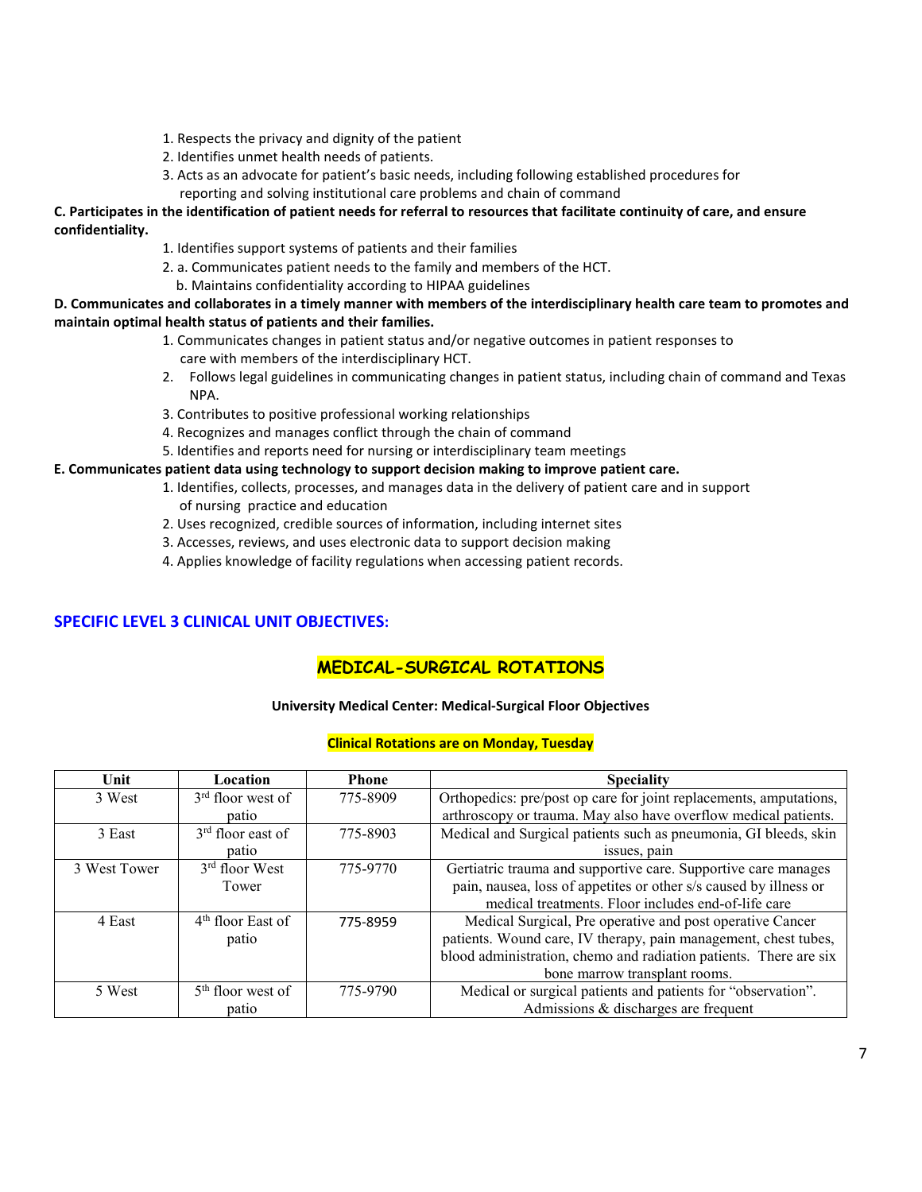1. Respects the privacy and dignity of the patient
2. Identifies unmet health needs of patients.
3. Acts as an advocate for patient's basic needs, including following established procedures for reporting and solving institutional care problems and chain of command

**C. Participates in the identification of patient needs for referral to resources that facilitate continuity of care, and ensure confidentiality.**

1. Identifies support systems of patients and their families
2. a. Communicates patient needs to the family and members of the HCT.
   b. Maintains confidentiality according to HIPAA guidelines

**D. Communicates and collaborates in a timely manner with members of the interdisciplinary health care team to promotes and maintain optimal health status of patients and their families.**

1. Communicates changes in patient status and/or negative outcomes in patient responses to care with members of the interdisciplinary HCT.
2. Follows legal guidelines in communicating changes in patient status, including chain of command and Texas NPA.
3. Contributes to positive professional working relationships
4. Recognizes and manages conflict through the chain of command
5. Identifies and reports need for nursing or interdisciplinary team meetings

**E. Communicates patient data using technology to support decision making to improve patient care.**

1. Identifies, collects, processes, and manages data in the delivery of patient care and in support of nursing practice and education
2. Uses recognized, credible sources of information, including internet sites
3. Accesses, reviews, and uses electronic data to support decision making
4. Applies knowledge of facility regulations when accessing patient records.

## SPECIFIC LEVEL 3 CLINICAL UNIT OBJECTIVES:

### MEDICAL-SURGICAL ROTATIONS

**University Medical Center: Medical-Surgical Floor Objectives**

**Clinical Rotations are on Monday, Tuesday**

| Unit | Location | Phone | Speciality |
|---|---|---|---|
| 3 West | 3rd floor west of patio | 775-8909 | Orthopedics: pre/post op care for joint replacements, amputations, arthroscopy or trauma. May also have overflow medical patients. |
| 3 East | 3rd floor east of patio | 775-8903 | Medical and Surgical patients such as pneumonia, GI bleeds, skin issues, pain |
| 3 West Tower | 3rd floor West Tower | 775-9770 | Gertiatric trauma and supportive care. Supportive care manages pain, nausea, loss of appetites or other s/s caused by illness or medical treatments. Floor includes end-of-life care |
| 4 East | 4th floor East of patio | 775-8959 | Medical Surgical, Pre operative and post operative Cancer patients. Wound care, IV therapy, pain management, chest tubes, blood administration, chemo and radiation patients. There are six bone marrow transplant rooms. |
| 5 West | 5th floor west of patio | 775-9790 | Medical or surgical patients and patients for "observation". Admissions & discharges are frequent |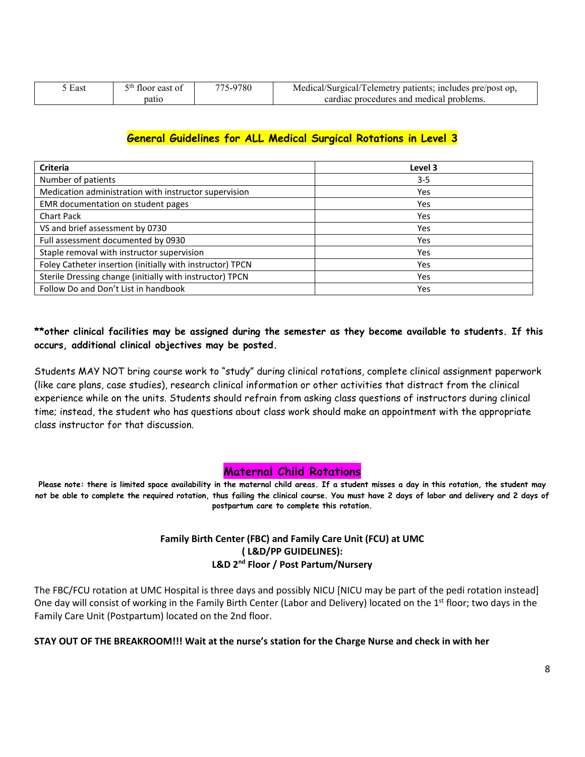| 5 East | 5th floor east of patio | 775-9780 | Medical/Surgical/Telemetry patients; includes pre/post op, cardiac procedures and medical problems. |
|---|---|---|---|

## General Guidelines for ALL Medical Surgical Rotations in Level 3

| Criteria | Level 3 |
|---|---|
| Number of patients | 3-5 |
| Medication administration with instructor supervision | Yes |
| EMR documentation on student pages | Yes |
| Chart Pack | Yes |
| VS and brief assessment by 0730 | Yes |
| Full assessment documented by 0930 | Yes |
| Staple removal with instructor supervision | Yes |
| Foley Catheter insertion (initially with instructor) TPCN | Yes |
| Sterile Dressing change (initially with instructor) TPCN | Yes |
| Follow Do and Don't List in handbook | Yes |

**\*\*other clinical facilities may be assigned during the semester as they become available to students. If this occurs, additional clinical objectives may be posted.**

Students MAY NOT bring course work to "study" during clinical rotations, complete clinical assignment paperwork (like care plans, case studies), research clinical information or other activities that distract from the clinical experience while on the units. Students should refrain from asking class questions of instructors during clinical time; instead, the student who has questions about class work should make an appointment with the appropriate class instructor for that discussion.

## Maternal Child Rotations

**Please note: there is limited space availability in the maternal child areas. If a student misses a day in this rotation, the student may not be able to complete the required rotation, thus failing the clinical course. You must have 2 days of labor and delivery and 2 days of postpartum care to complete this rotation.**

### Family Birth Center (FBC) and Family Care Unit (FCU) at UMC
### ( L&D/PP GUIDELINES):
### L&D 2nd Floor / Post Partum/Nursery

The FBC/FCU rotation at UMC Hospital is three days and possibly NICU [NICU may be part of the pedi rotation instead] One day will consist of working in the Family Birth Center (Labor and Delivery) located on the 1st floor; two days in the Family Care Unit (Postpartum) located on the 2nd floor.

**STAY OUT OF THE BREAKROOM!!! Wait at the nurse's station for the Charge Nurse and check in with her**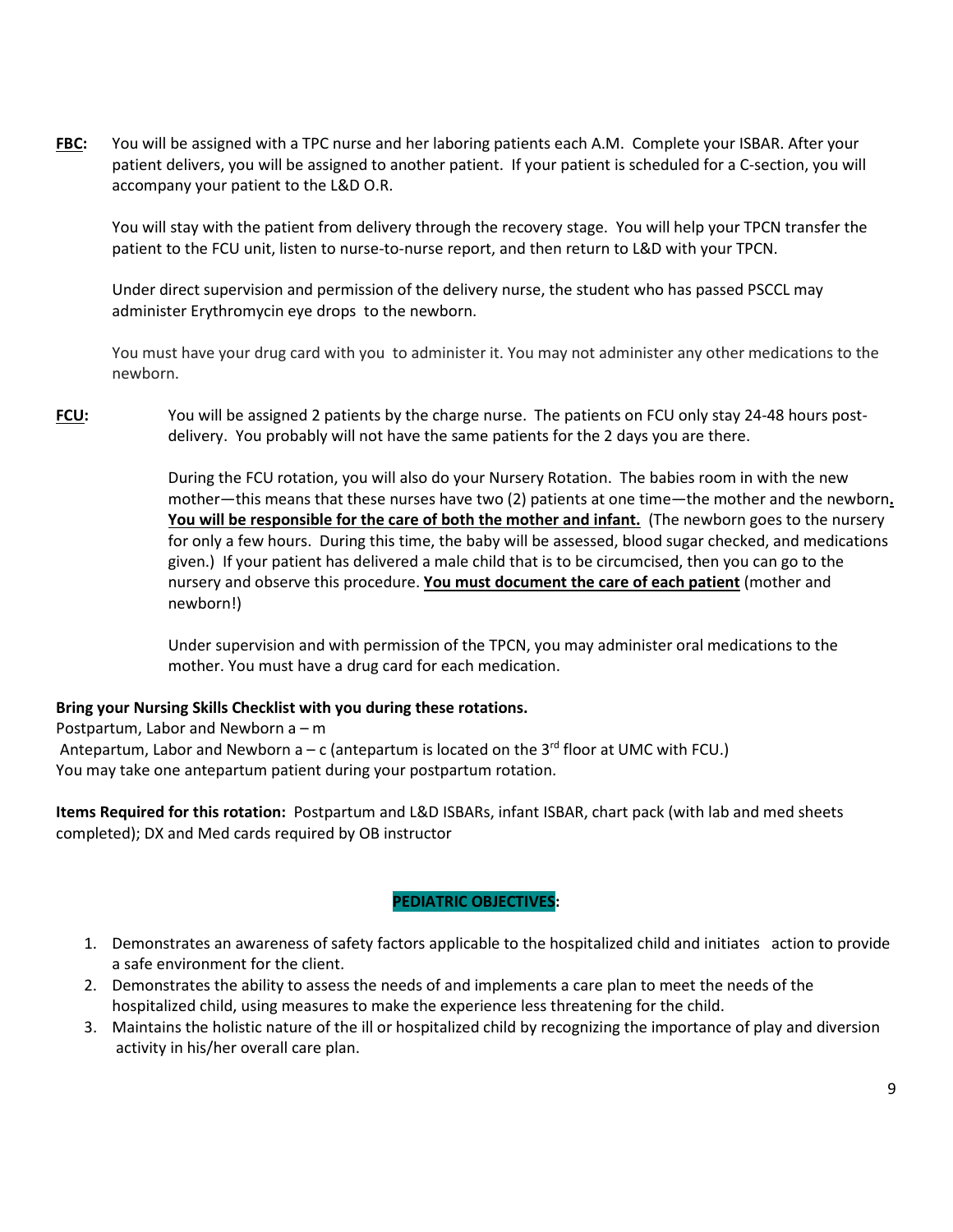**FBC:** You will be assigned with a TPC nurse and her laboring patients each A.M. Complete your ISBAR. After your patient delivers, you will be assigned to another patient. If your patient is scheduled for a C-section, you will accompany your patient to the L&D O.R.

You will stay with the patient from delivery through the recovery stage. You will help your TPCN transfer the patient to the FCU unit, listen to nurse-to-nurse report, and then return to L&D with your TPCN.

Under direct supervision and permission of the delivery nurse, the student who has passed PSCCL may administer Erythromycin eye drops to the newborn.

You must have your drug card with you to administer it. You may not administer any other medications to the newborn.

**FCU:** You will be assigned 2 patients by the charge nurse. The patients on FCU only stay 24-48 hours post-delivery. You probably will not have the same patients for the 2 days you are there.

During the FCU rotation, you will also do your Nursery Rotation. The babies room in with the new mother—this means that these nurses have two (2) patients at one time—the mother and the newborn**.** **<u>You will be responsible for the care of both the mother and infant.</u>** (The newborn goes to the nursery for only a few hours. During this time, the baby will be assessed, blood sugar checked, and medications given.) If your patient has delivered a male child that is to be circumcised, then you can go to the nursery and observe this procedure. **<u>You must document the care of each patient</u>** (mother and newborn!)

Under supervision and with permission of the TPCN, you may administer oral medications to the mother. You must have a drug card for each medication.

**Bring your Nursing Skills Checklist with you during these rotations.**

Postpartum, Labor and Newborn a – m

Antepartum, Labor and Newborn a – c (antepartum is located on the 3rd floor at UMC with FCU.)

You may take one antepartum patient during your postpartum rotation.

**Items Required for this rotation:** Postpartum and L&D ISBARs, infant ISBAR, chart pack (with lab and med sheets completed); DX and Med cards required by OB instructor

## PEDIATRIC OBJECTIVES:

1. Demonstrates an awareness of safety factors applicable to the hospitalized child and initiates action to provide a safe environment for the client.
2. Demonstrates the ability to assess the needs of and implements a care plan to meet the needs of the hospitalized child, using measures to make the experience less threatening for the child.
3. Maintains the holistic nature of the ill or hospitalized child by recognizing the importance of play and diversion activity in his/her overall care plan.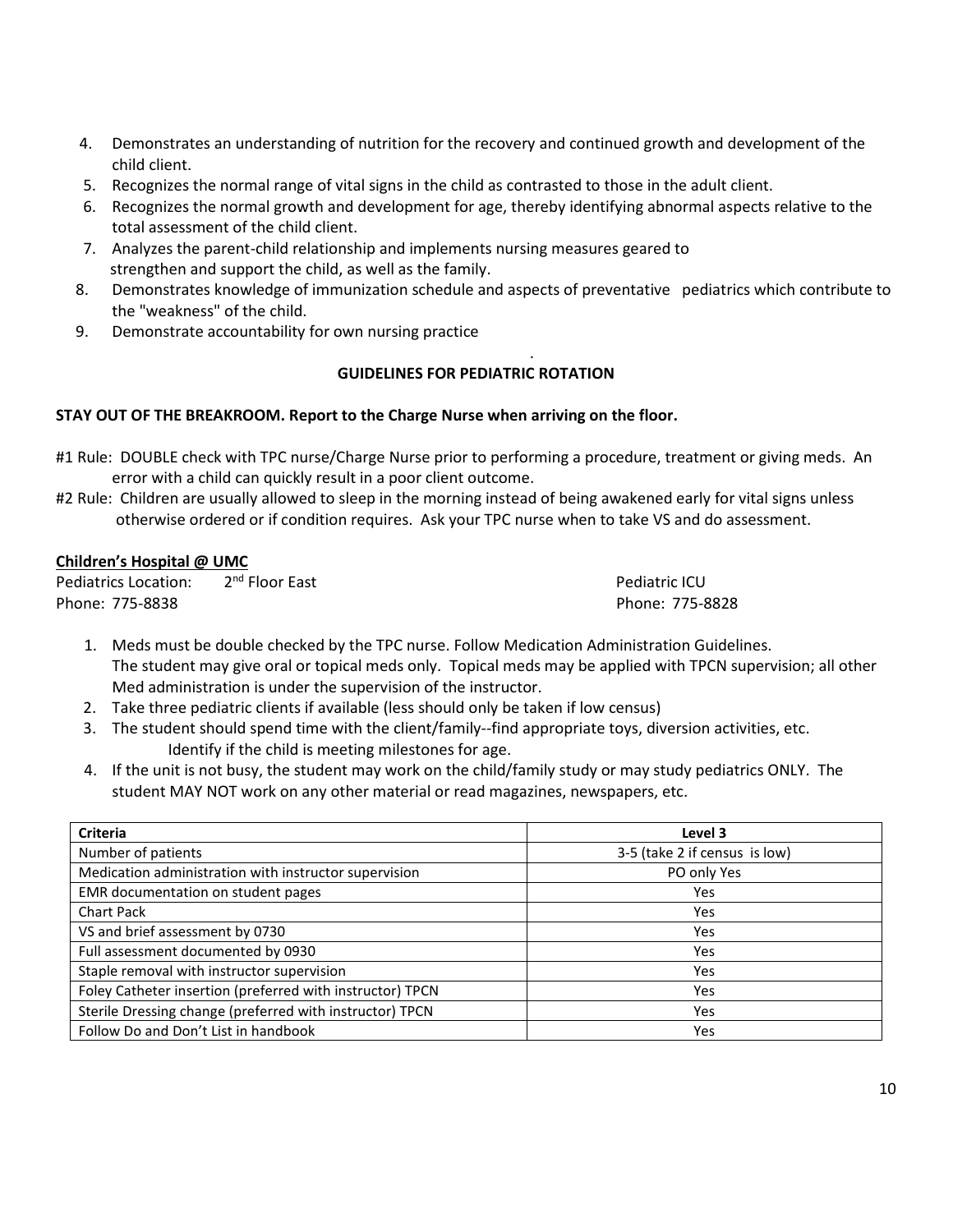4. Demonstrates an understanding of nutrition for the recovery and continued growth and development of the child client.
5. Recognizes the normal range of vital signs in the child as contrasted to those in the adult client.
6. Recognizes the normal growth and development for age, thereby identifying abnormal aspects relative to the total assessment of the child client.
7. Analyzes the parent-child relationship and implements nursing measures geared to strengthen and support the child, as well as the family.
8. Demonstrates knowledge of immunization schedule and aspects of preventative pediatrics which contribute to the "weakness" of the child.
9. Demonstrate accountability for own nursing practice

## GUIDELINES FOR PEDIATRIC ROTATION

**STAY OUT OF THE BREAKROOM. Report to the Charge Nurse when arriving on the floor.**

#1 Rule: DOUBLE check with TPC nurse/Charge Nurse prior to performing a procedure, treatment or giving meds. An error with a child can quickly result in a poor client outcome.

#2 Rule: Children are usually allowed to sleep in the morning instead of being awakened early for vital signs unless otherwise ordered or if condition requires. Ask your TPC nurse when to take VS and do assessment.

**Children's Hospital @ UMC**

Pediatrics Location: 2nd Floor East
Phone: 775-8838

Pediatric ICU
Phone: 775-8828

1. Meds must be double checked by the TPC nurse. Follow Medication Administration Guidelines. The student may give oral or topical meds only. Topical meds may be applied with TPCN supervision; all other Med administration is under the supervision of the instructor.
2. Take three pediatric clients if available (less should only be taken if low census)
3. The student should spend time with the client/family--find appropriate toys, diversion activities, etc. Identify if the child is meeting milestones for age.
4. If the unit is not busy, the student may work on the child/family study or may study pediatrics ONLY. The student MAY NOT work on any other material or read magazines, newspapers, etc.

| Criteria | Level 3 |
|---|---|
| Number of patients | 3-5 (take 2 if census is low) |
| Medication administration with instructor supervision | PO only Yes |
| EMR documentation on student pages | Yes |
| Chart Pack | Yes |
| VS and brief assessment by 0730 | Yes |
| Full assessment documented by 0930 | Yes |
| Staple removal with instructor supervision | Yes |
| Foley Catheter insertion (preferred with instructor) TPCN | Yes |
| Sterile Dressing change (preferred with instructor) TPCN | Yes |
| Follow Do and Don't List in handbook | Yes |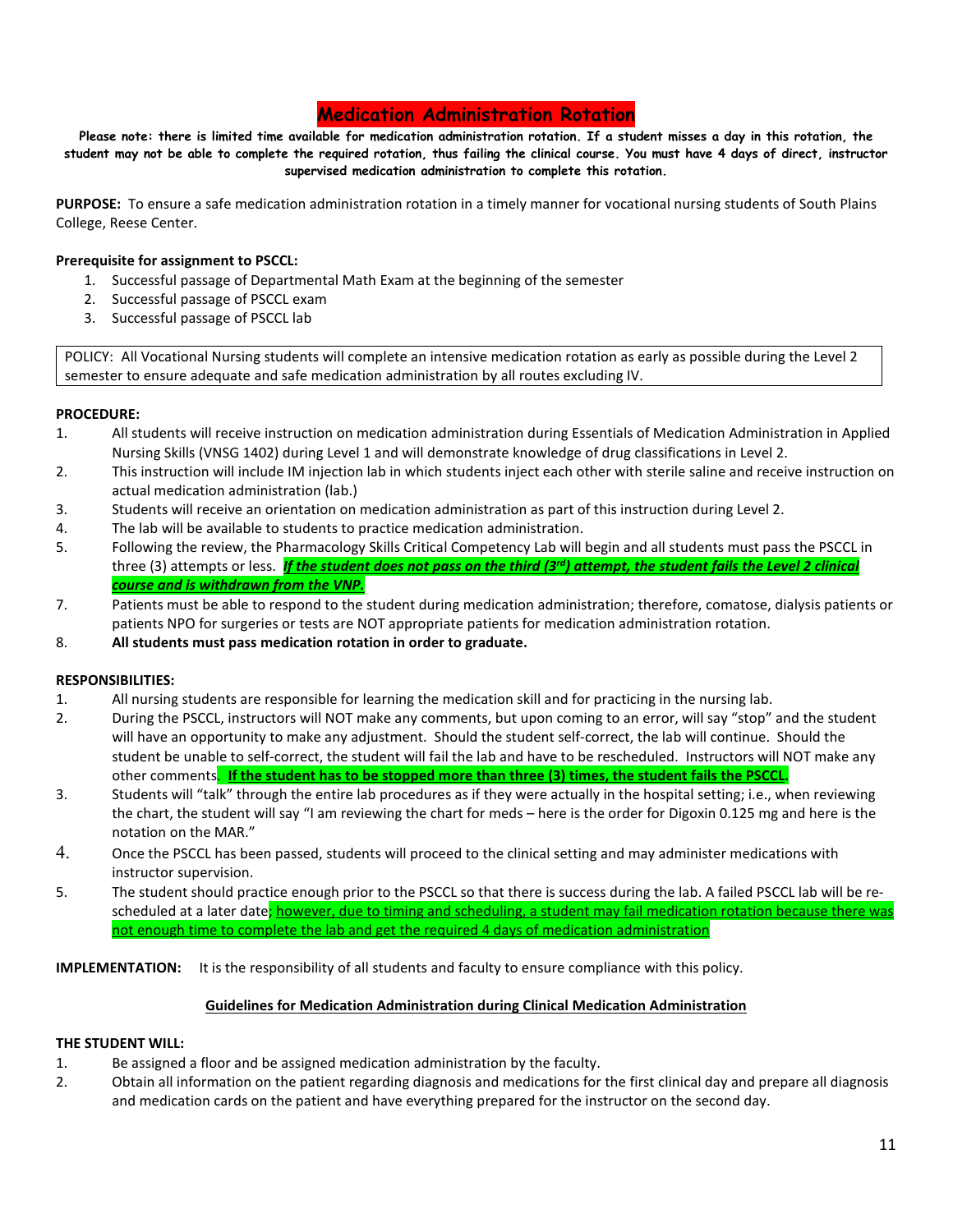# Medication Administration Rotation

**Please note: there is limited time available for medication administration rotation. If a student misses a day in this rotation, the student may not be able to complete the required rotation, thus failing the clinical course. You must have 4 days of direct, instructor supervised medication administration to complete this rotation.**

**PURPOSE:** To ensure a safe medication administration rotation in a timely manner for vocational nursing students of South Plains College, Reese Center.

**Prerequisite for assignment to PSCCL:**

1. Successful passage of Departmental Math Exam at the beginning of the semester
2. Successful passage of PSCCL exam
3. Successful passage of PSCCL lab

POLICY: All Vocational Nursing students will complete an intensive medication rotation as early as possible during the Level 2 semester to ensure adequate and safe medication administration by all routes excluding IV.

**PROCEDURE:**

1. All students will receive instruction on medication administration during Essentials of Medication Administration in Applied Nursing Skills (VNSG 1402) during Level 1 and will demonstrate knowledge of drug classifications in Level 2.
2. This instruction will include IM injection lab in which students inject each other with sterile saline and receive instruction on actual medication administration (lab.)
3. Students will receive an orientation on medication administration as part of this instruction during Level 2.
4. The lab will be available to students to practice medication administration.
5. Following the review, the Pharmacology Skills Critical Competency Lab will begin and all students must pass the PSCCL in three (3) attempts or less. ***If the student does not pass on the third (3rd) attempt, the student fails the Level 2 clinical course and is withdrawn from the VNP.***
7. Patients must be able to respond to the student during medication administration; therefore, comatose, dialysis patients or patients NPO for surgeries or tests are NOT appropriate patients for medication administration rotation.
8. **All students must pass medication rotation in order to graduate.**

**RESPONSIBILITIES:**

1. All nursing students are responsible for learning the medication skill and for practicing in the nursing lab.
2. During the PSCCL, instructors will NOT make any comments, but upon coming to an error, will say "stop" and the student will have an opportunity to make any adjustment. Should the student self-correct, the lab will continue. Should the student be unable to self-correct, the student will fail the lab and have to be rescheduled. Instructors will NOT make any other comments. **If the student has to be stopped more than three (3) times, the student fails the PSCCL.**
3. Students will "talk" through the entire lab procedures as if they were actually in the hospital setting; i.e., when reviewing the chart, the student will say "I am reviewing the chart for meds – here is the order for Digoxin 0.125 mg and here is the notation on the MAR."
4. Once the PSCCL has been passed, students will proceed to the clinical setting and may administer medications with instructor supervision.
5. The student should practice enough prior to the PSCCL so that there is success during the lab. A failed PSCCL lab will be re-scheduled at a later date; however, due to timing and scheduling, a student may fail medication rotation because there was not enough time to complete the lab and get the required 4 days of medication administration

**IMPLEMENTATION:** It is the responsibility of all students and faculty to ensure compliance with this policy.

**Guidelines for Medication Administration during Clinical Medication Administration**

**THE STUDENT WILL:**

1. Be assigned a floor and be assigned medication administration by the faculty.
2. Obtain all information on the patient regarding diagnosis and medications for the first clinical day and prepare all diagnosis and medication cards on the patient and have everything prepared for the instructor on the second day.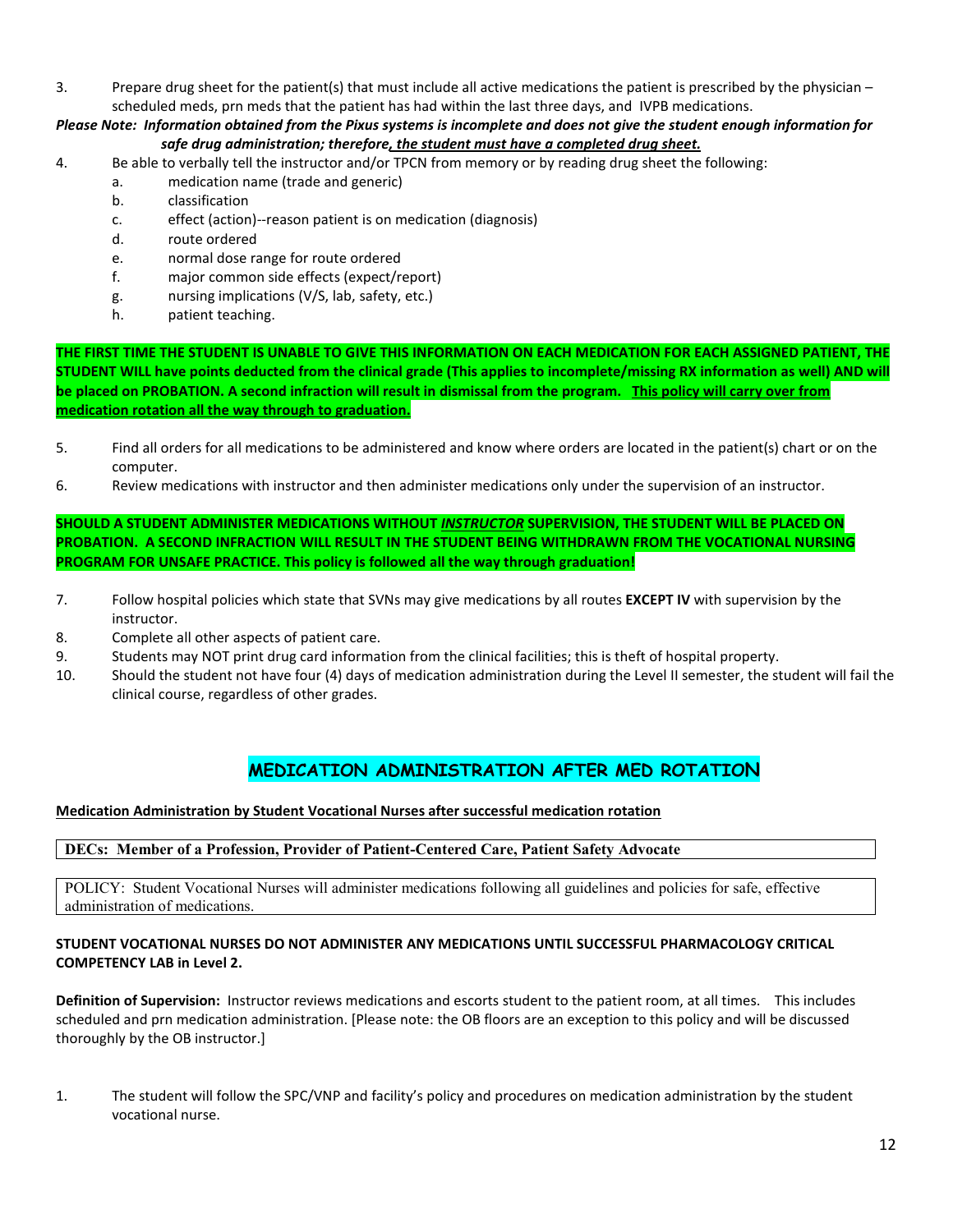3. Prepare drug sheet for the patient(s) that must include all active medications the patient is prescribed by the physician – scheduled meds, prn meds that the patient has had within the last three days, and IVPB medications.

***Please Note: Information obtained from the Pixus systems is incomplete and does not give the student enough information for safe drug administration; therefore, <u>the student must have a completed drug sheet.</u>***

4. Be able to verbally tell the instructor and/or TPCN from memory or by reading drug sheet the following:
   a. medication name (trade and generic)
   b. classification
   c. effect (action)--reason patient is on medication (diagnosis)
   d. route ordered
   e. normal dose range for route ordered
   f. major common side effects (expect/report)
   g. nursing implications (V/S, lab, safety, etc.)
   h. patient teaching.

**THE FIRST TIME THE STUDENT IS UNABLE TO GIVE THIS INFORMATION ON EACH MEDICATION FOR EACH ASSIGNED PATIENT, THE STUDENT WILL have points deducted from the clinical grade (This applies to incomplete/missing RX information as well) AND will be placed on PROBATION. A second infraction will result in dismissal from the program. <u>This policy will carry over from medication rotation all the way through to graduation.</u>**

5. Find all orders for all medications to be administered and know where orders are located in the patient(s) chart or on the computer.
6. Review medications with instructor and then administer medications only under the supervision of an instructor.

**SHOULD A STUDENT ADMINISTER MEDICATIONS WITHOUT <u>*INSTRUCTOR*</u> SUPERVISION, THE STUDENT WILL BE PLACED ON PROBATION. A SECOND INFRACTION WILL RESULT IN THE STUDENT BEING WITHDRAWN FROM THE VOCATIONAL NURSING PROGRAM FOR UNSAFE PRACTICE. This policy is followed all the way through graduation!**

7. Follow hospital policies which state that SVNs may give medications by all routes **EXCEPT IV** with supervision by the instructor.
8. Complete all other aspects of patient care.
9. Students may NOT print drug card information from the clinical facilities; this is theft of hospital property.
10. Should the student not have four (4) days of medication administration during the Level II semester, the student will fail the clinical course, regardless of other grades.

## MEDICATION ADMINISTRATION AFTER MED ROTATION

**<u>Medication Administration by Student Vocational Nurses after successful medication rotation</u>**

**DECs: Member of a Profession, Provider of Patient-Centered Care, Patient Safety Advocate**

POLICY: Student Vocational Nurses will administer medications following all guidelines and policies for safe, effective administration of medications.

**STUDENT VOCATIONAL NURSES DO NOT ADMINISTER ANY MEDICATIONS UNTIL SUCCESSFUL PHARMACOLOGY CRITICAL COMPETENCY LAB in Level 2.**

**Definition of Supervision:** Instructor reviews medications and escorts student to the patient room, at all times. This includes scheduled and prn medication administration. [Please note: the OB floors are an exception to this policy and will be discussed thoroughly by the OB instructor.]

1. The student will follow the SPC/VNP and facility's policy and procedures on medication administration by the student vocational nurse.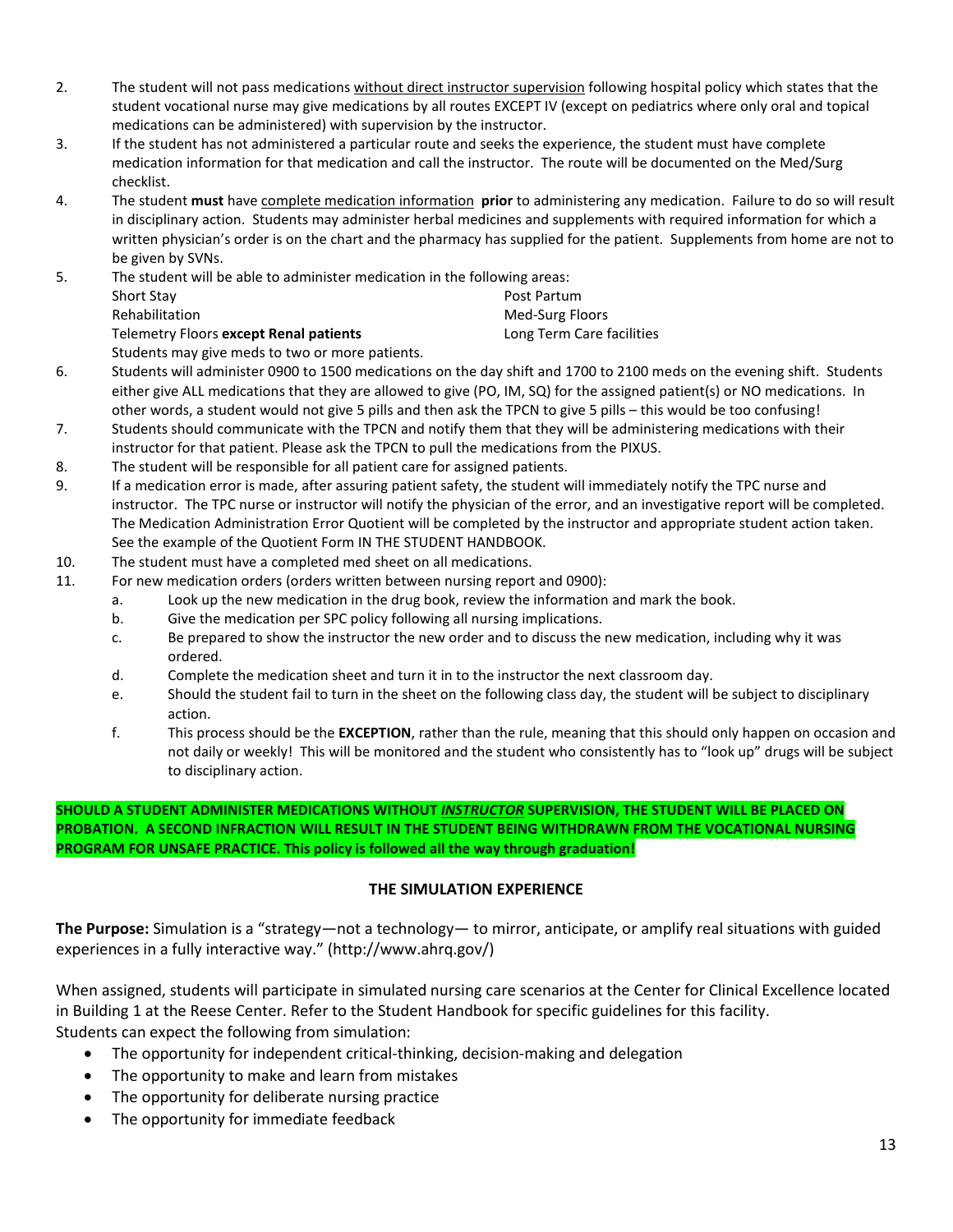2. The student will not pass medications <u>without direct instructor supervision</u> following hospital policy which states that the student vocational nurse may give medications by all routes EXCEPT IV (except on pediatrics where only oral and topical medications can be administered) with supervision by the instructor.
3. If the student has not administered a particular route and seeks the experience, the student must have complete medication information for that medication and call the instructor. The route will be documented on the Med/Surg checklist.
4. The student **must** have <u>complete medication information</u> **prior** to administering any medication. Failure to do so will result in disciplinary action. Students may administer herbal medicines and supplements with required information for which a written physician's order is on the chart and the pharmacy has supplied for the patient. Supplements from home are not to be given by SVNs.
5. The student will be able to administer medication in the following areas:

   | | |
   |---|---|
   | Short Stay | Post Partum |
   | Rehabilitation | Med-Surg Floors |
   | Telemetry Floors **except Renal patients** | Long Term Care facilities |

   Students may give meds to two or more patients.
6. Students will administer 0900 to 1500 medications on the day shift and 1700 to 2100 meds on the evening shift. Students either give ALL medications that they are allowed to give (PO, IM, SQ) for the assigned patient(s) or NO medications. In other words, a student would not give 5 pills and then ask the TPCN to give 5 pills – this would be too confusing!
7. Students should communicate with the TPCN and notify them that they will be administering medications with their instructor for that patient. Please ask the TPCN to pull the medications from the PIXUS.
8. The student will be responsible for all patient care for assigned patients.
9. If a medication error is made, after assuring patient safety, the student will immediately notify the TPC nurse and instructor. The TPC nurse or instructor will notify the physician of the error, and an investigative report will be completed. The Medication Administration Error Quotient will be completed by the instructor and appropriate student action taken. See the example of the Quotient Form IN THE STUDENT HANDBOOK.
10. The student must have a completed med sheet on all medications.
11. For new medication orders (orders written between nursing report and 0900):
    a. Look up the new medication in the drug book, review the information and mark the book.
    b. Give the medication per SPC policy following all nursing implications.
    c. Be prepared to show the instructor the new order and to discuss the new medication, including why it was ordered.
    d. Complete the medication sheet and turn it in to the instructor the next classroom day.
    e. Should the student fail to turn in the sheet on the following class day, the student will be subject to disciplinary action.
    f. This process should be the **EXCEPTION**, rather than the rule, meaning that this should only happen on occasion and not daily or weekly! This will be monitored and the student who consistently has to "look up" drugs will be subject to disciplinary action.

**SHOULD A STUDENT ADMINISTER MEDICATIONS WITHOUT *<u>INSTRUCTOR</u>* SUPERVISION, THE STUDENT WILL BE PLACED ON PROBATION. A SECOND INFRACTION WILL RESULT IN THE STUDENT BEING WITHDRAWN FROM THE VOCATIONAL NURSING PROGRAM FOR UNSAFE PRACTICE. This policy is followed all the way through graduation!**

## THE SIMULATION EXPERIENCE

**The Purpose:** Simulation is a "strategy—not a technology— to mirror, anticipate, or amplify real situations with guided experiences in a fully interactive way." (http://www.ahrq.gov/)

When assigned, students will participate in simulated nursing care scenarios at the Center for Clinical Excellence located in Building 1 at the Reese Center. Refer to the Student Handbook for specific guidelines for this facility.
Students can expect the following from simulation:

- The opportunity for independent critical-thinking, decision-making and delegation
- The opportunity to make and learn from mistakes
- The opportunity for deliberate nursing practice
- The opportunity for immediate feedback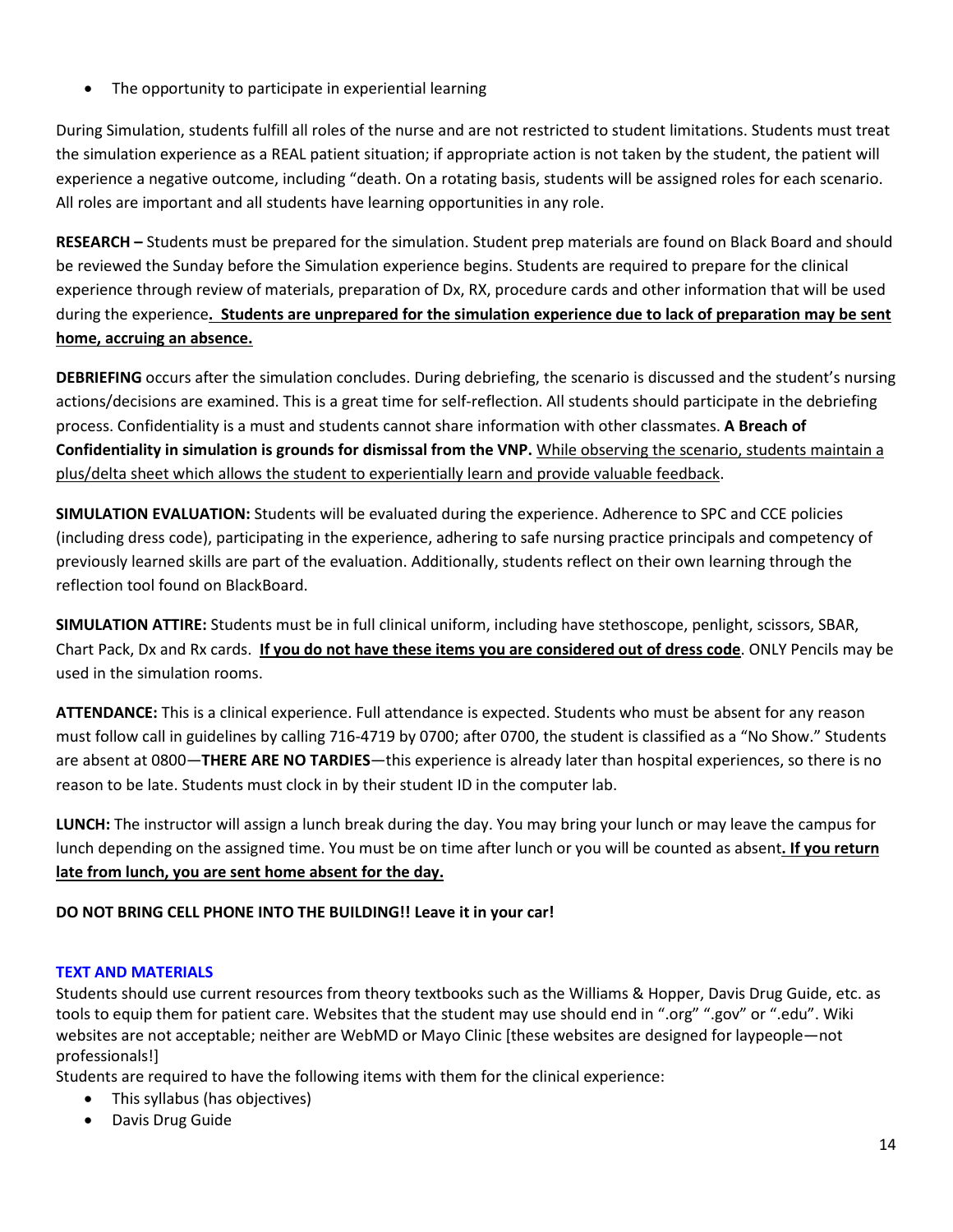- The opportunity to participate in experiential learning

During Simulation, students fulfill all roles of the nurse and are not restricted to student limitations. Students must treat the simulation experience as a REAL patient situation; if appropriate action is not taken by the student, the patient will experience a negative outcome, including "death. On a rotating basis, students will be assigned roles for each scenario. All roles are important and all students have learning opportunities in any role.

**RESEARCH –** Students must be prepared for the simulation. Student prep materials are found on Black Board and should be reviewed the Sunday before the Simulation experience begins. Students are required to prepare for the clinical experience through review of materials, preparation of Dx, RX, procedure cards and other information that will be used during the experience**. <u>Students are unprepared for the simulation experience due to lack of preparation may be sent home, accruing an absence.</u>**

**DEBRIEFING** occurs after the simulation concludes. During debriefing, the scenario is discussed and the student's nursing actions/decisions are examined. This is a great time for self-reflection. All students should participate in the debriefing process. Confidentiality is a must and students cannot share information with other classmates. **A Breach of Confidentiality in simulation is grounds for dismissal from the VNP.** <u>While observing the scenario, students maintain a plus/delta sheet which allows the student to experientially learn and provide valuable feedback</u>.

**SIMULATION EVALUATION:** Students will be evaluated during the experience. Adherence to SPC and CCE policies (including dress code), participating in the experience, adhering to safe nursing practice principals and competency of previously learned skills are part of the evaluation. Additionally, students reflect on their own learning through the reflection tool found on BlackBoard.

**SIMULATION ATTIRE:** Students must be in full clinical uniform, including have stethoscope, penlight, scissors, SBAR, Chart Pack, Dx and Rx cards. **<u>If you do not have these items you are considered out of dress code</u>**. ONLY Pencils may be used in the simulation rooms.

**ATTENDANCE:** This is a clinical experience. Full attendance is expected. Students who must be absent for any reason must follow call in guidelines by calling 716-4719 by 0700; after 0700, the student is classified as a "No Show." Students are absent at 0800—**THERE ARE NO TARDIES**—this experience is already later than hospital experiences, so there is no reason to be late. Students must clock in by their student ID in the computer lab.

**LUNCH:** The instructor will assign a lunch break during the day. You may bring your lunch or may leave the campus for lunch depending on the assigned time. You must be on time after lunch or you will be counted as absent**<u>. If you return late from lunch, you are sent home absent for the day.</u>**

**DO NOT BRING CELL PHONE INTO THE BUILDING!! Leave it in your car!**

## TEXT AND MATERIALS

Students should use current resources from theory textbooks such as the Williams & Hopper, Davis Drug Guide, etc. as tools to equip them for patient care. Websites that the student may use should end in ".org" ".gov" or ".edu". Wiki websites are not acceptable; neither are WebMD or Mayo Clinic [these websites are designed for laypeople—not professionals!]

Students are required to have the following items with them for the clinical experience:

- This syllabus (has objectives)
- Davis Drug Guide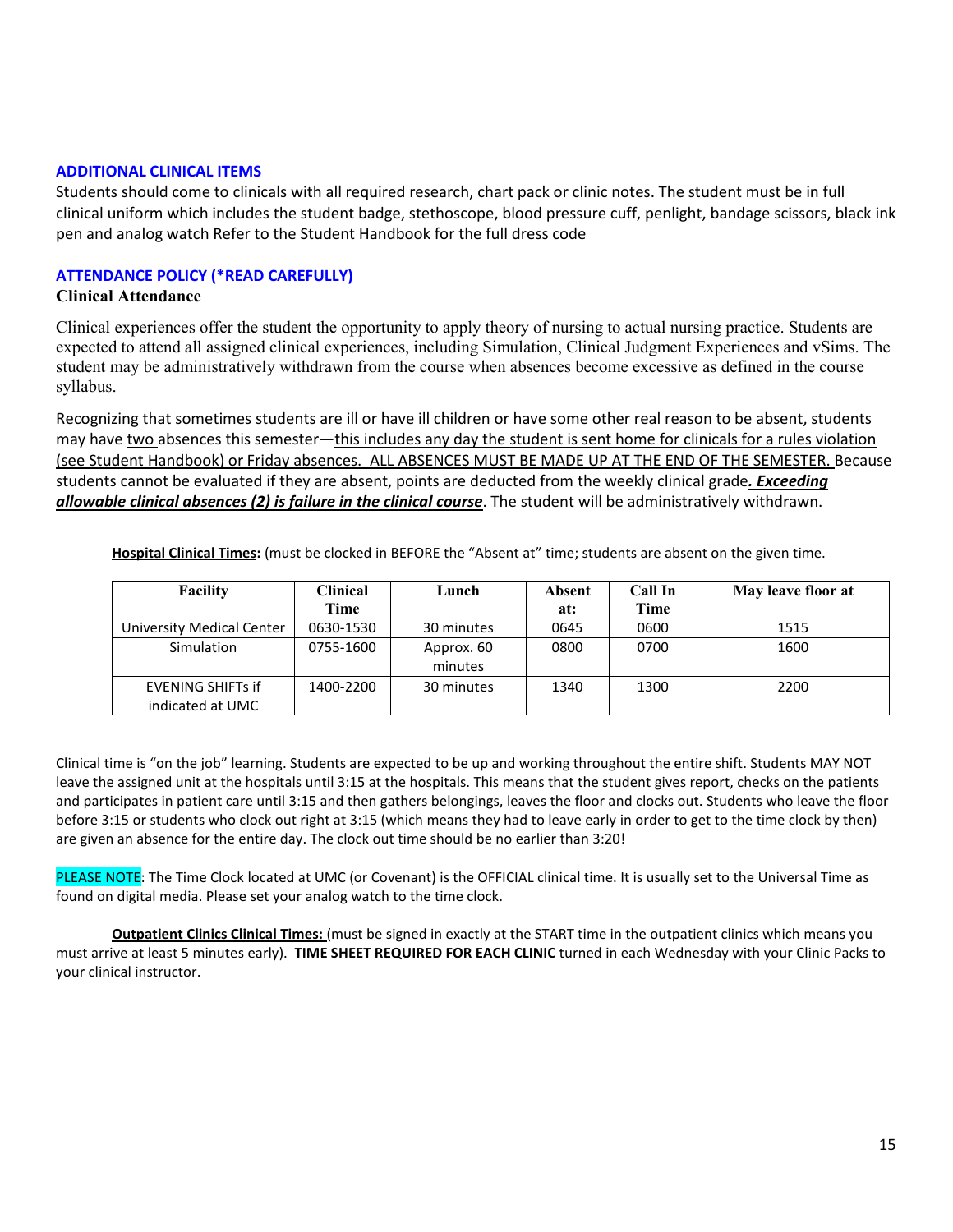## ADDITIONAL CLINICAL ITEMS

Students should come to clinicals with all required research, chart pack or clinic notes. The student must be in full clinical uniform which includes the student badge, stethoscope, blood pressure cuff, penlight, bandage scissors, black ink pen and analog watch Refer to the Student Handbook for the full dress code

## ATTENDANCE POLICY (*READ CAREFULLY)

### Clinical Attendance

Clinical experiences offer the student the opportunity to apply theory of nursing to actual nursing practice. Students are expected to attend all assigned clinical experiences, including Simulation, Clinical Judgment Experiences and vSims. The student may be administratively withdrawn from the course when absences become excessive as defined in the course syllabus.

Recognizing that sometimes students are ill or have ill children or have some other real reason to be absent, students may have two absences this semester—this includes any day the student is sent home for clinicals for a rules violation (see Student Handbook) or Friday absences. ALL ABSENCES MUST BE MADE UP AT THE END OF THE SEMESTER. Because students cannot be evaluated if they are absent, points are deducted from the weekly clinical grade***. Exceeding allowable clinical absences (2) is failure in the clinical course***. The student will be administratively withdrawn.

**Hospital Clinical Times:** (must be clocked in BEFORE the "Absent at" time; students are absent on the given time.

| Facility | Clinical Time | Lunch | Absent at: | Call In Time | May leave floor at |
|---|---|---|---|---|---|
| University Medical Center | 0630-1530 | 30 minutes | 0645 | 0600 | 1515 |
| Simulation | 0755-1600 | Approx. 60 minutes | 0800 | 0700 | 1600 |
| EVENING SHIFTs if indicated at UMC | 1400-2200 | 30 minutes | 1340 | 1300 | 2200 |

Clinical time is "on the job" learning. Students are expected to be up and working throughout the entire shift. Students MAY NOT leave the assigned unit at the hospitals until 3:15 at the hospitals. This means that the student gives report, checks on the patients and participates in patient care until 3:15 and then gathers belongings, leaves the floor and clocks out. Students who leave the floor before 3:15 or students who clock out right at 3:15 (which means they had to leave early in order to get to the time clock by then) are given an absence for the entire day. The clock out time should be no earlier than 3:20!

PLEASE NOTE: The Time Clock located at UMC (or Covenant) is the OFFICIAL clinical time. It is usually set to the Universal Time as found on digital media. Please set your analog watch to the time clock.

**Outpatient Clinics Clinical Times:** (must be signed in exactly at the START time in the outpatient clinics which means you must arrive at least 5 minutes early). **TIME SHEET REQUIRED FOR EACH CLINIC** turned in each Wednesday with your Clinic Packs to your clinical instructor.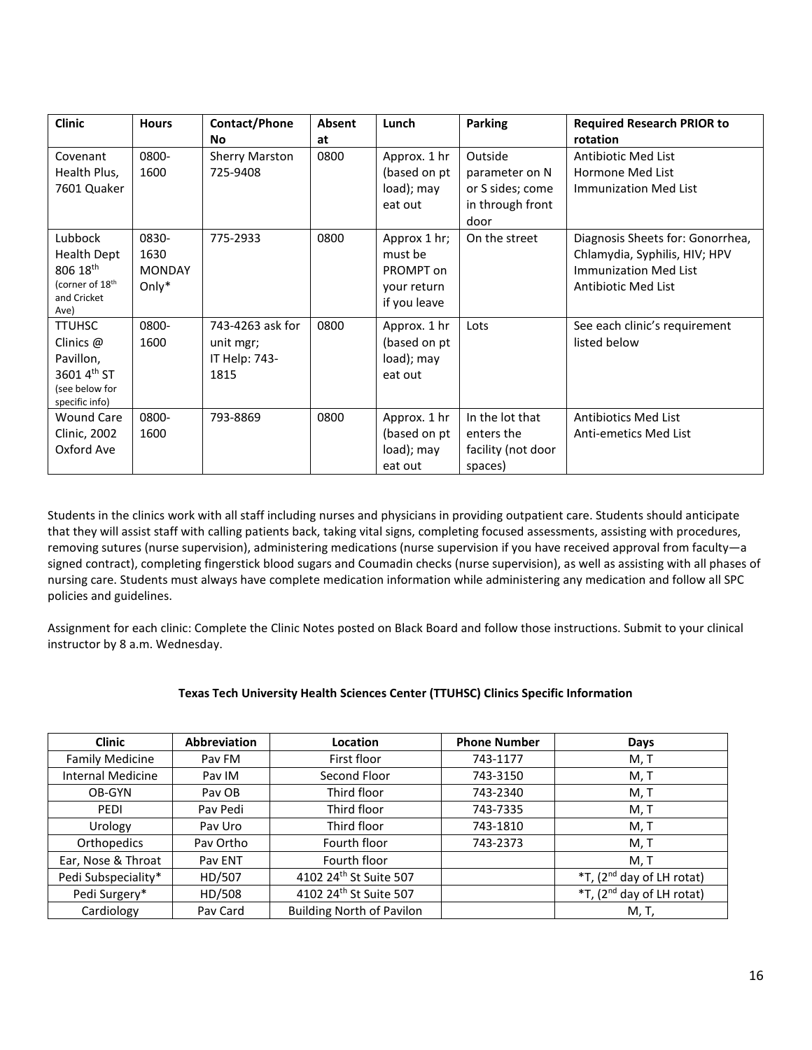| Clinic | Hours | Contact/Phone No | Absent at | Lunch | Parking | Required Research PRIOR to rotation |
|---|---|---|---|---|---|---|
| Covenant Health Plus, 7601 Quaker | 0800-1600 | Sherry Marston 725-9408 | 0800 | Approx. 1 hr (based on pt load); may eat out | Outside parameter on N or S sides; come in through front door | Antibiotic Med List<br>Hormone Med List<br>Immunization Med List |
| Lubbock Health Dept 806 18th (corner of 18th and Cricket Ave) | 0830-1630 MONDAY Only* | 775-2933 | 0800 | Approx 1 hr; must be PROMPT on your return if you leave | On the street | Diagnosis Sheets for: Gonorrhea, Chlamydia, Syphilis, HIV; HPV<br>Immunization Med List<br>Antibiotic Med List |
| TTUHSC Clinics @ Pavillon, 3601 4th ST (see below for specific info) | 0800-1600 | 743-4263 ask for unit mgr; IT Help: 743-1815 | 0800 | Approx. 1 hr (based on pt load); may eat out | Lots | See each clinic's requirement listed below |
| Wound Care Clinic, 2002 Oxford Ave | 0800-1600 | 793-8869 | 0800 | Approx. 1 hr (based on pt load); may eat out | In the lot that enters the facility (not door spaces) | Antibiotics Med List<br>Anti-emetics Med List |

Students in the clinics work with all staff including nurses and physicians in providing outpatient care. Students should anticipate that they will assist staff with calling patients back, taking vital signs, completing focused assessments, assisting with procedures, removing sutures (nurse supervision), administering medications (nurse supervision if you have received approval from faculty—a signed contract), completing fingerstick blood sugars and Coumadin checks (nurse supervision), as well as assisting with all phases of nursing care. Students must always have complete medication information while administering any medication and follow all SPC policies and guidelines.

Assignment for each clinic: Complete the Clinic Notes posted on Black Board and follow those instructions. Submit to your clinical instructor by 8 a.m. Wednesday.

**Texas Tech University Health Sciences Center (TTUHSC) Clinics Specific Information**

| Clinic | Abbreviation | Location | Phone Number | Days |
|---|---|---|---|---|
| Family Medicine | Pav FM | First floor | 743-1177 | M, T |
| Internal Medicine | Pav IM | Second Floor | 743-3150 | M, T |
| OB-GYN | Pav OB | Third floor | 743-2340 | M, T |
| PEDI | Pav Pedi | Third floor | 743-7335 | M, T |
| Urology | Pav Uro | Third floor | 743-1810 | M, T |
| Orthopedics | Pav Ortho | Fourth floor | 743-2373 | M, T |
| Ear, Nose & Throat | Pav ENT | Fourth floor | | M, T |
| Pedi Subspeciality* | HD/507 | 4102 24th St Suite 507 | | *T, (2nd day of LH rotat) |
| Pedi Surgery* | HD/508 | 4102 24th St Suite 507 | | *T, (2nd day of LH rotat) |
| Cardiology | Pav Card | Building North of Pavilon | | M, T, |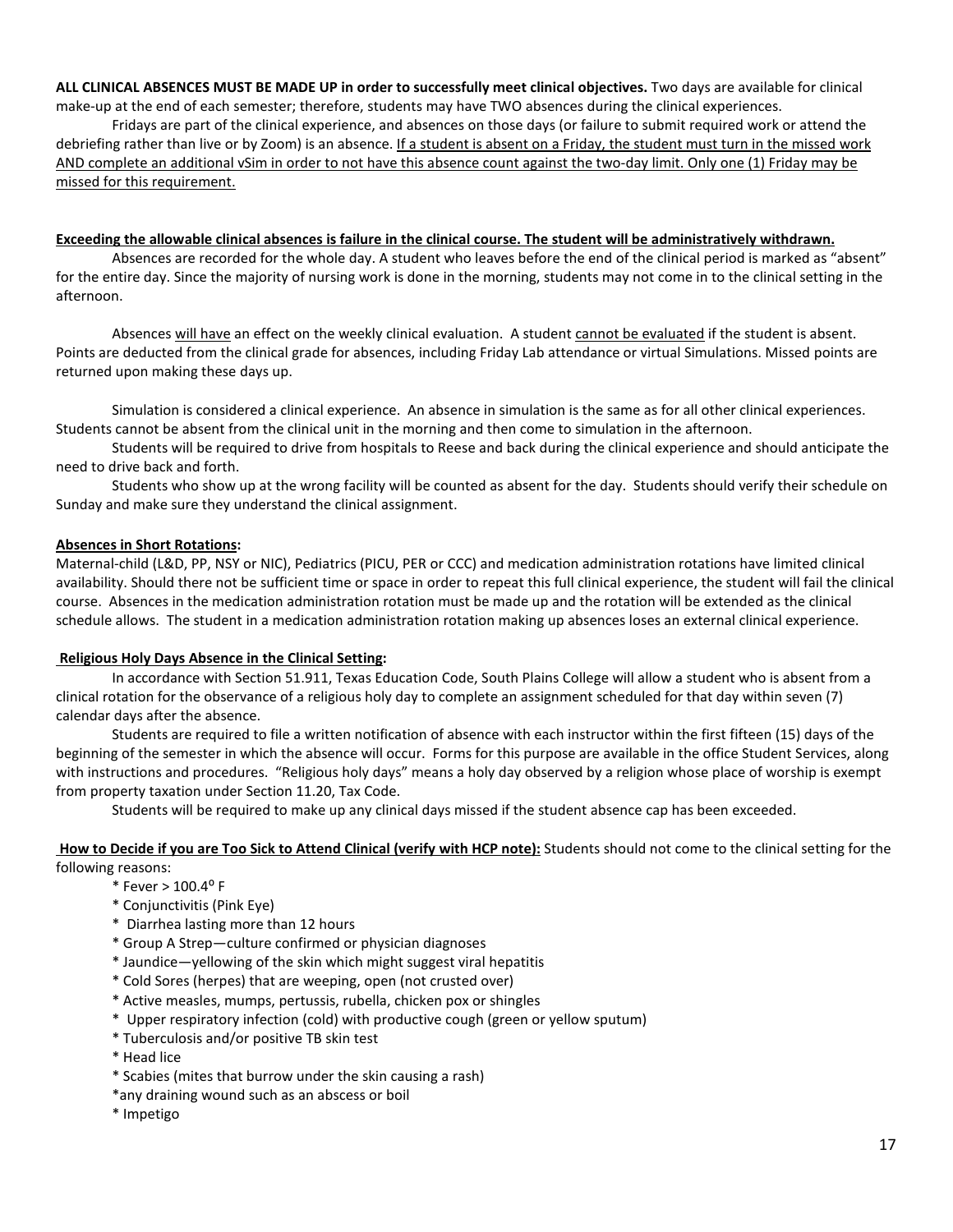**ALL CLINICAL ABSENCES MUST BE MADE UP in order to successfully meet clinical objectives.** Two days are available for clinical make-up at the end of each semester; therefore, students may have TWO absences during the clinical experiences.

Fridays are part of the clinical experience, and absences on those days (or failure to submit required work or attend the debriefing rather than live or by Zoom) is an absence. If a student is absent on a Friday, the student must turn in the missed work AND complete an additional vSim in order to not have this absence count against the two-day limit. Only one (1) Friday may be missed for this requirement.

**Exceeding the allowable clinical absences is failure in the clinical course. The student will be administratively withdrawn.**

Absences are recorded for the whole day. A student who leaves before the end of the clinical period is marked as "absent" for the entire day. Since the majority of nursing work is done in the morning, students may not come in to the clinical setting in the afternoon.

Absences will have an effect on the weekly clinical evaluation. A student cannot be evaluated if the student is absent. Points are deducted from the clinical grade for absences, including Friday Lab attendance or virtual Simulations. Missed points are returned upon making these days up.

Simulation is considered a clinical experience. An absence in simulation is the same as for all other clinical experiences. Students cannot be absent from the clinical unit in the morning and then come to simulation in the afternoon.

Students will be required to drive from hospitals to Reese and back during the clinical experience and should anticipate the need to drive back and forth.

Students who show up at the wrong facility will be counted as absent for the day. Students should verify their schedule on Sunday and make sure they understand the clinical assignment.

**Absences in Short Rotations:**

Maternal-child (L&D, PP, NSY or NIC), Pediatrics (PICU, PER or CCC) and medication administration rotations have limited clinical availability. Should there not be sufficient time or space in order to repeat this full clinical experience, the student will fail the clinical course. Absences in the medication administration rotation must be made up and the rotation will be extended as the clinical schedule allows. The student in a medication administration rotation making up absences loses an external clinical experience.

**Religious Holy Days Absence in the Clinical Setting:**

In accordance with Section 51.911, Texas Education Code, South Plains College will allow a student who is absent from a clinical rotation for the observance of a religious holy day to complete an assignment scheduled for that day within seven (7) calendar days after the absence.

Students are required to file a written notification of absence with each instructor within the first fifteen (15) days of the beginning of the semester in which the absence will occur. Forms for this purpose are available in the office Student Services, along with instructions and procedures. "Religious holy days" means a holy day observed by a religion whose place of worship is exempt from property taxation under Section 11.20, Tax Code.

Students will be required to make up any clinical days missed if the student absence cap has been exceeded.

**How to Decide if you are Too Sick to Attend Clinical (verify with HCP note):** Students should not come to the clinical setting for the following reasons:

- Fever > 100.4° F
- Conjunctivitis (Pink Eye)
- Diarrhea lasting more than 12 hours
- Group A Strep—culture confirmed or physician diagnoses
- Jaundice—yellowing of the skin which might suggest viral hepatitis
- Cold Sores (herpes) that are weeping, open (not crusted over)
- Active measles, mumps, pertussis, rubella, chicken pox or shingles
- Upper respiratory infection (cold) with productive cough (green or yellow sputum)
- Tuberculosis and/or positive TB skin test
- Head lice
- Scabies (mites that burrow under the skin causing a rash)
- any draining wound such as an abscess or boil
- Impetigo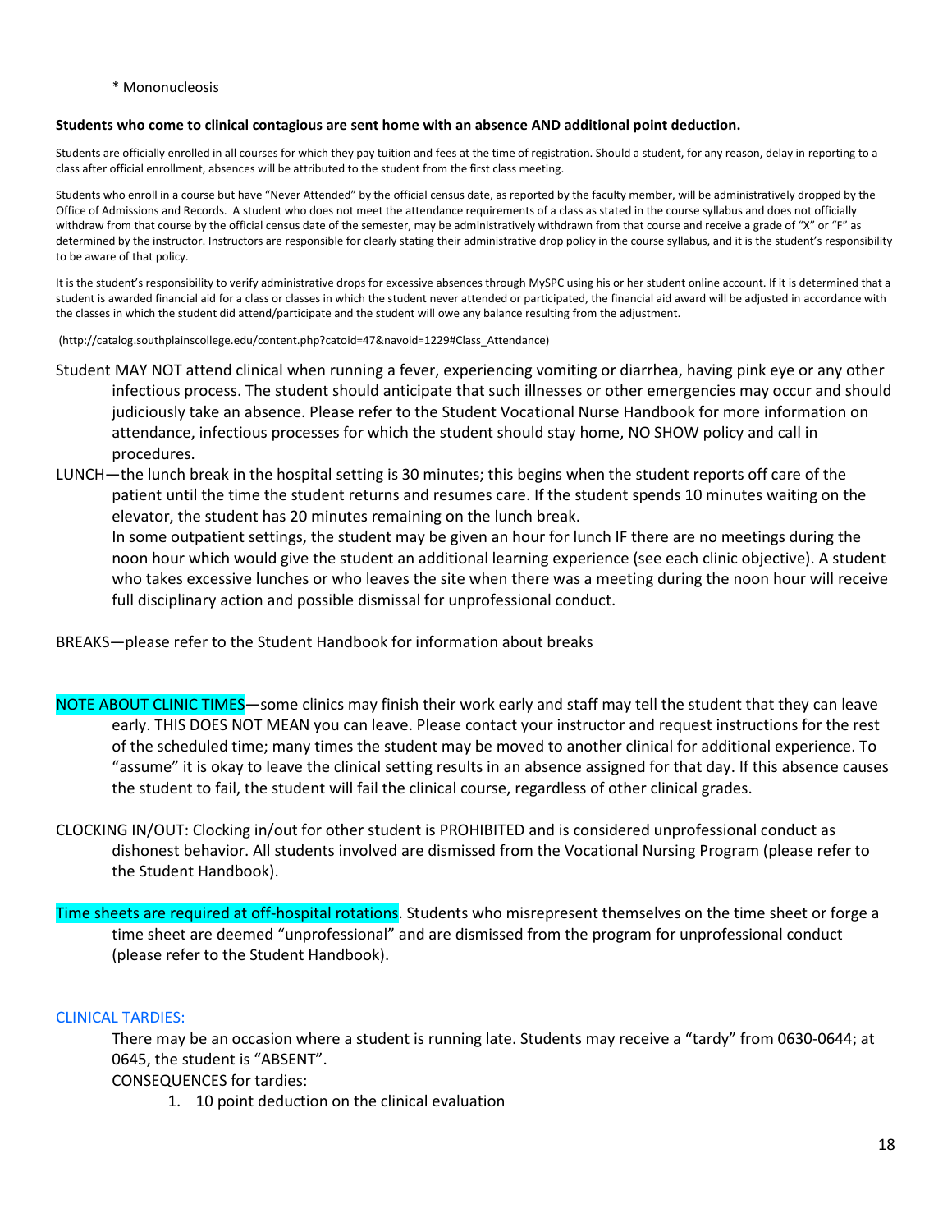* Mononucleosis

**Students who come to clinical contagious are sent home with an absence AND additional point deduction.**

Students are officially enrolled in all courses for which they pay tuition and fees at the time of registration. Should a student, for any reason, delay in reporting to a class after official enrollment, absences will be attributed to the student from the first class meeting.

Students who enroll in a course but have "Never Attended" by the official census date, as reported by the faculty member, will be administratively dropped by the Office of Admissions and Records. A student who does not meet the attendance requirements of a class as stated in the course syllabus and does not officially withdraw from that course by the official census date of the semester, may be administratively withdrawn from that course and receive a grade of "X" or "F" as determined by the instructor. Instructors are responsible for clearly stating their administrative drop policy in the course syllabus, and it is the student's responsibility to be aware of that policy.

It is the student's responsibility to verify administrative drops for excessive absences through MySPC using his or her student online account. If it is determined that a student is awarded financial aid for a class or classes in which the student never attended or participated, the financial aid award will be adjusted in accordance with the classes in which the student did attend/participate and the student will owe any balance resulting from the adjustment.

(http://catalog.southplainscollege.edu/content.php?catoid=47&navoid=1229#Class_Attendance)

Student MAY NOT attend clinical when running a fever, experiencing vomiting or diarrhea, having pink eye or any other infectious process. The student should anticipate that such illnesses or other emergencies may occur and should judiciously take an absence. Please refer to the Student Vocational Nurse Handbook for more information on attendance, infectious processes for which the student should stay home, NO SHOW policy and call in procedures.

LUNCH—the lunch break in the hospital setting is 30 minutes; this begins when the student reports off care of the patient until the time the student returns and resumes care. If the student spends 10 minutes waiting on the elevator, the student has 20 minutes remaining on the lunch break.

In some outpatient settings, the student may be given an hour for lunch IF there are no meetings during the noon hour which would give the student an additional learning experience (see each clinic objective). A student who takes excessive lunches or who leaves the site when there was a meeting during the noon hour will receive full disciplinary action and possible dismissal for unprofessional conduct.

BREAKS—please refer to the Student Handbook for information about breaks

NOTE ABOUT CLINIC TIMES—some clinics may finish their work early and staff may tell the student that they can leave early. THIS DOES NOT MEAN you can leave. Please contact your instructor and request instructions for the rest of the scheduled time; many times the student may be moved to another clinical for additional experience. To "assume" it is okay to leave the clinical setting results in an absence assigned for that day. If this absence causes the student to fail, the student will fail the clinical course, regardless of other clinical grades.

CLOCKING IN/OUT: Clocking in/out for other student is PROHIBITED and is considered unprofessional conduct as dishonest behavior. All students involved are dismissed from the Vocational Nursing Program (please refer to the Student Handbook).

Time sheets are required at off-hospital rotations. Students who misrepresent themselves on the time sheet or forge a time sheet are deemed "unprofessional" and are dismissed from the program for unprofessional conduct (please refer to the Student Handbook).

CLINICAL TARDIES:

There may be an occasion where a student is running late. Students may receive a "tardy" from 0630-0644; at 0645, the student is "ABSENT".

CONSEQUENCES for tardies:

1. 10 point deduction on the clinical evaluation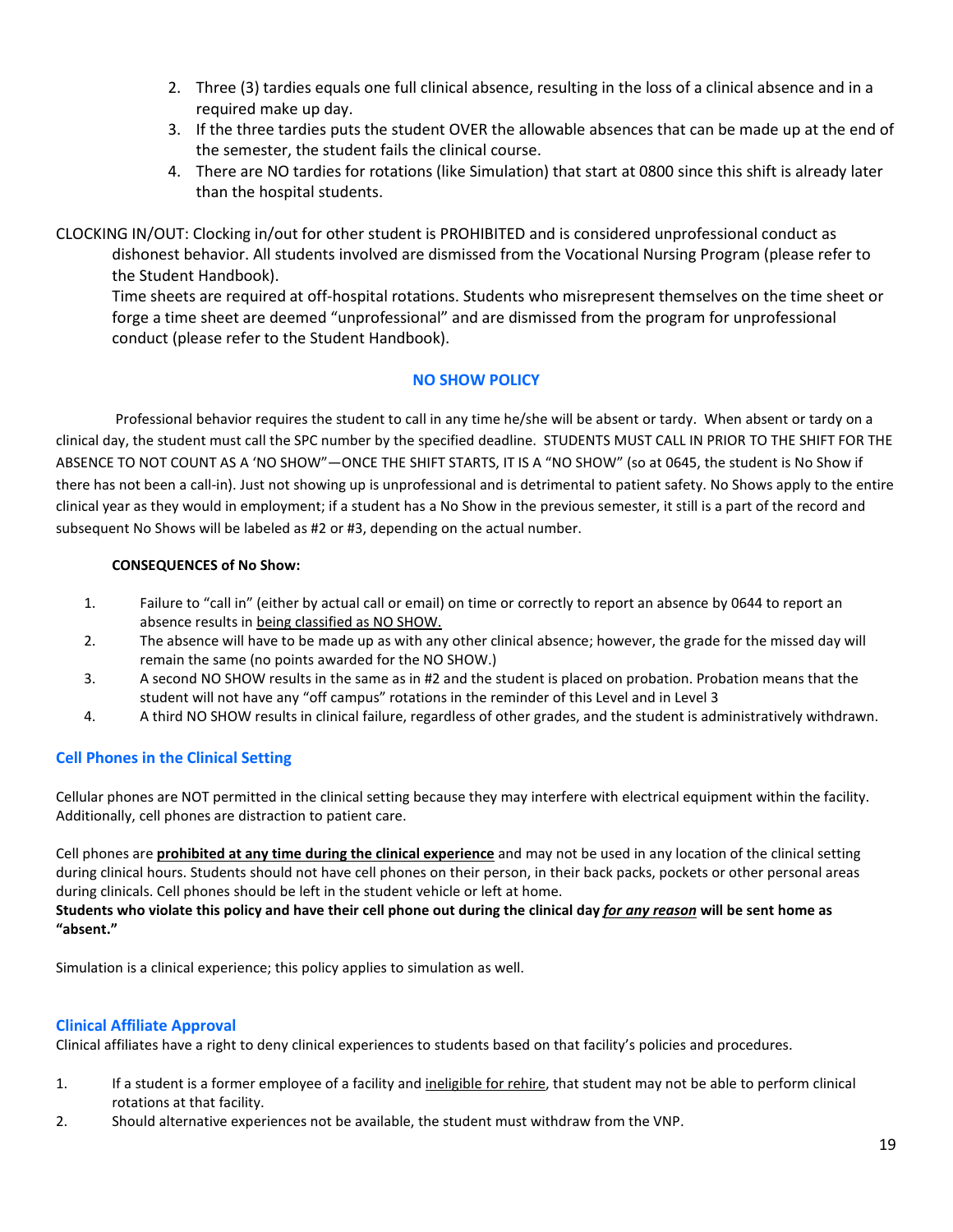2. Three (3) tardies equals one full clinical absence, resulting in the loss of a clinical absence and in a required make up day.
3. If the three tardies puts the student OVER the allowable absences that can be made up at the end of the semester, the student fails the clinical course.
4. There are NO tardies for rotations (like Simulation) that start at 0800 since this shift is already later than the hospital students.

CLOCKING IN/OUT: Clocking in/out for other student is PROHIBITED and is considered unprofessional conduct as dishonest behavior. All students involved are dismissed from the Vocational Nursing Program (please refer to the Student Handbook).

Time sheets are required at off-hospital rotations. Students who misrepresent themselves on the time sheet or forge a time sheet are deemed "unprofessional" and are dismissed from the program for unprofessional conduct (please refer to the Student Handbook).

## NO SHOW POLICY

Professional behavior requires the student to call in any time he/she will be absent or tardy. When absent or tardy on a clinical day, the student must call the SPC number by the specified deadline. STUDENTS MUST CALL IN PRIOR TO THE SHIFT FOR THE ABSENCE TO NOT COUNT AS A 'NO SHOW"—ONCE THE SHIFT STARTS, IT IS A "NO SHOW" (so at 0645, the student is No Show if there has not been a call-in). Just not showing up is unprofessional and is detrimental to patient safety. No Shows apply to the entire clinical year as they would in employment; if a student has a No Show in the previous semester, it still is a part of the record and subsequent No Shows will be labeled as #2 or #3, depending on the actual number.

**CONSEQUENCES of No Show:**

1. Failure to "call in" (either by actual call or email) on time or correctly to report an absence by 0644 to report an absence results in being classified as NO SHOW.
2. The absence will have to be made up as with any other clinical absence; however, the grade for the missed day will remain the same (no points awarded for the NO SHOW.)
3. A second NO SHOW results in the same as in #2 and the student is placed on probation. Probation means that the student will not have any "off campus" rotations in the reminder of this Level and in Level 3
4. A third NO SHOW results in clinical failure, regardless of other grades, and the student is administratively withdrawn.

## Cell Phones in the Clinical Setting

Cellular phones are NOT permitted in the clinical setting because they may interfere with electrical equipment within the facility. Additionally, cell phones are distraction to patient care.

Cell phones are **prohibited at any time during the clinical experience** and may not be used in any location of the clinical setting during clinical hours. Students should not have cell phones on their person, in their back packs, pockets or other personal areas during clinicals. Cell phones should be left in the student vehicle or left at home.

**Students who violate this policy and have their cell phone out during the clinical day *for any reason* will be sent home as "absent."**

Simulation is a clinical experience; this policy applies to simulation as well.

## Clinical Affiliate Approval

Clinical affiliates have a right to deny clinical experiences to students based on that facility's policies and procedures.

1. If a student is a former employee of a facility and ineligible for rehire, that student may not be able to perform clinical rotations at that facility.
2. Should alternative experiences not be available, the student must withdraw from the VNP.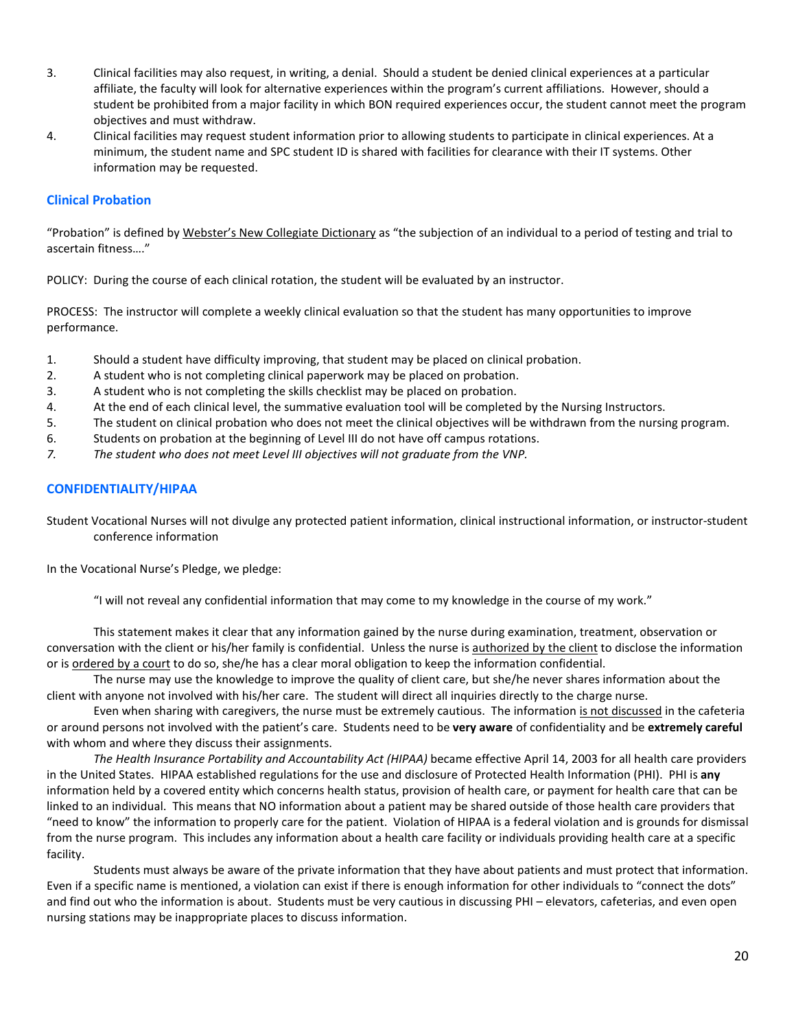3. Clinical facilities may also request, in writing, a denial. Should a student be denied clinical experiences at a particular affiliate, the faculty will look for alternative experiences within the program's current affiliations. However, should a student be prohibited from a major facility in which BON required experiences occur, the student cannot meet the program objectives and must withdraw.
4. Clinical facilities may request student information prior to allowing students to participate in clinical experiences. At a minimum, the student name and SPC student ID is shared with facilities for clearance with their IT systems. Other information may be requested.

### Clinical Probation

"Probation" is defined by <u>Webster's New Collegiate Dictionary</u> as "the subjection of an individual to a period of testing and trial to ascertain fitness…."

POLICY: During the course of each clinical rotation, the student will be evaluated by an instructor.

PROCESS: The instructor will complete a weekly clinical evaluation so that the student has many opportunities to improve performance.

1. Should a student have difficulty improving, that student may be placed on clinical probation.
2. A student who is not completing clinical paperwork may be placed on probation.
3. A student who is not completing the skills checklist may be placed on probation.
4. At the end of each clinical level, the summative evaluation tool will be completed by the Nursing Instructors.
5. The student on clinical probation who does not meet the clinical objectives will be withdrawn from the nursing program.
6. Students on probation at the beginning of Level III do not have off campus rotations.
7. *The student who does not meet Level III objectives will not graduate from the VNP.*

### CONFIDENTIALITY/HIPAA

Student Vocational Nurses will not divulge any protected patient information, clinical instructional information, or instructor-student conference information

In the Vocational Nurse's Pledge, we pledge:

> "I will not reveal any confidential information that may come to my knowledge in the course of my work."

This statement makes it clear that any information gained by the nurse during examination, treatment, observation or conversation with the client or his/her family is confidential. Unless the nurse is <u>authorized by the client</u> to disclose the information or is <u>ordered by a court</u> to do so, she/he has a clear moral obligation to keep the information confidential.

The nurse may use the knowledge to improve the quality of client care, but she/he never shares information about the client with anyone not involved with his/her care. The student will direct all inquiries directly to the charge nurse.

Even when sharing with caregivers, the nurse must be extremely cautious. The information <u>is not discussed</u> in the cafeteria or around persons not involved with the patient's care. Students need to be **very aware** of confidentiality and be **extremely careful** with whom and where they discuss their assignments.

*The Health Insurance Portability and Accountability Act (HIPAA)* became effective April 14, 2003 for all health care providers in the United States. HIPAA established regulations for the use and disclosure of Protected Health Information (PHI). PHI is **any** information held by a covered entity which concerns health status, provision of health care, or payment for health care that can be linked to an individual. This means that NO information about a patient may be shared outside of those health care providers that "need to know" the information to properly care for the patient. Violation of HIPAA is a federal violation and is grounds for dismissal from the nurse program. This includes any information about a health care facility or individuals providing health care at a specific facility.

Students must always be aware of the private information that they have about patients and must protect that information. Even if a specific name is mentioned, a violation can exist if there is enough information for other individuals to "connect the dots" and find out who the information is about. Students must be very cautious in discussing PHI – elevators, cafeterias, and even open nursing stations may be inappropriate places to discuss information.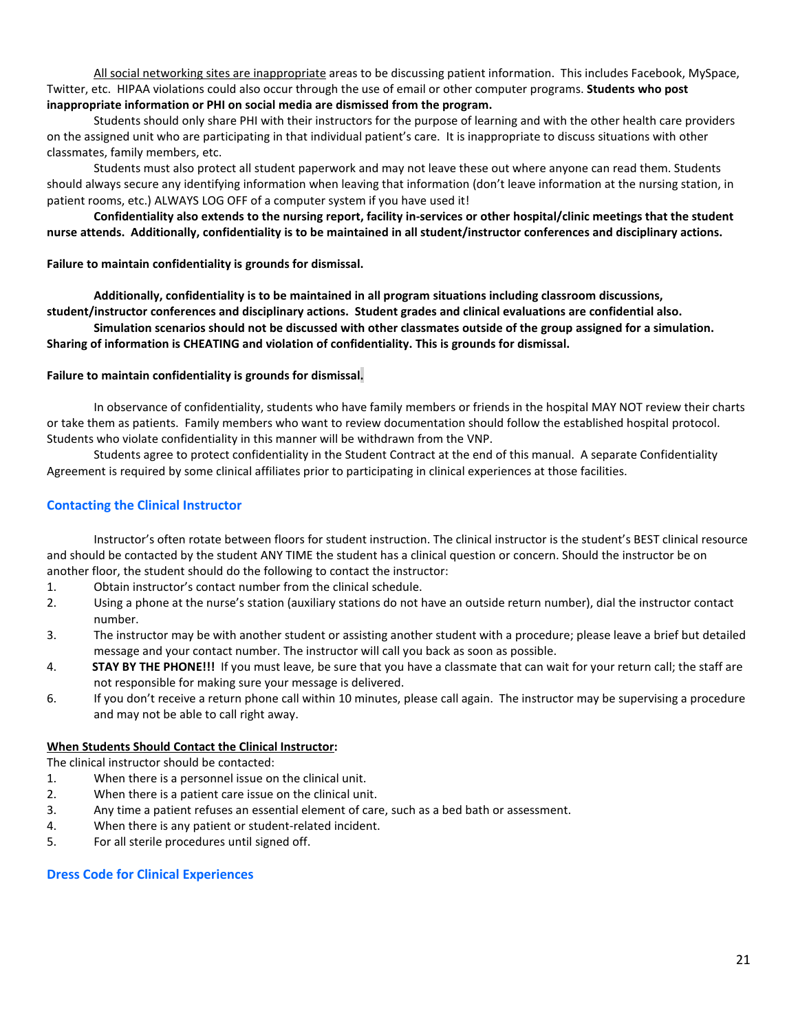<u>All social networking sites are inappropriate</u> areas to be discussing patient information. This includes Facebook, MySpace, Twitter, etc. HIPAA violations could also occur through the use of email or other computer programs. **Students who post inappropriate information or PHI on social media are dismissed from the program.**

Students should only share PHI with their instructors for the purpose of learning and with the other health care providers on the assigned unit who are participating in that individual patient's care. It is inappropriate to discuss situations with other classmates, family members, etc.

Students must also protect all student paperwork and may not leave these out where anyone can read them. Students should always secure any identifying information when leaving that information (don't leave information at the nursing station, in patient rooms, etc.) ALWAYS LOG OFF of a computer system if you have used it!

**Confidentiality also extends to the nursing report, facility in-services or other hospital/clinic meetings that the student nurse attends. Additionally, confidentiality is to be maintained in all student/instructor conferences and disciplinary actions.**

**Failure to maintain confidentiality is grounds for dismissal.**

**Additionally, confidentiality is to be maintained in all program situations including classroom discussions, student/instructor conferences and disciplinary actions. Student grades and clinical evaluations are confidential also.**

**Simulation scenarios should not be discussed with other classmates outside of the group assigned for a simulation. Sharing of information is CHEATING and violation of confidentiality. This is grounds for dismissal.**

**Failure to maintain confidentiality is grounds for dismissal.**

In observance of confidentiality, students who have family members or friends in the hospital MAY NOT review their charts or take them as patients. Family members who want to review documentation should follow the established hospital protocol. Students who violate confidentiality in this manner will be withdrawn from the VNP.

Students agree to protect confidentiality in the Student Contract at the end of this manual. A separate Confidentiality Agreement is required by some clinical affiliates prior to participating in clinical experiences at those facilities.

## Contacting the Clinical Instructor

Instructor's often rotate between floors for student instruction. The clinical instructor is the student's BEST clinical resource and should be contacted by the student ANY TIME the student has a clinical question or concern. Should the instructor be on another floor, the student should do the following to contact the instructor:

1. Obtain instructor's contact number from the clinical schedule.
2. Using a phone at the nurse's station (auxiliary stations do not have an outside return number), dial the instructor contact number.
3. The instructor may be with another student or assisting another student with a procedure; please leave a brief but detailed message and your contact number. The instructor will call you back as soon as possible.
4. **STAY BY THE PHONE!!!** If you must leave, be sure that you have a classmate that can wait for your return call; the staff are not responsible for making sure your message is delivered.
6. If you don't receive a return phone call within 10 minutes, please call again. The instructor may be supervising a procedure and may not be able to call right away.

**<u>When Students Should Contact the Clinical Instructor</u>:**

The clinical instructor should be contacted:

1. When there is a personnel issue on the clinical unit.
2. When there is a patient care issue on the clinical unit.
3. Any time a patient refuses an essential element of care, such as a bed bath or assessment.
4. When there is any patient or student-related incident.
5. For all sterile procedures until signed off.

## Dress Code for Clinical Experiences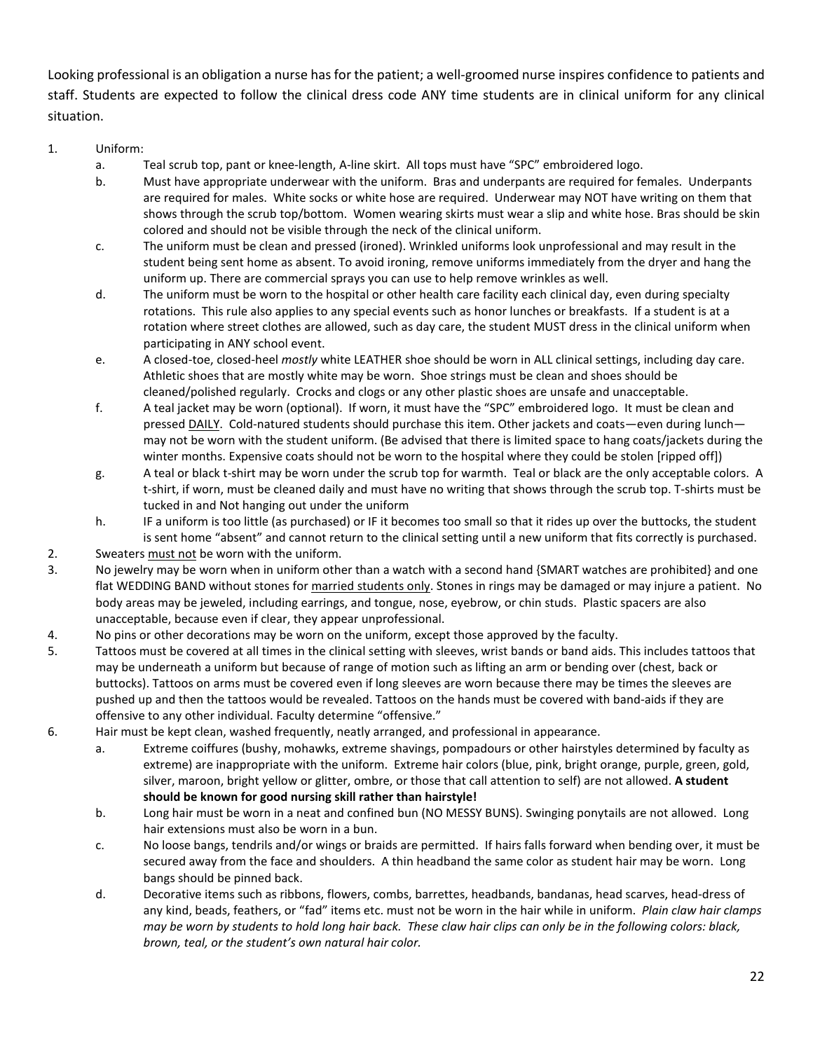Looking professional is an obligation a nurse has for the patient; a well-groomed nurse inspires confidence to patients and staff. Students are expected to follow the clinical dress code ANY time students are in clinical uniform for any clinical situation.

1. Uniform:
   a. Teal scrub top, pant or knee-length, A-line skirt. All tops must have "SPC" embroidered logo.
   b. Must have appropriate underwear with the uniform. Bras and underpants are required for females. Underpants are required for males. White socks or white hose are required. Underwear may NOT have writing on them that shows through the scrub top/bottom. Women wearing skirts must wear a slip and white hose. Bras should be skin colored and should not be visible through the neck of the clinical uniform.
   c. The uniform must be clean and pressed (ironed). Wrinkled uniforms look unprofessional and may result in the student being sent home as absent. To avoid ironing, remove uniforms immediately from the dryer and hang the uniform up. There are commercial sprays you can use to help remove wrinkles as well.
   d. The uniform must be worn to the hospital or other health care facility each clinical day, even during specialty rotations. This rule also applies to any special events such as honor lunches or breakfasts. If a student is at a rotation where street clothes are allowed, such as day care, the student MUST dress in the clinical uniform when participating in ANY school event.
   e. A closed-toe, closed-heel *mostly* white LEATHER shoe should be worn in ALL clinical settings, including day care. Athletic shoes that are mostly white may be worn. Shoe strings must be clean and shoes should be cleaned/polished regularly. Crocks and clogs or any other plastic shoes are unsafe and unacceptable.
   f. A teal jacket may be worn (optional). If worn, it must have the "SPC" embroidered logo. It must be clean and pressed <u>DAILY</u>. Cold-natured students should purchase this item. Other jackets and coats—even during lunch—may not be worn with the student uniform. (Be advised that there is limited space to hang coats/jackets during the winter months. Expensive coats should not be worn to the hospital where they could be stolen [ripped off])
   g. A teal or black t-shirt may be worn under the scrub top for warmth. Teal or black are the only acceptable colors. A t-shirt, if worn, must be cleaned daily and must have no writing that shows through the scrub top. T-shirts must be tucked in and Not hanging out under the uniform
   h. IF a uniform is too little (as purchased) or IF it becomes too small so that it rides up over the buttocks, the student is sent home "absent" and cannot return to the clinical setting until a new uniform that fits correctly is purchased.
2. Sweaters <u>must not</u> be worn with the uniform.
3. No jewelry may be worn when in uniform other than a watch with a second hand {SMART watches are prohibited} and one flat WEDDING BAND without stones for <u>married students only</u>. Stones in rings may be damaged or may injure a patient. No body areas may be jeweled, including earrings, and tongue, nose, eyebrow, or chin studs. Plastic spacers are also unacceptable, because even if clear, they appear unprofessional.
4. No pins or other decorations may be worn on the uniform, except those approved by the faculty.
5. Tattoos must be covered at all times in the clinical setting with sleeves, wrist bands or band aids. This includes tattoos that may be underneath a uniform but because of range of motion such as lifting an arm or bending over (chest, back or buttocks). Tattoos on arms must be covered even if long sleeves are worn because there may be times the sleeves are pushed up and then the tattoos would be revealed. Tattoos on the hands must be covered with band-aids if they are offensive to any other individual. Faculty determine "offensive."
6. Hair must be kept clean, washed frequently, neatly arranged, and professional in appearance.
   a. Extreme coiffures (bushy, mohawks, extreme shavings, pompadours or other hairstyles determined by faculty as extreme) are inappropriate with the uniform. Extreme hair colors (blue, pink, bright orange, purple, green, gold, silver, maroon, bright yellow or glitter, ombre, or those that call attention to self) are not allowed. **A student should be known for good nursing skill rather than hairstyle!**
   b. Long hair must be worn in a neat and confined bun (NO MESSY BUNS). Swinging ponytails are not allowed. Long hair extensions must also be worn in a bun.
   c. No loose bangs, tendrils and/or wings or braids are permitted. If hairs falls forward when bending over, it must be secured away from the face and shoulders. A thin headband the same color as student hair may be worn. Long bangs should be pinned back.
   d. Decorative items such as ribbons, flowers, combs, barrettes, headbands, bandanas, head scarves, head-dress of any kind, beads, feathers, or "fad" items etc. must not be worn in the hair while in uniform. *Plain claw hair clamps may be worn by students to hold long hair back. These claw hair clips can only be in the following colors: black, brown, teal, or the student's own natural hair color.*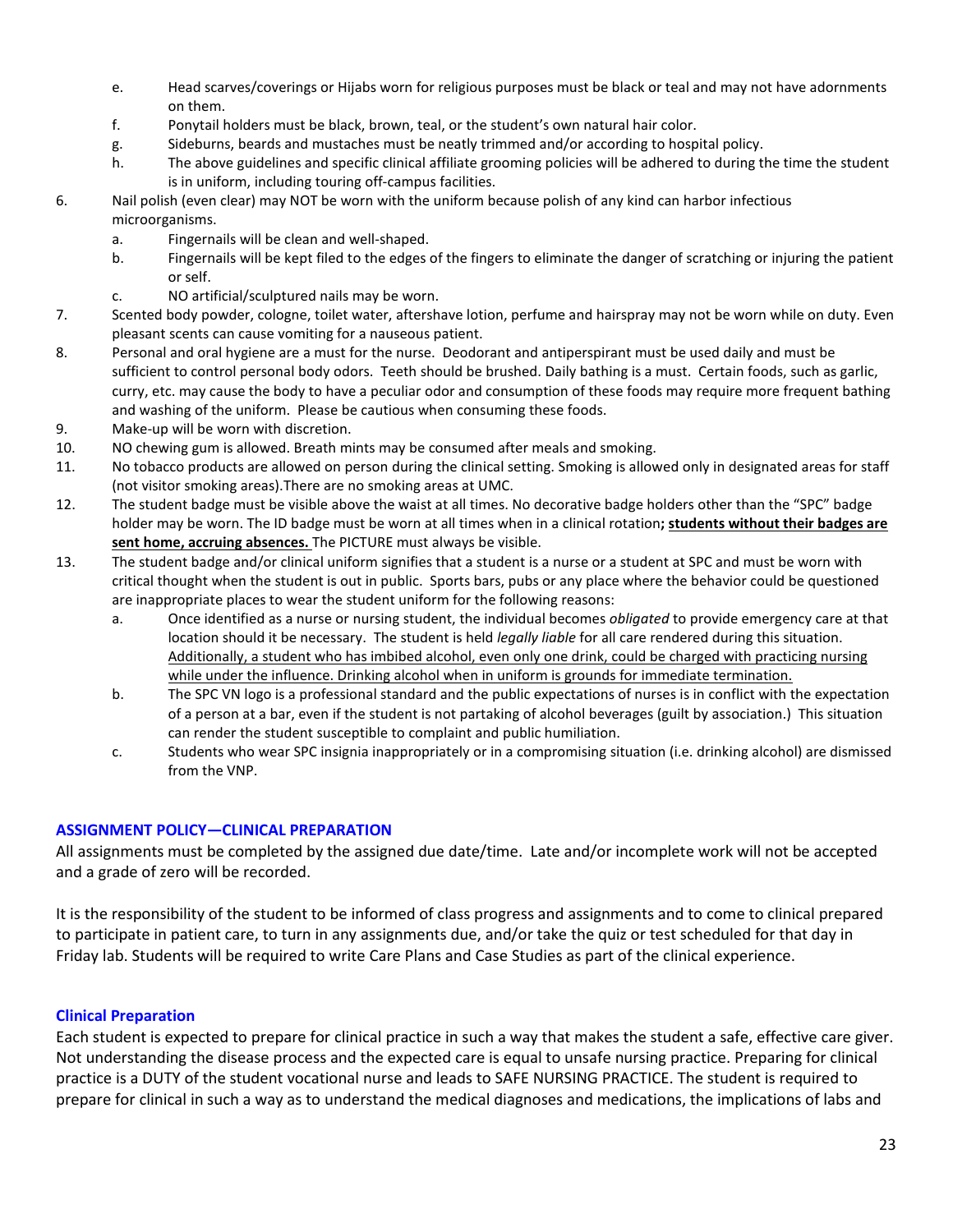e. Head scarves/coverings or Hijabs worn for religious purposes must be black or teal and may not have adornments on them.
f. Ponytail holders must be black, brown, teal, or the student's own natural hair color.
g. Sideburns, beards and mustaches must be neatly trimmed and/or according to hospital policy.
h. The above guidelines and specific clinical affiliate grooming policies will be adhered to during the time the student is in uniform, including touring off-campus facilities.

6. Nail polish (even clear) may NOT be worn with the uniform because polish of any kind can harbor infectious microorganisms.
   a. Fingernails will be clean and well-shaped.
   b. Fingernails will be kept filed to the edges of the fingers to eliminate the danger of scratching or injuring the patient or self.
   c. NO artificial/sculptured nails may be worn.
7. Scented body powder, cologne, toilet water, aftershave lotion, perfume and hairspray may not be worn while on duty. Even pleasant scents can cause vomiting for a nauseous patient.
8. Personal and oral hygiene are a must for the nurse. Deodorant and antiperspirant must be used daily and must be sufficient to control personal body odors. Teeth should be brushed. Daily bathing is a must. Certain foods, such as garlic, curry, etc. may cause the body to have a peculiar odor and consumption of these foods may require more frequent bathing and washing of the uniform. Please be cautious when consuming these foods.
9. Make-up will be worn with discretion.
10. NO chewing gum is allowed. Breath mints may be consumed after meals and smoking.
11. No tobacco products are allowed on person during the clinical setting. Smoking is allowed only in designated areas for staff (not visitor smoking areas).There are no smoking areas at UMC.
12. The student badge must be visible above the waist at all times. No decorative badge holders other than the "SPC" badge holder may be worn. The ID badge must be worn at all times when in a clinical rotation**; <u>students without their badges are sent home, accruing absences.</u>** The PICTURE must always be visible.
13. The student badge and/or clinical uniform signifies that a student is a nurse or a student at SPC and must be worn with critical thought when the student is out in public. Sports bars, pubs or any place where the behavior could be questioned are inappropriate places to wear the student uniform for the following reasons:
    a. Once identified as a nurse or nursing student, the individual becomes *obligated* to provide emergency care at that location should it be necessary. The student is held *legally liable* for all care rendered during this situation. <u>Additionally, a student who has imbibed alcohol, even only one drink, could be charged with practicing nursing while under the influence. Drinking alcohol when in uniform is grounds for immediate termination.</u>
    b. The SPC VN logo is a professional standard and the public expectations of nurses is in conflict with the expectation of a person at a bar, even if the student is not partaking of alcohol beverages (guilt by association.) This situation can render the student susceptible to complaint and public humiliation.
    c. Students who wear SPC insignia inappropriately or in a compromising situation (i.e. drinking alcohol) are dismissed from the VNP.

## ASSIGNMENT POLICY—CLINICAL PREPARATION

All assignments must be completed by the assigned due date/time. Late and/or incomplete work will not be accepted and a grade of zero will be recorded.

It is the responsibility of the student to be informed of class progress and assignments and to come to clinical prepared to participate in patient care, to turn in any assignments due, and/or take the quiz or test scheduled for that day in Friday lab. Students will be required to write Care Plans and Case Studies as part of the clinical experience.

### Clinical Preparation

Each student is expected to prepare for clinical practice in such a way that makes the student a safe, effective care giver. Not understanding the disease process and the expected care is equal to unsafe nursing practice. Preparing for clinical practice is a DUTY of the student vocational nurse and leads to SAFE NURSING PRACTICE. The student is required to prepare for clinical in such a way as to understand the medical diagnoses and medications, the implications of labs and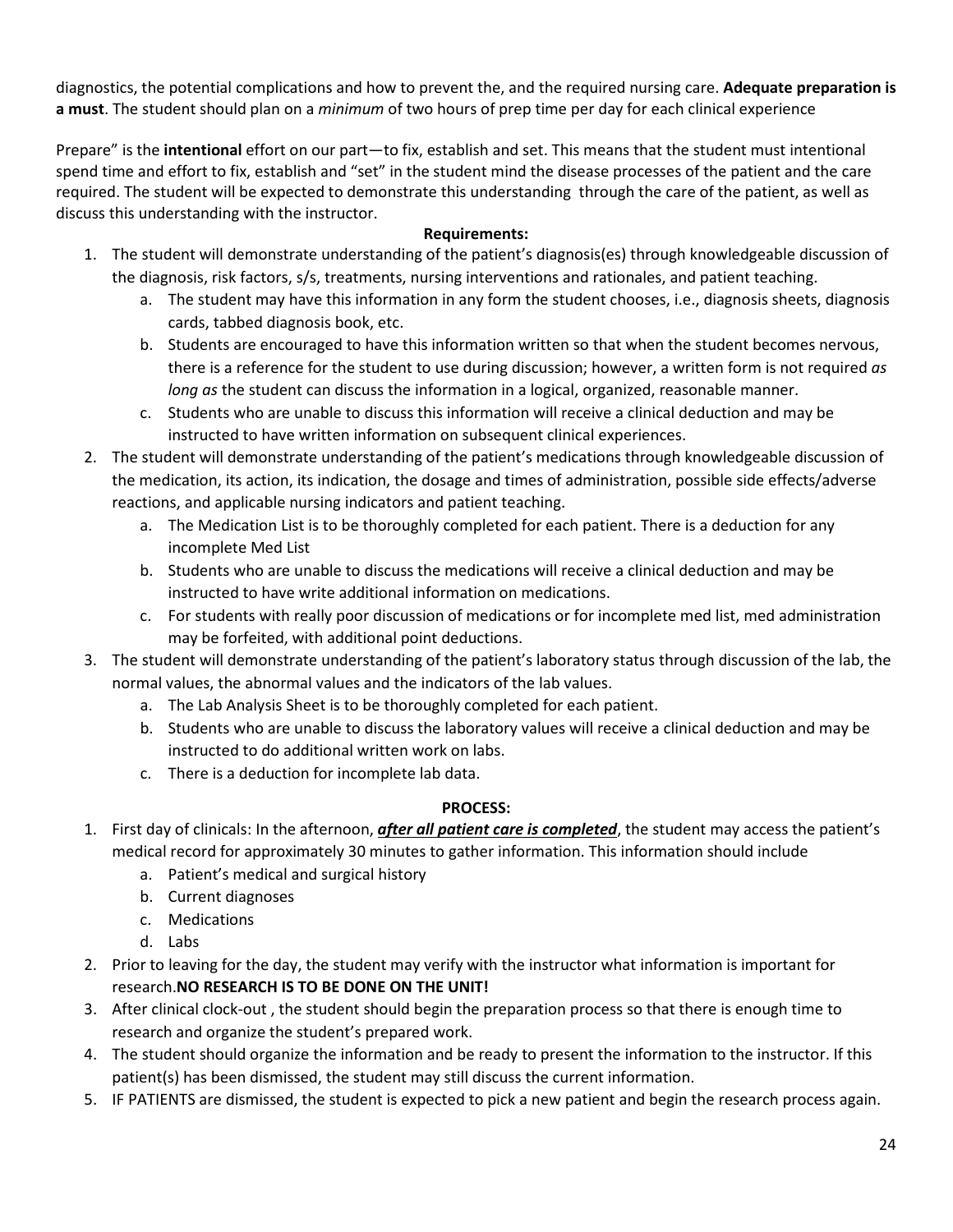diagnostics, the potential complications and how to prevent the, and the required nursing care. **Adequate preparation is a must**. The student should plan on a *minimum* of two hours of prep time per day for each clinical experience

Prepare" is the **intentional** effort on our part—to fix, establish and set. This means that the student must intentional spend time and effort to fix, establish and "set" in the student mind the disease processes of the patient and the care required. The student will be expected to demonstrate this understanding through the care of the patient, as well as discuss this understanding with the instructor.

**Requirements:**

1. The student will demonstrate understanding of the patient's diagnosis(es) through knowledgeable discussion of the diagnosis, risk factors, s/s, treatments, nursing interventions and rationales, and patient teaching.
   a. The student may have this information in any form the student chooses, i.e., diagnosis sheets, diagnosis cards, tabbed diagnosis book, etc.
   b. Students are encouraged to have this information written so that when the student becomes nervous, there is a reference for the student to use during discussion; however, a written form is not required *as long as* the student can discuss the information in a logical, organized, reasonable manner.
   c. Students who are unable to discuss this information will receive a clinical deduction and may be instructed to have written information on subsequent clinical experiences.
2. The student will demonstrate understanding of the patient's medications through knowledgeable discussion of the medication, its action, its indication, the dosage and times of administration, possible side effects/adverse reactions, and applicable nursing indicators and patient teaching.
   a. The Medication List is to be thoroughly completed for each patient. There is a deduction for any incomplete Med List
   b. Students who are unable to discuss the medications will receive a clinical deduction and may be instructed to have write additional information on medications.
   c. For students with really poor discussion of medications or for incomplete med list, med administration may be forfeited, with additional point deductions.
3. The student will demonstrate understanding of the patient's laboratory status through discussion of the lab, the normal values, the abnormal values and the indicators of the lab values.
   a. The Lab Analysis Sheet is to be thoroughly completed for each patient.
   b. Students who are unable to discuss the laboratory values will receive a clinical deduction and may be instructed to do additional written work on labs.
   c. There is a deduction for incomplete lab data.

**PROCESS:**

1. First day of clinicals: In the afternoon, ***after all patient care is completed***, the student may access the patient's medical record for approximately 30 minutes to gather information. This information should include
   a. Patient's medical and surgical history
   b. Current diagnoses
   c. Medications
   d. Labs
2. Prior to leaving for the day, the student may verify with the instructor what information is important for research.**NO RESEARCH IS TO BE DONE ON THE UNIT!**
3. After clinical clock-out , the student should begin the preparation process so that there is enough time to research and organize the student's prepared work.
4. The student should organize the information and be ready to present the information to the instructor. If this patient(s) has been dismissed, the student may still discuss the current information.
5. IF PATIENTS are dismissed, the student is expected to pick a new patient and begin the research process again.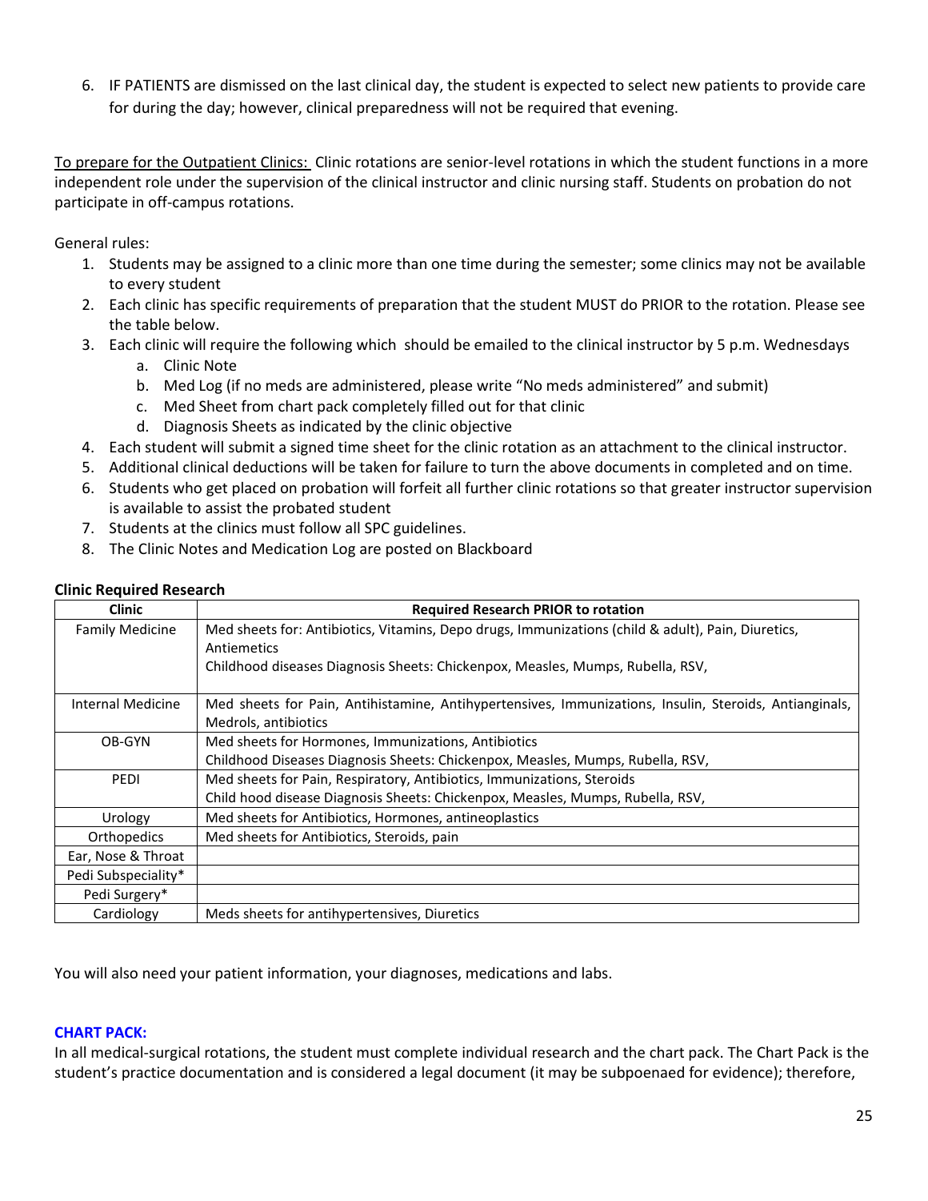6. IF PATIENTS are dismissed on the last clinical day, the student is expected to select new patients to provide care for during the day; however, clinical preparedness will not be required that evening.

To prepare for the Outpatient Clinics: Clinic rotations are senior-level rotations in which the student functions in a more independent role under the supervision of the clinical instructor and clinic nursing staff. Students on probation do not participate in off-campus rotations.

General rules:

1. Students may be assigned to a clinic more than one time during the semester; some clinics may not be available to every student
2. Each clinic has specific requirements of preparation that the student MUST do PRIOR to the rotation. Please see the table below.
3. Each clinic will require the following which should be emailed to the clinical instructor by 5 p.m. Wednesdays
   a. Clinic Note
   b. Med Log (if no meds are administered, please write "No meds administered" and submit)
   c. Med Sheet from chart pack completely filled out for that clinic
   d. Diagnosis Sheets as indicated by the clinic objective
4. Each student will submit a signed time sheet for the clinic rotation as an attachment to the clinical instructor.
5. Additional clinical deductions will be taken for failure to turn the above documents in completed and on time.
6. Students who get placed on probation will forfeit all further clinic rotations so that greater instructor supervision is available to assist the probated student
7. Students at the clinics must follow all SPC guidelines.
8. The Clinic Notes and Medication Log are posted on Blackboard

**Clinic Required Research**

| Clinic | Required Research PRIOR to rotation |
|---|---|
| Family Medicine | Med sheets for: Antibiotics, Vitamins, Depo drugs, Immunizations (child & adult), Pain, Diuretics, Antiemetics<br>Childhood diseases Diagnosis Sheets: Chickenpox, Measles, Mumps, Rubella, RSV, |
| Internal Medicine | Med sheets for Pain, Antihistamine, Antihypertensives, Immunizations, Insulin, Steroids, Antianginals, Medrols, antibiotics |
| OB-GYN | Med sheets for Hormones, Immunizations, Antibiotics<br>Childhood Diseases Diagnosis Sheets: Chickenpox, Measles, Mumps, Rubella, RSV, |
| PEDI | Med sheets for Pain, Respiratory, Antibiotics, Immunizations, Steroids<br>Child hood disease Diagnosis Sheets: Chickenpox, Measles, Mumps, Rubella, RSV, |
| Urology | Med sheets for Antibiotics, Hormones, antineoplastics |
| Orthopedics | Med sheets for Antibiotics, Steroids, pain |
| Ear, Nose & Throat | |
| Pedi Subspeciality* | |
| Pedi Surgery* | |
| Cardiology | Meds sheets for antihypertensives, Diuretics |

You will also need your patient information, your diagnoses, medications and labs.

**CHART PACK:**

In all medical-surgical rotations, the student must complete individual research and the chart pack. The Chart Pack is the student's practice documentation and is considered a legal document (it may be subpoenaed for evidence); therefore,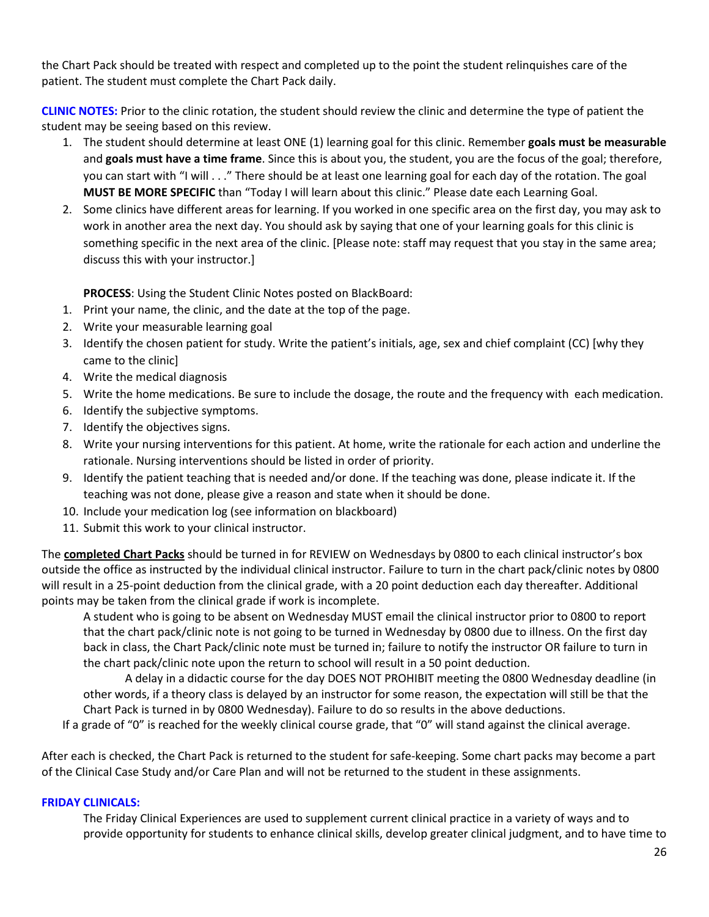the Chart Pack should be treated with respect and completed up to the point the student relinquishes care of the patient. The student must complete the Chart Pack daily.

**CLINIC NOTES:** Prior to the clinic rotation, the student should review the clinic and determine the type of patient the student may be seeing based on this review.

1. The student should determine at least ONE (1) learning goal for this clinic. Remember **goals must be measurable** and **goals must have a time frame**. Since this is about you, the student, you are the focus of the goal; therefore, you can start with "I will . . ." There should be at least one learning goal for each day of the rotation. The goal **MUST BE MORE SPECIFIC** than "Today I will learn about this clinic." Please date each Learning Goal.
2. Some clinics have different areas for learning. If you worked in one specific area on the first day, you may ask to work in another area the next day. You should ask by saying that one of your learning goals for this clinic is something specific in the next area of the clinic. [Please note: staff may request that you stay in the same area; discuss this with your instructor.]

**PROCESS**: Using the Student Clinic Notes posted on BlackBoard:

1. Print your name, the clinic, and the date at the top of the page.
2. Write your measurable learning goal
3. Identify the chosen patient for study. Write the patient's initials, age, sex and chief complaint (CC) [why they came to the clinic]
4. Write the medical diagnosis
5. Write the home medications. Be sure to include the dosage, the route and the frequency with each medication.
6. Identify the subjective symptoms.
7. Identify the objectives signs.
8. Write your nursing interventions for this patient. At home, write the rationale for each action and underline the rationale. Nursing interventions should be listed in order of priority.
9. Identify the patient teaching that is needed and/or done. If the teaching was done, please indicate it. If the teaching was not done, please give a reason and state when it should be done.
10. Include your medication log (see information on blackboard)
11. Submit this work to your clinical instructor.

The **completed Chart Packs** should be turned in for REVIEW on Wednesdays by 0800 to each clinical instructor's box outside the office as instructed by the individual clinical instructor. Failure to turn in the chart pack/clinic notes by 0800 will result in a 25-point deduction from the clinical grade, with a 20 point deduction each day thereafter. Additional points may be taken from the clinical grade if work is incomplete.

A student who is going to be absent on Wednesday MUST email the clinical instructor prior to 0800 to report that the chart pack/clinic note is not going to be turned in Wednesday by 0800 due to illness. On the first day back in class, the Chart Pack/clinic note must be turned in; failure to notify the instructor OR failure to turn in the chart pack/clinic note upon the return to school will result in a 50 point deduction.

A delay in a didactic course for the day DOES NOT PROHIBIT meeting the 0800 Wednesday deadline (in other words, if a theory class is delayed by an instructor for some reason, the expectation will still be that the Chart Pack is turned in by 0800 Wednesday). Failure to do so results in the above deductions.

If a grade of "0" is reached for the weekly clinical course grade, that "0" will stand against the clinical average.

After each is checked, the Chart Pack is returned to the student for safe-keeping. Some chart packs may become a part of the Clinical Case Study and/or Care Plan and will not be returned to the student in these assignments.

**FRIDAY CLINICALS:**

The Friday Clinical Experiences are used to supplement current clinical practice in a variety of ways and to provide opportunity for students to enhance clinical skills, develop greater clinical judgment, and to have time to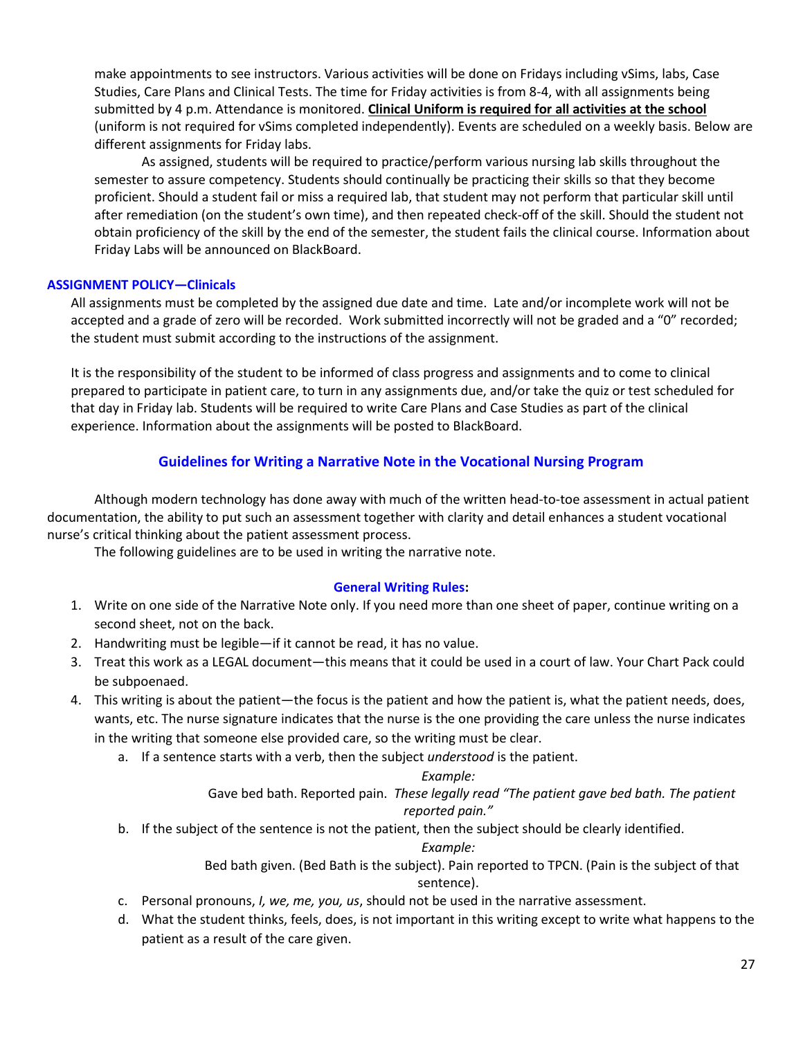make appointments to see instructors. Various activities will be done on Fridays including vSims, labs, Case Studies, Care Plans and Clinical Tests. The time for Friday activities is from 8-4, with all assignments being submitted by 4 p.m. Attendance is monitored. **Clinical Uniform is required for all activities at the school** (uniform is not required for vSims completed independently). Events are scheduled on a weekly basis. Below are different assignments for Friday labs.

As assigned, students will be required to practice/perform various nursing lab skills throughout the semester to assure competency. Students should continually be practicing their skills so that they become proficient. Should a student fail or miss a required lab, that student may not perform that particular skill until after remediation (on the student's own time), and then repeated check-off of the skill. Should the student not obtain proficiency of the skill by the end of the semester, the student fails the clinical course. Information about Friday Labs will be announced on BlackBoard.

### ASSIGNMENT POLICY—Clinicals

All assignments must be completed by the assigned due date and time. Late and/or incomplete work will not be accepted and a grade of zero will be recorded. Work submitted incorrectly will not be graded and a "0" recorded; the student must submit according to the instructions of the assignment.

It is the responsibility of the student to be informed of class progress and assignments and to come to clinical prepared to participate in patient care, to turn in any assignments due, and/or take the quiz or test scheduled for that day in Friday lab. Students will be required to write Care Plans and Case Studies as part of the clinical experience. Information about the assignments will be posted to BlackBoard.

## Guidelines for Writing a Narrative Note in the Vocational Nursing Program

Although modern technology has done away with much of the written head-to-toe assessment in actual patient documentation, the ability to put such an assessment together with clarity and detail enhances a student vocational nurse's critical thinking about the patient assessment process.

The following guidelines are to be used in writing the narrative note.

### General Writing Rules:

1. Write on one side of the Narrative Note only. If you need more than one sheet of paper, continue writing on a second sheet, not on the back.
2. Handwriting must be legible—if it cannot be read, it has no value.
3. Treat this work as a LEGAL document—this means that it could be used in a court of law. Your Chart Pack could be subpoenaed.
4. This writing is about the patient—the focus is the patient and how the patient is, what the patient needs, does, wants, etc. The nurse signature indicates that the nurse is the one providing the care unless the nurse indicates in the writing that someone else provided care, so the writing must be clear.
   a. If a sentence starts with a verb, then the subject *understood* is the patient.

      *Example:*

      Gave bed bath. Reported pain. *These legally read "The patient gave bed bath. The patient reported pain."*
   b. If the subject of the sentence is not the patient, then the subject should be clearly identified.

      *Example:*

      Bed bath given. (Bed Bath is the subject). Pain reported to TPCN. (Pain is the subject of that sentence).
   c. Personal pronouns, *I, we, me, you, us*, should not be used in the narrative assessment.
   d. What the student thinks, feels, does, is not important in this writing except to write what happens to the patient as a result of the care given.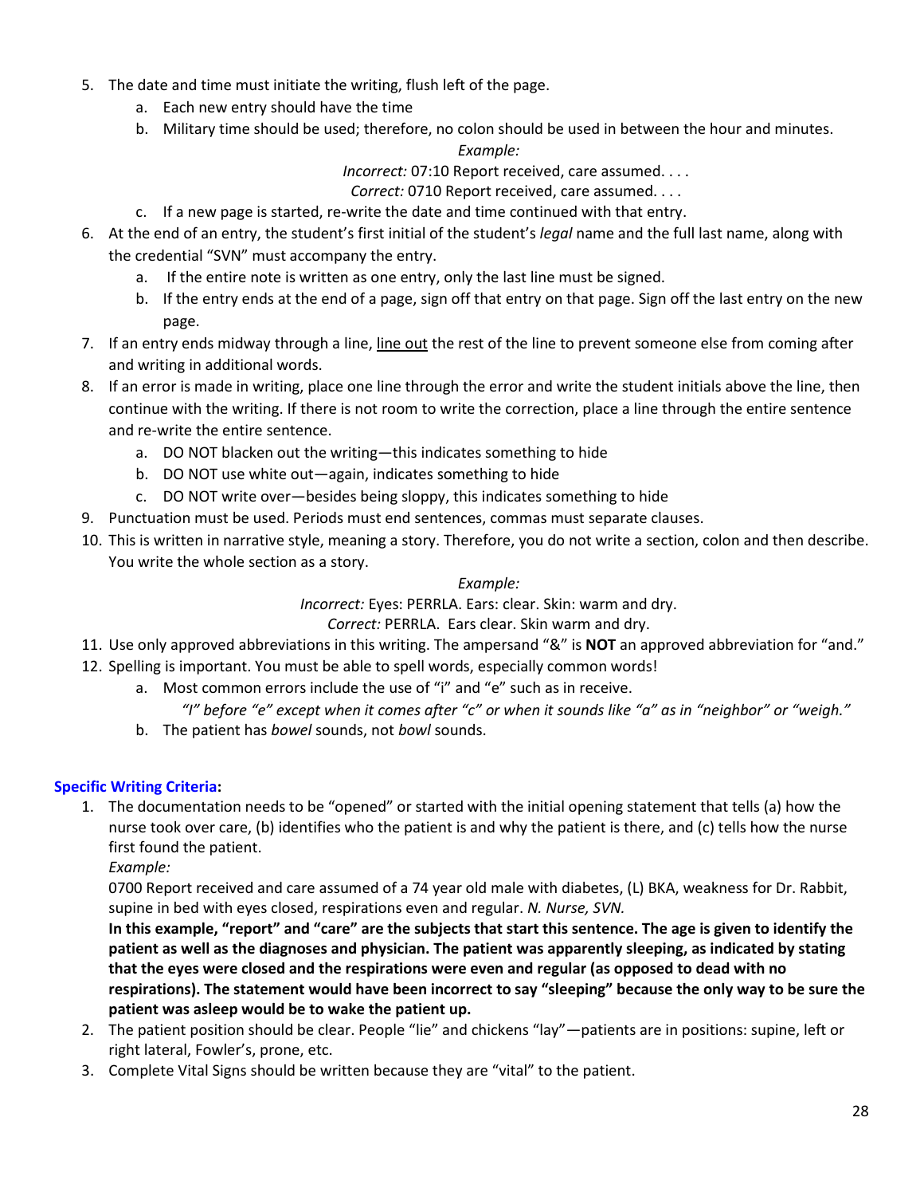5. The date and time must initiate the writing, flush left of the page.
    a. Each new entry should have the time
    b. Military time should be used; therefore, no colon should be used in between the hour and minutes.

       *Example:*

       *Incorrect:* 07:10 Report received, care assumed. . . .

       *Correct:* 0710 Report received, care assumed. . . .
    c. If a new page is started, re-write the date and time continued with that entry.
6. At the end of an entry, the student's first initial of the student's *legal* name and the full last name, along with the credential "SVN" must accompany the entry.
    a. If the entire note is written as one entry, only the last line must be signed.
    b. If the entry ends at the end of a page, sign off that entry on that page. Sign off the last entry on the new page.
7. If an entry ends midway through a line, <u>line out</u> the rest of the line to prevent someone else from coming after and writing in additional words.
8. If an error is made in writing, place one line through the error and write the student initials above the line, then continue with the writing. If there is not room to write the correction, place a line through the entire sentence and re-write the entire sentence.
    a. DO NOT blacken out the writing—this indicates something to hide
    b. DO NOT use white out—again, indicates something to hide
    c. DO NOT write over—besides being sloppy, this indicates something to hide
9. Punctuation must be used. Periods must end sentences, commas must separate clauses.
10. This is written in narrative style, meaning a story. Therefore, you do not write a section, colon and then describe. You write the whole section as a story.

    *Example:*

    *Incorrect:* Eyes: PERRLA. Ears: clear. Skin: warm and dry.

    *Correct:* PERRLA. Ears clear. Skin warm and dry.
11. Use only approved abbreviations in this writing. The ampersand "&" is **NOT** an approved abbreviation for "and."
12. Spelling is important. You must be able to spell words, especially common words!
    a. Most common errors include the use of "i" and "e" such as in receive.

       *"I" before "e" except when it comes after "c" or when it sounds like "a" as in "neighbor" or "weigh."*
    b. The patient has *bowel* sounds, not *bowl* sounds.

**Specific Writing Criteria:**

1. The documentation needs to be "opened" or started with the initial opening statement that tells (a) how the nurse took over care, (b) identifies who the patient is and why the patient is there, and (c) tells how the nurse first found the patient.

   *Example:*

   0700 Report received and care assumed of a 74 year old male with diabetes, (L) BKA, weakness for Dr. Rabbit, supine in bed with eyes closed, respirations even and regular. *N. Nurse, SVN.*

   **In this example, "report" and "care" are the subjects that start this sentence. The age is given to identify the patient as well as the diagnoses and physician. The patient was apparently sleeping, as indicated by stating that the eyes were closed and the respirations were even and regular (as opposed to dead with no respirations). The statement would have been incorrect to say "sleeping" because the only way to be sure the patient was asleep would be to wake the patient up.**
2. The patient position should be clear. People "lie" and chickens "lay"—patients are in positions: supine, left or right lateral, Fowler's, prone, etc.
3. Complete Vital Signs should be written because they are "vital" to the patient.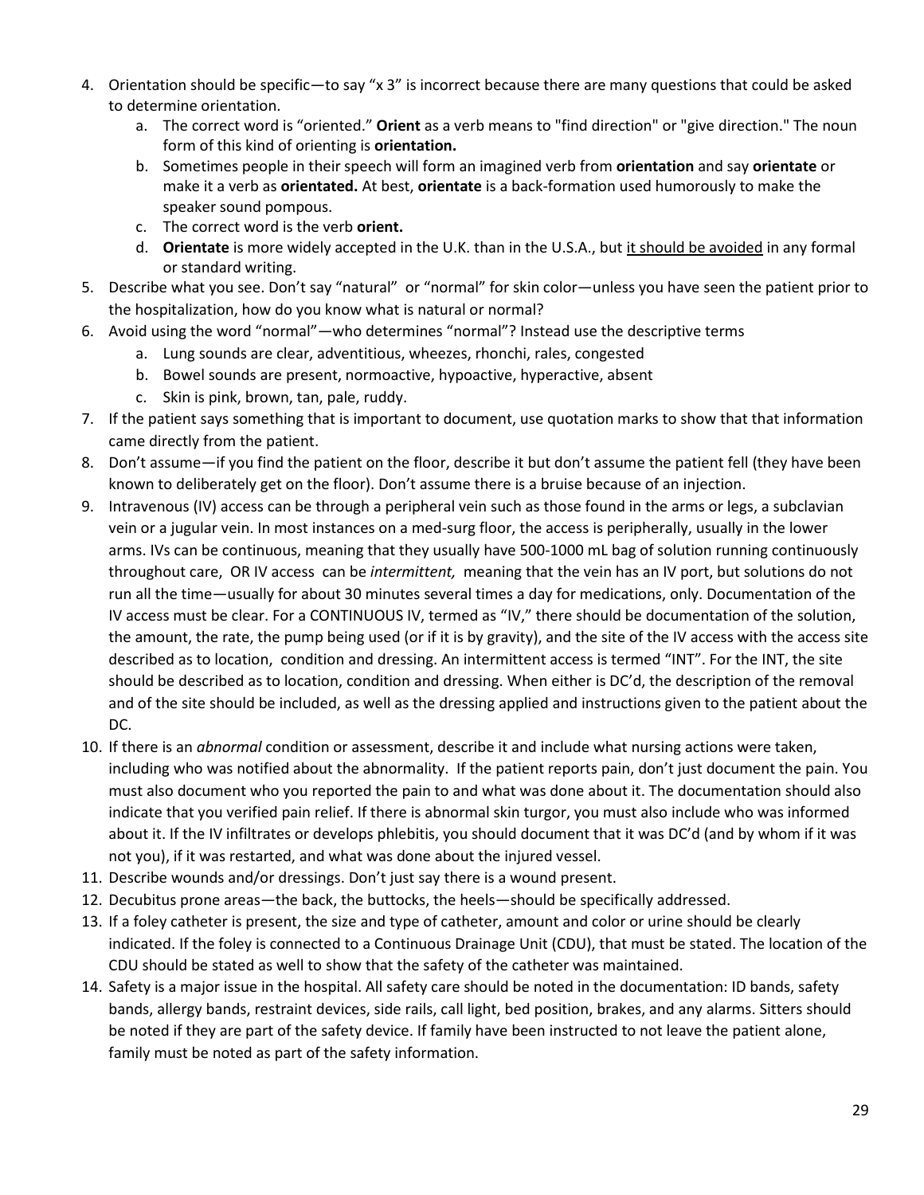4. Orientation should be specific—to say "x 3" is incorrect because there are many questions that could be asked to determine orientation.
    a. The correct word is "oriented." **Orient** as a verb means to "find direction" or "give direction." The noun form of this kind of orienting is **orientation.**
    b. Sometimes people in their speech will form an imagined verb from **orientation** and say **orientate** or make it a verb as **orientated.** At best, **orientate** is a back-formation used humorously to make the speaker sound pompous.
    c. The correct word is the verb **orient.**
    d. **Orientate** is more widely accepted in the U.K. than in the U.S.A., but <u>it should be avoided</u> in any formal or standard writing.
5. Describe what you see. Don't say "natural" or "normal" for skin color—unless you have seen the patient prior to the hospitalization, how do you know what is natural or normal?
6. Avoid using the word "normal"—who determines "normal"? Instead use the descriptive terms
    a. Lung sounds are clear, adventitious, wheezes, rhonchi, rales, congested
    b. Bowel sounds are present, normoactive, hypoactive, hyperactive, absent
    c. Skin is pink, brown, tan, pale, ruddy.
7. If the patient says something that is important to document, use quotation marks to show that that information came directly from the patient.
8. Don't assume—if you find the patient on the floor, describe it but don't assume the patient fell (they have been known to deliberately get on the floor). Don't assume there is a bruise because of an injection.
9. Intravenous (IV) access can be through a peripheral vein such as those found in the arms or legs, a subclavian vein or a jugular vein. In most instances on a med-surg floor, the access is peripherally, usually in the lower arms. IVs can be continuous, meaning that they usually have 500-1000 mL bag of solution running continuously throughout care, OR IV access can be *intermittent,* meaning that the vein has an IV port, but solutions do not run all the time—usually for about 30 minutes several times a day for medications, only. Documentation of the IV access must be clear. For a CONTINUOUS IV, termed as "IV," there should be documentation of the solution, the amount, the rate, the pump being used (or if it is by gravity), and the site of the IV access with the access site described as to location, condition and dressing. An intermittent access is termed "INT". For the INT, the site should be described as to location, condition and dressing. When either is DC'd, the description of the removal and of the site should be included, as well as the dressing applied and instructions given to the patient about the DC.
10. If there is an *abnormal* condition or assessment, describe it and include what nursing actions were taken, including who was notified about the abnormality. If the patient reports pain, don't just document the pain. You must also document who you reported the pain to and what was done about it. The documentation should also indicate that you verified pain relief. If there is abnormal skin turgor, you must also include who was informed about it. If the IV infiltrates or develops phlebitis, you should document that it was DC'd (and by whom if it was not you), if it was restarted, and what was done about the injured vessel.
11. Describe wounds and/or dressings. Don't just say there is a wound present.
12. Decubitus prone areas—the back, the buttocks, the heels—should be specifically addressed.
13. If a foley catheter is present, the size and type of catheter, amount and color or urine should be clearly indicated. If the foley is connected to a Continuous Drainage Unit (CDU), that must be stated. The location of the CDU should be stated as well to show that the safety of the catheter was maintained.
14. Safety is a major issue in the hospital. All safety care should be noted in the documentation: ID bands, safety bands, allergy bands, restraint devices, side rails, call light, bed position, brakes, and any alarms. Sitters should be noted if they are part of the safety device. If family have been instructed to not leave the patient alone, family must be noted as part of the safety information.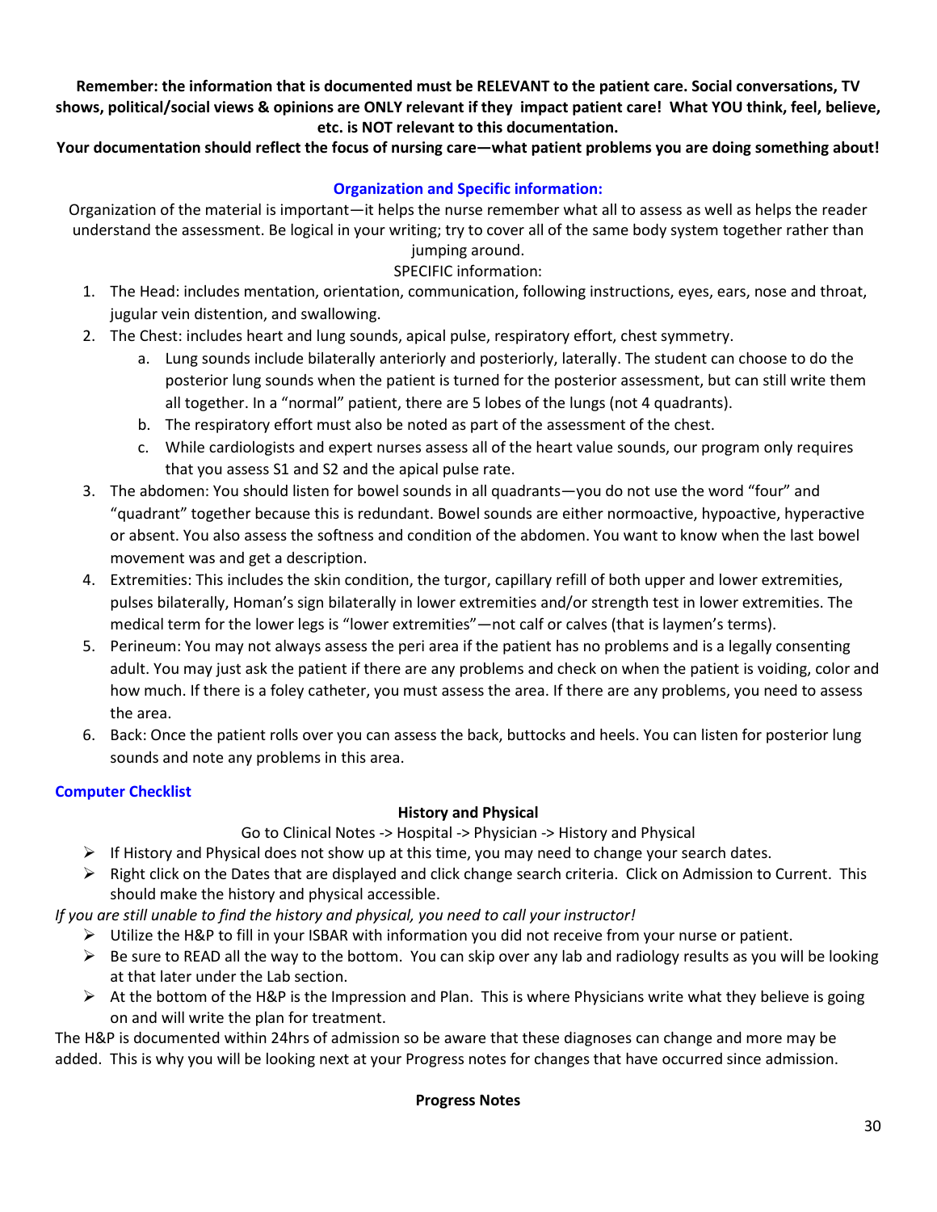**Remember: the information that is documented must be RELEVANT to the patient care. Social conversations, TV shows, political/social views & opinions are ONLY relevant if they impact patient care! What YOU think, feel, believe, etc. is NOT relevant to this documentation.**

**Your documentation should reflect the focus of nursing care—what patient problems you are doing something about!**

**Organization and Specific information:**

Organization of the material is important—it helps the nurse remember what all to assess as well as helps the reader understand the assessment. Be logical in your writing; try to cover all of the same body system together rather than jumping around.

SPECIFIC information:

1. The Head: includes mentation, orientation, communication, following instructions, eyes, ears, nose and throat, jugular vein distention, and swallowing.
2. The Chest: includes heart and lung sounds, apical pulse, respiratory effort, chest symmetry.
   a. Lung sounds include bilaterally anteriorly and posteriorly, laterally. The student can choose to do the posterior lung sounds when the patient is turned for the posterior assessment, but can still write them all together. In a "normal" patient, there are 5 lobes of the lungs (not 4 quadrants).
   b. The respiratory effort must also be noted as part of the assessment of the chest.
   c. While cardiologists and expert nurses assess all of the heart value sounds, our program only requires that you assess S1 and S2 and the apical pulse rate.
3. The abdomen: You should listen for bowel sounds in all quadrants—you do not use the word "four" and "quadrant" together because this is redundant. Bowel sounds are either normoactive, hypoactive, hyperactive or absent. You also assess the softness and condition of the abdomen. You want to know when the last bowel movement was and get a description.
4. Extremities: This includes the skin condition, the turgor, capillary refill of both upper and lower extremities, pulses bilaterally, Homan's sign bilaterally in lower extremities and/or strength test in lower extremities. The medical term for the lower legs is "lower extremities"—not calf or calves (that is laymen's terms).
5. Perineum: You may not always assess the peri area if the patient has no problems and is a legally consenting adult. You may just ask the patient if there are any problems and check on when the patient is voiding, color and how much. If there is a foley catheter, you must assess the area. If there are any problems, you need to assess the area.
6. Back: Once the patient rolls over you can assess the back, buttocks and heels. You can listen for posterior lung sounds and note any problems in this area.

**Computer Checklist**

**History and Physical**

Go to Clinical Notes -> Hospital -> Physician -> History and Physical

- If History and Physical does not show up at this time, you may need to change your search dates.
- Right click on the Dates that are displayed and click change search criteria. Click on Admission to Current. This should make the history and physical accessible.

*If you are still unable to find the history and physical, you need to call your instructor!*

- Utilize the H&P to fill in your ISBAR with information you did not receive from your nurse or patient.
- Be sure to READ all the way to the bottom. You can skip over any lab and radiology results as you will be looking at that later under the Lab section.
- At the bottom of the H&P is the Impression and Plan. This is where Physicians write what they believe is going on and will write the plan for treatment.

The H&P is documented within 24hrs of admission so be aware that these diagnoses can change and more may be added. This is why you will be looking next at your Progress notes for changes that have occurred since admission.

**Progress Notes**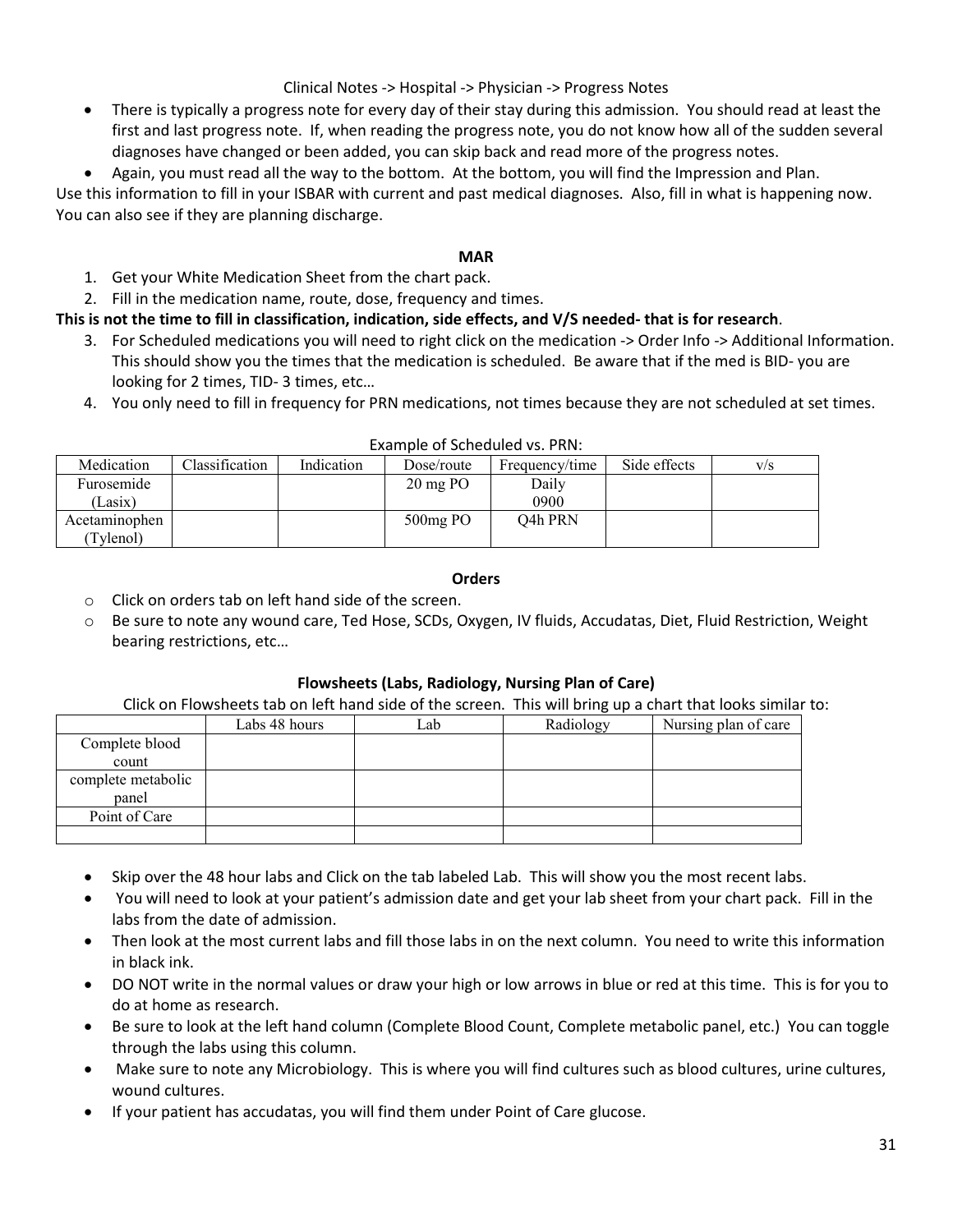Clinical Notes -> Hospital -> Physician -> Progress Notes

- There is typically a progress note for every day of their stay during this admission. You should read at least the first and last progress note. If, when reading the progress note, you do not know how all of the sudden several diagnoses have changed or been added, you can skip back and read more of the progress notes.
- Again, you must read all the way to the bottom. At the bottom, you will find the Impression and Plan.

Use this information to fill in your ISBAR with current and past medical diagnoses. Also, fill in what is happening now. You can also see if they are planning discharge.

### MAR

1. Get your White Medication Sheet from the chart pack.
2. Fill in the medication name, route, dose, frequency and times.

**This is not the time to fill in classification, indication, side effects, and V/S needed- that is for research**.

3. For Scheduled medications you will need to right click on the medication -> Order Info -> Additional Information. This should show you the times that the medication is scheduled. Be aware that if the med is BID- you are looking for 2 times, TID- 3 times, etc…
4. You only need to fill in frequency for PRN medications, not times because they are not scheduled at set times.

Example of Scheduled vs. PRN:

| Medication | Classification | Indication | Dose/route | Frequency/time | Side effects | v/s |
|---|---|---|---|---|---|---|
| Furosemide (Lasix) | | | 20 mg PO | Daily 0900 | | |
| Acetaminophen (Tylenol) | | | 500mg PO | Q4h PRN | | |

### Orders

- Click on orders tab on left hand side of the screen.
- Be sure to note any wound care, Ted Hose, SCDs, Oxygen, IV fluids, Accudatas, Diet, Fluid Restriction, Weight bearing restrictions, etc…

### Flowsheets (Labs, Radiology, Nursing Plan of Care)

Click on Flowsheets tab on left hand side of the screen. This will bring up a chart that looks similar to:

| | Labs 48 hours | Lab | Radiology | Nursing plan of care |
|---|---|---|---|---|
| Complete blood count | | | | |
| complete metabolic panel | | | | |
| Point of Care | | | | |
| | | | | |

- Skip over the 48 hour labs and Click on the tab labeled Lab. This will show you the most recent labs.
- You will need to look at your patient's admission date and get your lab sheet from your chart pack. Fill in the labs from the date of admission.
- Then look at the most current labs and fill those labs in on the next column. You need to write this information in black ink.
- DO NOT write in the normal values or draw your high or low arrows in blue or red at this time. This is for you to do at home as research.
- Be sure to look at the left hand column (Complete Blood Count, Complete metabolic panel, etc.) You can toggle through the labs using this column.
- Make sure to note any Microbiology. This is where you will find cultures such as blood cultures, urine cultures, wound cultures.
- If your patient has accudatas, you will find them under Point of Care glucose.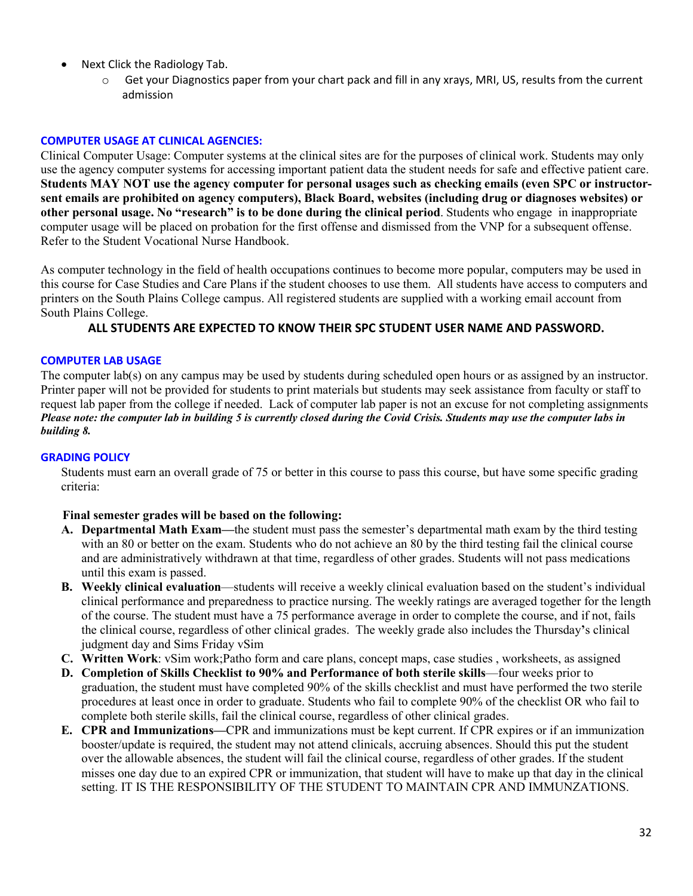- Next Click the Radiology Tab.
    - Get your Diagnostics paper from your chart pack and fill in any xrays, MRI, US, results from the current admission

### COMPUTER USAGE AT CLINICAL AGENCIES:

Clinical Computer Usage: Computer systems at the clinical sites are for the purposes of clinical work. Students may only use the agency computer systems for accessing important patient data the student needs for safe and effective patient care. **Students MAY NOT use the agency computer for personal usages such as checking emails (even SPC or instructor-sent emails are prohibited on agency computers), Black Board, websites (including drug or diagnoses websites) or other personal usage. No "research" is to be done during the clinical period**. Students who engage in inappropriate computer usage will be placed on probation for the first offense and dismissed from the VNP for a subsequent offense. Refer to the Student Vocational Nurse Handbook.

As computer technology in the field of health occupations continues to become more popular, computers may be used in this course for Case Studies and Care Plans if the student chooses to use them. All students have access to computers and printers on the South Plains College campus. All registered students are supplied with a working email account from South Plains College.

**ALL STUDENTS ARE EXPECTED TO KNOW THEIR SPC STUDENT USER NAME AND PASSWORD.**

### COMPUTER LAB USAGE

The computer lab(s) on any campus may be used by students during scheduled open hours or as assigned by an instructor. Printer paper will not be provided for students to print materials but students may seek assistance from faculty or staff to request lab paper from the college if needed. Lack of computer lab paper is not an excuse for not completing assignments ***Please note: the computer lab in building 5 is currently closed during the Covid Crisis. Students may use the computer labs in building 8.***

### GRADING POLICY

Students must earn an overall grade of 75 or better in this course to pass this course, but have some specific grading criteria:

**Final semester grades will be based on the following:**

A. **Departmental Math Exam—**the student must pass the semester's departmental math exam by the third testing with an 80 or better on the exam. Students who do not achieve an 80 by the third testing fail the clinical course and are administratively withdrawn at that time, regardless of other grades. Students will not pass medications until this exam is passed.
B. **Weekly clinical evaluation**—students will receive a weekly clinical evaluation based on the student's individual clinical performance and preparedness to practice nursing. The weekly ratings are averaged together for the length of the course. The student must have a 75 performance average in order to complete the course, and if not, fails the clinical course, regardless of other clinical grades. The weekly grade also includes the Thursday's clinical judgment day and Sims Friday vSim
C. **Written Work**: vSim work;Patho form and care plans, concept maps, case studies , worksheets, as assigned
D. **Completion of Skills Checklist to 90% and Performance of both sterile skills**—four weeks prior to graduation, the student must have completed 90% of the skills checklist and must have performed the two sterile procedures at least once in order to graduate. Students who fail to complete 90% of the checklist OR who fail to complete both sterile skills, fail the clinical course, regardless of other clinical grades.
E. **CPR and Immunizations—**CPR and immunizations must be kept current. If CPR expires or if an immunization booster/update is required, the student may not attend clinicals, accruing absences. Should this put the student over the allowable absences, the student will fail the clinical course, regardless of other grades. If the student misses one day due to an expired CPR or immunization, that student will have to make up that day in the clinical setting. IT IS THE RESPONSIBILITY OF THE STUDENT TO MAINTAIN CPR AND IMMUNZATIONS.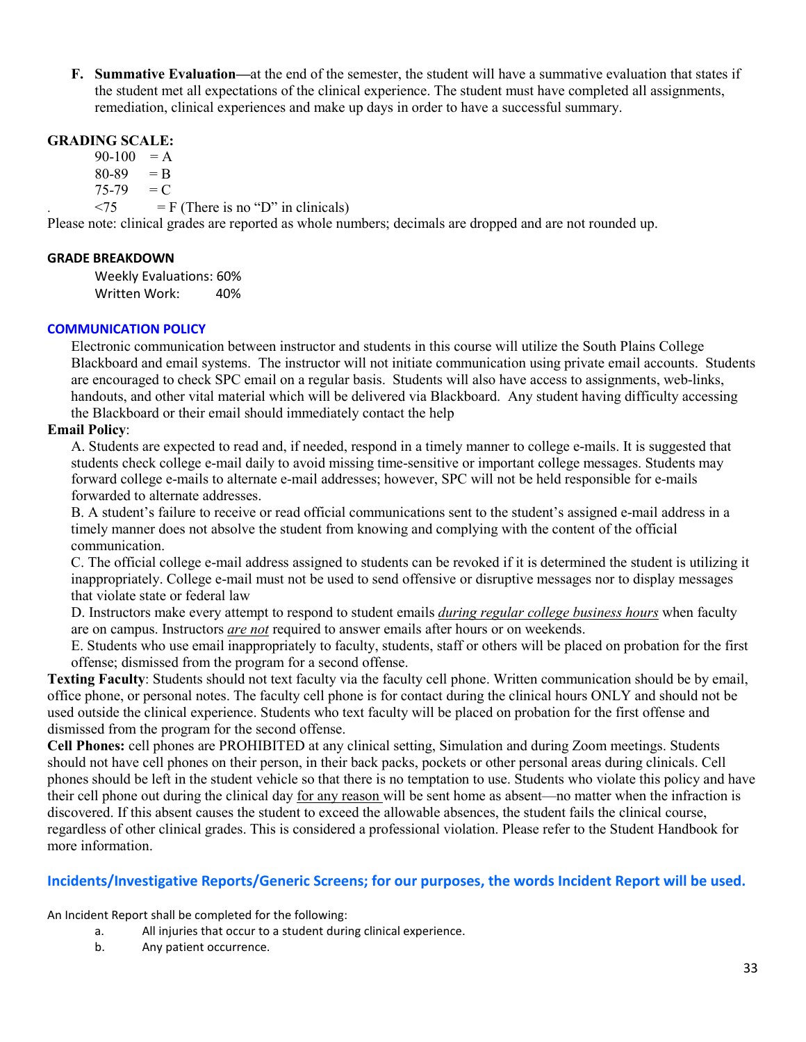F. **Summative Evaluation—**at the end of the semester, the student will have a summative evaluation that states if the student met all expectations of the clinical experience. The student must have completed all assignments, remediation, clinical experiences and make up days in order to have a successful summary.

**GRADING SCALE:**

90-100 = A
80-89 = B
75-79 = C
<75 = F (There is no "D" in clinicals)

Please note: clinical grades are reported as whole numbers; decimals are dropped and are not rounded up.

**GRADE BREAKDOWN**

Weekly Evaluations: 60%
Written Work: 40%

**COMMUNICATION POLICY**

Electronic communication between instructor and students in this course will utilize the South Plains College Blackboard and email systems. The instructor will not initiate communication using private email accounts. Students are encouraged to check SPC email on a regular basis. Students will also have access to assignments, web-links, handouts, and other vital material which will be delivered via Blackboard. Any student having difficulty accessing the Blackboard or their email should immediately contact the help

**Email Policy**:

A. Students are expected to read and, if needed, respond in a timely manner to college e-mails. It is suggested that students check college e-mail daily to avoid missing time-sensitive or important college messages. Students may forward college e-mails to alternate e-mail addresses; however, SPC will not be held responsible for e-mails forwarded to alternate addresses.

B. A student's failure to receive or read official communications sent to the student's assigned e-mail address in a timely manner does not absolve the student from knowing and complying with the content of the official communication.

C. The official college e-mail address assigned to students can be revoked if it is determined the student is utilizing it inappropriately. College e-mail must not be used to send offensive or disruptive messages nor to display messages that violate state or federal law

D. Instructors make every attempt to respond to student emails ***during regular college business hours*** when faculty are on campus. Instructors ***are not*** required to answer emails after hours or on weekends.

E. Students who use email inappropriately to faculty, students, staff or others will be placed on probation for the first offense; dismissed from the program for a second offense.

**Texting Faculty**: Students should not text faculty via the faculty cell phone. Written communication should be by email, office phone, or personal notes. The faculty cell phone is for contact during the clinical hours ONLY and should not be used outside the clinical experience. Students who text faculty will be placed on probation for the first offense and dismissed from the program for the second offense.

**Cell Phones:** cell phones are PROHIBITED at any clinical setting, Simulation and during Zoom meetings. Students should not have cell phones on their person, in their back packs, pockets or other personal areas during clinicals. Cell phones should be left in the student vehicle so that there is no temptation to use. Students who violate this policy and have their cell phone out during the clinical day for any reason will be sent home as absent—no matter when the infraction is discovered. If this absent causes the student to exceed the allowable absences, the student fails the clinical course, regardless of other clinical grades. This is considered a professional violation. Please refer to the Student Handbook for more information.

## Incidents/Investigative Reports/Generic Screens; for our purposes, the words Incident Report will be used.

An Incident Report shall be completed for the following:

a. All injuries that occur to a student during clinical experience.
b. Any patient occurrence.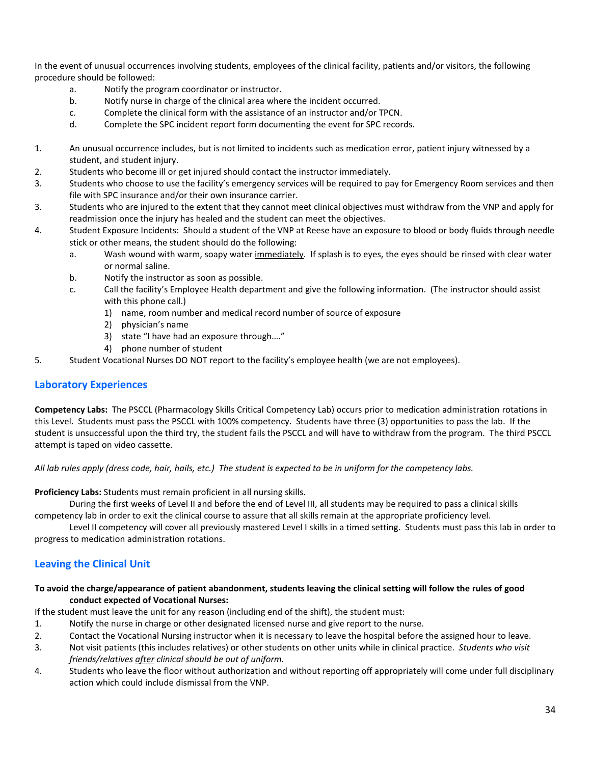In the event of unusual occurrences involving students, employees of the clinical facility, patients and/or visitors, the following procedure should be followed:

a. Notify the program coordinator or instructor.
b. Notify nurse in charge of the clinical area where the incident occurred.
c. Complete the clinical form with the assistance of an instructor and/or TPCN.
d. Complete the SPC incident report form documenting the event for SPC records.

1. An unusual occurrence includes, but is not limited to incidents such as medication error, patient injury witnessed by a student, and student injury.
2. Students who become ill or get injured should contact the instructor immediately.
3. Students who choose to use the facility's emergency services will be required to pay for Emergency Room services and then file with SPC insurance and/or their own insurance carrier.
3. Students who are injured to the extent that they cannot meet clinical objectives must withdraw from the VNP and apply for readmission once the injury has healed and the student can meet the objectives.
4. Student Exposure Incidents: Should a student of the VNP at Reese have an exposure to blood or body fluids through needle stick or other means, the student should do the following:
   a. Wash wound with warm, soapy water <u>immediately</u>. If splash is to eyes, the eyes should be rinsed with clear water or normal saline.
   b. Notify the instructor as soon as possible.
   c. Call the facility's Employee Health department and give the following information. (The instructor should assist with this phone call.)
      1) name, room number and medical record number of source of exposure
      2) physician's name
      3) state "I have had an exposure through…."
      4) phone number of student
5. Student Vocational Nurses DO NOT report to the facility's employee health (we are not employees).

## Laboratory Experiences

**Competency Labs:** The PSCCL (Pharmacology Skills Critical Competency Lab) occurs prior to medication administration rotations in this Level. Students must pass the PSCCL with 100% competency. Students have three (3) opportunities to pass the lab. If the student is unsuccessful upon the third try, the student fails the PSCCL and will have to withdraw from the program. The third PSCCL attempt is taped on video cassette.

*All lab rules apply (dress code, hair, hails, etc.) The student is expected to be in uniform for the competency labs.*

**Proficiency Labs:** Students must remain proficient in all nursing skills.

During the first weeks of Level II and before the end of Level III, all students may be required to pass a clinical skills competency lab in order to exit the clinical course to assure that all skills remain at the appropriate proficiency level.

Level II competency will cover all previously mastered Level I skills in a timed setting. Students must pass this lab in order to progress to medication administration rotations.

## Leaving the Clinical Unit

**To avoid the charge/appearance of patient abandonment, students leaving the clinical setting will follow the rules of good conduct expected of Vocational Nurses:**

If the student must leave the unit for any reason (including end of the shift), the student must:

1. Notify the nurse in charge or other designated licensed nurse and give report to the nurse.
2. Contact the Vocational Nursing instructor when it is necessary to leave the hospital before the assigned hour to leave.
3. Not visit patients (this includes relatives) or other students on other units while in clinical practice. *Students who visit friends/relatives <u>after</u> clinical should be out of uniform.*
4. Students who leave the floor without authorization and without reporting off appropriately will come under full disciplinary action which could include dismissal from the VNP.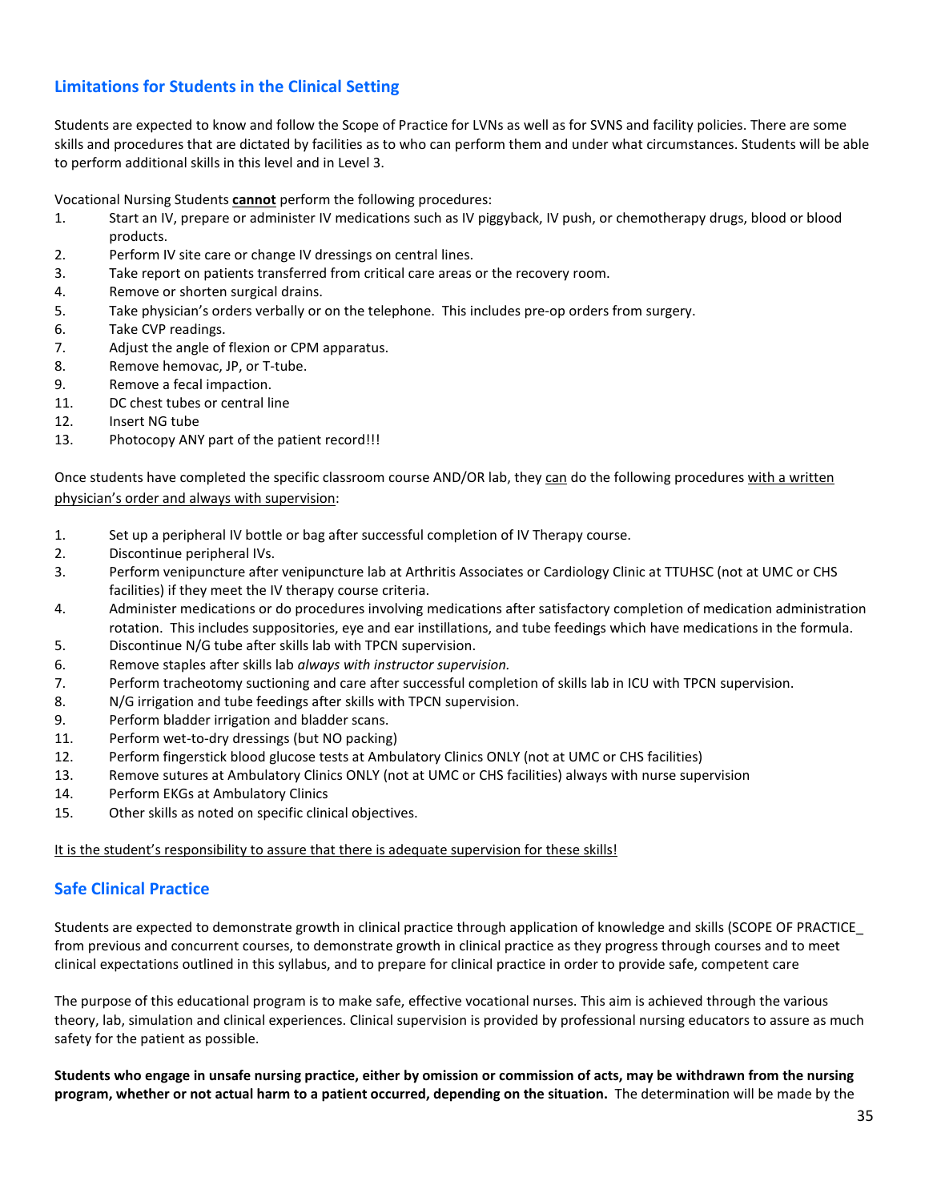## Limitations for Students in the Clinical Setting

Students are expected to know and follow the Scope of Practice for LVNs as well as for SVNS and facility policies. There are some skills and procedures that are dictated by facilities as to who can perform them and under what circumstances. Students will be able to perform additional skills in this level and in Level 3.

Vocational Nursing Students <u>**cannot**</u> perform the following procedures:

1. Start an IV, prepare or administer IV medications such as IV piggyback, IV push, or chemotherapy drugs, blood or blood products.
2. Perform IV site care or change IV dressings on central lines.
3. Take report on patients transferred from critical care areas or the recovery room.
4. Remove or shorten surgical drains.
5. Take physician's orders verbally or on the telephone. This includes pre-op orders from surgery.
6. Take CVP readings.
7. Adjust the angle of flexion or CPM apparatus.
8. Remove hemovac, JP, or T-tube.
9. Remove a fecal impaction.
11. DC chest tubes or central line
12. Insert NG tube
13. Photocopy ANY part of the patient record!!!

Once students have completed the specific classroom course AND/OR lab, they <u>can</u> do the following procedures <u>with a written physician's order and always with supervision</u>:

1. Set up a peripheral IV bottle or bag after successful completion of IV Therapy course.
2. Discontinue peripheral IVs.
3. Perform venipuncture after venipuncture lab at Arthritis Associates or Cardiology Clinic at TTUHSC (not at UMC or CHS facilities) if they meet the IV therapy course criteria.
4. Administer medications or do procedures involving medications after satisfactory completion of medication administration rotation. This includes suppositories, eye and ear instillations, and tube feedings which have medications in the formula.
5. Discontinue N/G tube after skills lab with TPCN supervision.
6. Remove staples after skills lab *always with instructor supervision.*
7. Perform tracheotomy suctioning and care after successful completion of skills lab in ICU with TPCN supervision.
8. N/G irrigation and tube feedings after skills with TPCN supervision.
9. Perform bladder irrigation and bladder scans.
11. Perform wet-to-dry dressings (but NO packing)
12. Perform fingerstick blood glucose tests at Ambulatory Clinics ONLY (not at UMC or CHS facilities)
13. Remove sutures at Ambulatory Clinics ONLY (not at UMC or CHS facilities) always with nurse supervision
14. Perform EKGs at Ambulatory Clinics
15. Other skills as noted on specific clinical objectives.

<u>It is the student's responsibility to assure that there is adequate supervision for these skills!</u>

## Safe Clinical Practice

Students are expected to demonstrate growth in clinical practice through application of knowledge and skills (SCOPE OF PRACTICE_ from previous and concurrent courses, to demonstrate growth in clinical practice as they progress through courses and to meet clinical expectations outlined in this syllabus, and to prepare for clinical practice in order to provide safe, competent care

The purpose of this educational program is to make safe, effective vocational nurses. This aim is achieved through the various theory, lab, simulation and clinical experiences. Clinical supervision is provided by professional nursing educators to assure as much safety for the patient as possible.

**Students who engage in unsafe nursing practice, either by omission or commission of acts, may be withdrawn from the nursing program, whether or not actual harm to a patient occurred, depending on the situation.** The determination will be made by the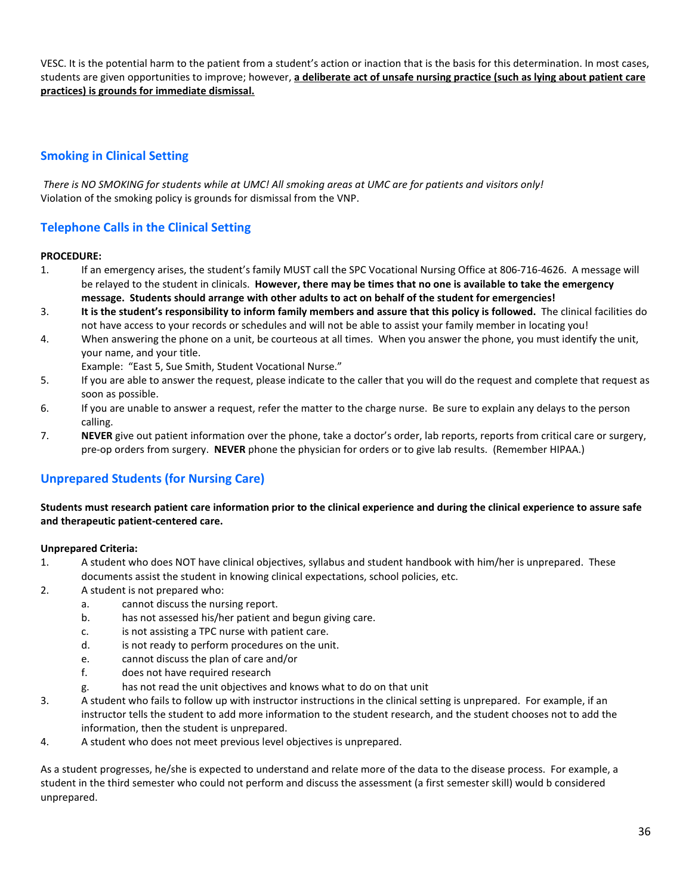VESC. It is the potential harm to the patient from a student's action or inaction that is the basis for this determination. In most cases, students are given opportunities to improve; however, **a deliberate act of unsafe nursing practice (such as lying about patient care practices) is grounds for immediate dismissal.**

## Smoking in Clinical Setting

*There is NO SMOKING for students while at UMC! All smoking areas at UMC are for patients and visitors only!*
Violation of the smoking policy is grounds for dismissal from the VNP.

## Telephone Calls in the Clinical Setting

**PROCEDURE:**

1. If an emergency arises, the student's family MUST call the SPC Vocational Nursing Office at 806-716-4626. A message will be relayed to the student in clinicals. **However, there may be times that no one is available to take the emergency message. Students should arrange with other adults to act on behalf of the student for emergencies!**
3. **It is the student's responsibility to inform family members and assure that this policy is followed.** The clinical facilities do not have access to your records or schedules and will not be able to assist your family member in locating you!
4. When answering the phone on a unit, be courteous at all times. When you answer the phone, you must identify the unit, your name, and your title.
   Example: "East 5, Sue Smith, Student Vocational Nurse."
5. If you are able to answer the request, please indicate to the caller that you will do the request and complete that request as soon as possible.
6. If you are unable to answer a request, refer the matter to the charge nurse. Be sure to explain any delays to the person calling.
7. **NEVER** give out patient information over the phone, take a doctor's order, lab reports, reports from critical care or surgery, pre-op orders from surgery. **NEVER** phone the physician for orders or to give lab results. (Remember HIPAA.)

## Unprepared Students (for Nursing Care)

**Students must research patient care information prior to the clinical experience and during the clinical experience to assure safe and therapeutic patient-centered care.**

**Unprepared Criteria:**

1. A student who does NOT have clinical objectives, syllabus and student handbook with him/her is unprepared. These documents assist the student in knowing clinical expectations, school policies, etc.
2. A student is not prepared who:
   a. cannot discuss the nursing report.
   b. has not assessed his/her patient and begun giving care.
   c. is not assisting a TPC nurse with patient care.
   d. is not ready to perform procedures on the unit.
   e. cannot discuss the plan of care and/or
   f. does not have required research
   g. has not read the unit objectives and knows what to do on that unit
3. A student who fails to follow up with instructor instructions in the clinical setting is unprepared. For example, if an instructor tells the student to add more information to the student research, and the student chooses not to add the information, then the student is unprepared.
4. A student who does not meet previous level objectives is unprepared.

As a student progresses, he/she is expected to understand and relate more of the data to the disease process. For example, a student in the third semester who could not perform and discuss the assessment (a first semester skill) would b considered unprepared.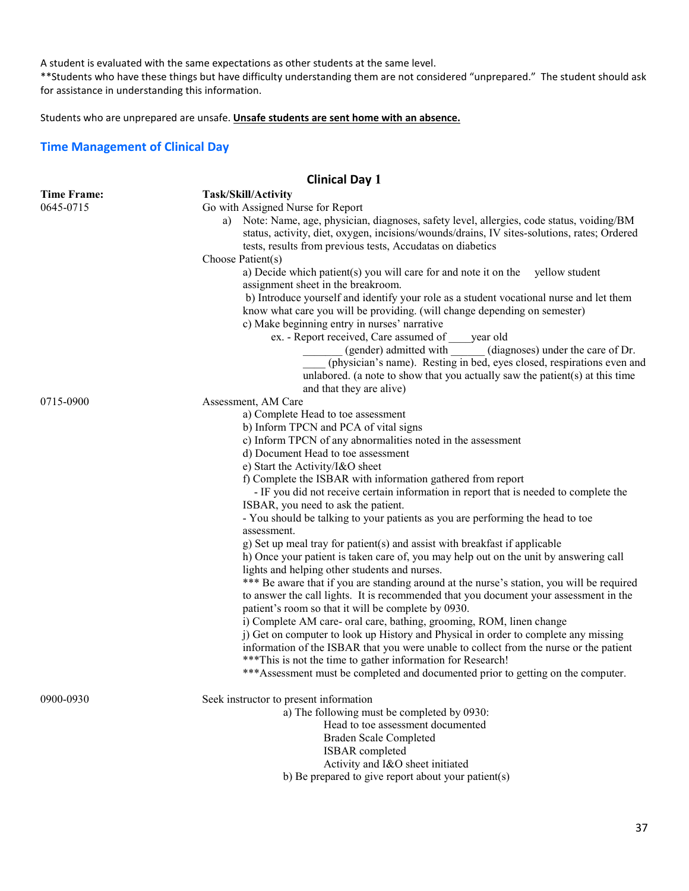A student is evaluated with the same expectations as other students at the same level.
**Students who have these things but have difficulty understanding them are not considered "unprepared." The student should ask for assistance in understanding this information.

Students who are unprepared are unsafe. **<u>Unsafe students are sent home with an absence.</u>**

## Time Management of Clinical Day

### Clinical Day 1

| Time Frame: | Task/Skill/Activity |
|---|---|
| 0645-0715 | Go with Assigned Nurse for Report<br>a) Note: Name, age, physician, diagnoses, safety level, allergies, code status, voiding/BM status, activity, diet, oxygen, incisions/wounds/drains, IV sites-solutions, rates; Ordered tests, results from previous tests, Accudatas on diabetics<br>Choose Patient(s)<br>a) Decide which patient(s) you will care for and note it on the yellow student assignment sheet in the breakroom.<br>b) Introduce yourself and identify your role as a student vocational nurse and let them know what care you will be providing. (will change depending on semester)<br>c) Make beginning entry in nurses' narrative<br>ex. - Report received, Care assumed of ____year old _______ (gender) admitted with ______ (diagnoses) under the care of Dr. ____ (physician's name). Resting in bed, eyes closed, respirations even and unlabored. (a note to show that you actually saw the patient(s) at this time and that they are alive) |
| 0715-0900 | Assessment, AM Care<br>a) Complete Head to toe assessment<br>b) Inform TPCN and PCA of vital signs<br>c) Inform TPCN of any abnormalities noted in the assessment<br>d) Document Head to toe assessment<br>e) Start the Activity/I&O sheet<br>f) Complete the ISBAR with information gathered from report<br>- IF you did not receive certain information in report that is needed to complete the ISBAR, you need to ask the patient.<br>- You should be talking to your patients as you are performing the head to toe assessment.<br>g) Set up meal tray for patient(s) and assist with breakfast if applicable<br>h) Once your patient is taken care of, you may help out on the unit by answering call lights and helping other students and nurses.<br>*** Be aware that if you are standing around at the nurse's station, you will be required to answer the call lights. It is recommended that you document your assessment in the patient's room so that it will be complete by 0930.<br>i) Complete AM care- oral care, bathing, grooming, ROM, linen change<br>j) Get on computer to look up History and Physical in order to complete any missing information of the ISBAR that you were unable to collect from the nurse or the patient<br>***This is not the time to gather information for Research!<br>***Assessment must be completed and documented prior to getting on the computer. |
| 0900-0930 | Seek instructor to present information<br>a) The following must be completed by 0930:<br>Head to toe assessment documented<br>Braden Scale Completed<br>ISBAR completed<br>Activity and I&O sheet initiated<br>b) Be prepared to give report about your patient(s) |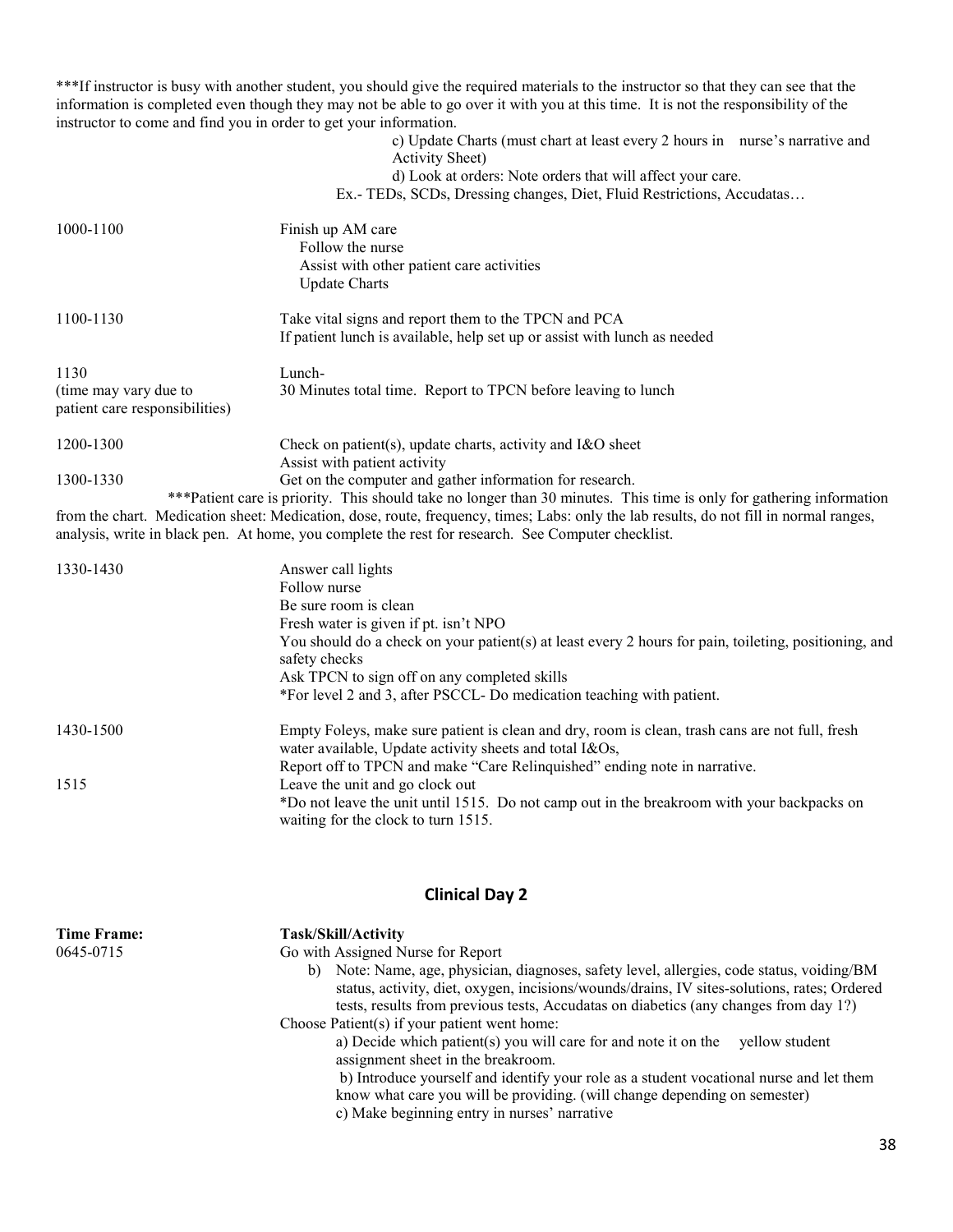***If instructor is busy with another student, you should give the required materials to the instructor so that they can see that the information is completed even though they may not be able to go over it with you at this time. It is not the responsibility of the instructor to come and find you in order to get your information.

c) Update Charts (must chart at least every 2 hours in nurse's narrative and Activity Sheet)

d) Look at orders: Note orders that will affect your care.

Ex.- TEDs, SCDs, Dressing changes, Diet, Fluid Restrictions, Accudatas…

| | |
|---|---|
| 1000-1100 | Finish up AM care<br>Follow the nurse<br>Assist with other patient care activities<br>Update Charts |
| 1100-1130 | Take vital signs and report them to the TPCN and PCA<br>If patient lunch is available, help set up or assist with lunch as needed |
| 1130<br>(time may vary due to patient care responsibilities) | Lunch-<br>30 Minutes total time. Report to TPCN before leaving to lunch |
| 1200-1300 | Check on patient(s), update charts, activity and I&O sheet<br>Assist with patient activity |
| 1300-1330 | Get on the computer and gather information for research. |

***Patient care is priority. This should take no longer than 30 minutes. This time is only for gathering information from the chart. Medication sheet: Medication, dose, route, frequency, times; Labs: only the lab results, do not fill in normal ranges, analysis, write in black pen. At home, you complete the rest for research. See Computer checklist.

| | |
|---|---|
| 1330-1430 | Answer call lights<br>Follow nurse<br>Be sure room is clean<br>Fresh water is given if pt. isn't NPO<br>You should do a check on your patient(s) at least every 2 hours for pain, toileting, positioning, and safety checks<br>Ask TPCN to sign off on any completed skills<br>*For level 2 and 3, after PSCCL- Do medication teaching with patient. |
| 1430-1500 | Empty Foleys, make sure patient is clean and dry, room is clean, trash cans are not full, fresh water available, Update activity sheets and total I&Os,<br>Report off to TPCN and make "Care Relinquished" ending note in narrative. |
| 1515 | Leave the unit and go clock out<br>*Do not leave the unit until 1515. Do not camp out in the breakroom with your backpacks on waiting for the clock to turn 1515. |

## Clinical Day 2

| **Time Frame:** | **Task/Skill/Activity** |
|---|---|
| 0645-0715 | Go with Assigned Nurse for Report |

b) Note: Name, age, physician, diagnoses, safety level, allergies, code status, voiding/BM status, activity, diet, oxygen, incisions/wounds/drains, IV sites-solutions, rates; Ordered tests, results from previous tests, Accudatas on diabetics (any changes from day 1?)

Choose Patient(s) if your patient went home:

a) Decide which patient(s) you will care for and note it on the yellow student assignment sheet in the breakroom.

b) Introduce yourself and identify your role as a student vocational nurse and let them know what care you will be providing. (will change depending on semester)

c) Make beginning entry in nurses' narrative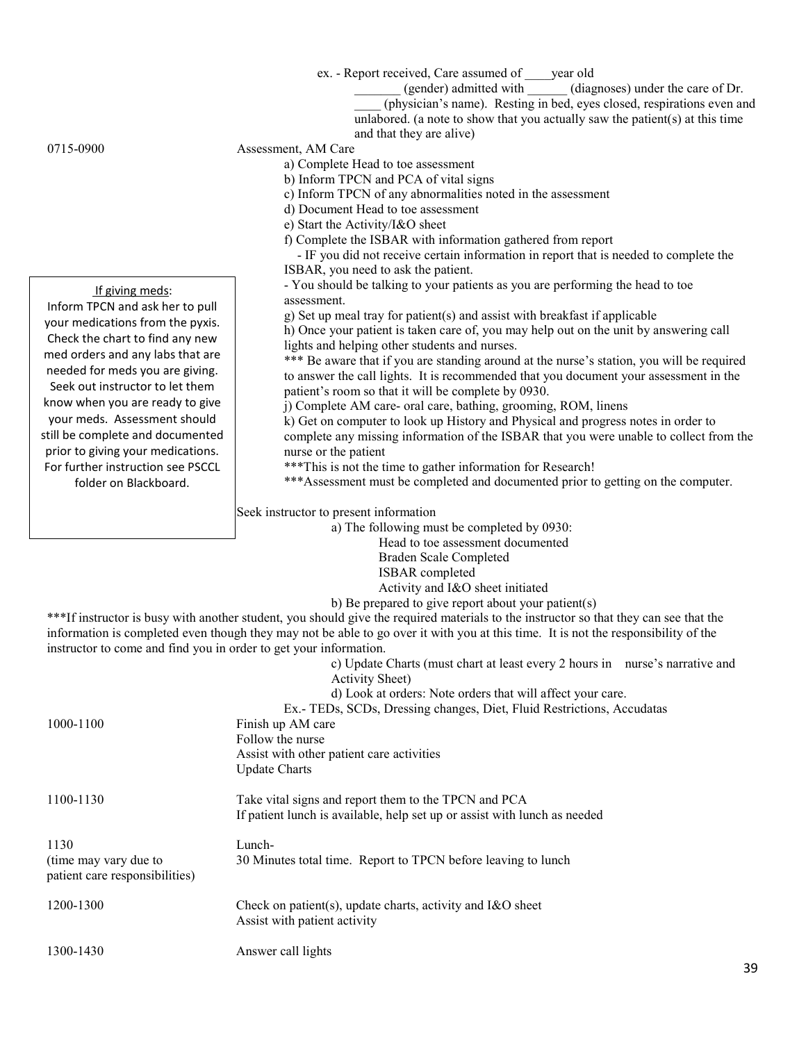ex. - Report received, Care assumed of ____year old _______ (gender) admitted with ______ (diagnoses) under the care of Dr. ____ (physician's name). Resting in bed, eyes closed, respirations even and unlabored. (a note to show that you actually saw the patient(s) at this time and that they are alive)

**0715-0900** Assessment, AM Care

a) Complete Head to toe assessment
b) Inform TPCN and PCA of vital signs
c) Inform TPCN of any abnormalities noted in the assessment
d) Document Head to toe assessment
e) Start the Activity/I&O sheet
f) Complete the ISBAR with information gathered from report
- IF you did not receive certain information in report that is needed to complete the ISBAR, you need to ask the patient.
- You should be talking to your patients as you are performing the head to toe assessment.
g) Set up meal tray for patient(s) and assist with breakfast if applicable
h) Once your patient is taken care of, you may help out on the unit by answering call lights and helping other students and nurses.

*** Be aware that if you are standing around at the nurse's station, you will be required to answer the call lights. It is recommended that you document your assessment in the patient's room so that it will be complete by 0930.

j) Complete AM care- oral care, bathing, grooming, ROM, linens
k) Get on computer to look up History and Physical and progress notes in order to complete any missing information of the ISBAR that you were unable to collect from the nurse or the patient

***This is not the time to gather information for Research!
***Assessment must be completed and documented prior to getting on the computer.

> <u>If giving meds</u>:
> Inform TPCN and ask her to pull your medications from the pyxis. Check the chart to find any new med orders and any labs that are needed for meds you are giving. Seek out instructor to let them know when you are ready to give your meds. Assessment should still be complete and documented prior to giving your medications. For further instruction see PSCCL folder on Blackboard.

Seek instructor to present information

a) The following must be completed by 0930:
- Head to toe assessment documented
- Braden Scale Completed
- ISBAR completed
- Activity and I&O sheet initiated

b) Be prepared to give report about your patient(s)

***If instructor is busy with another student, you should give the required materials to the instructor so that they can see that the information is completed even though they may not be able to go over it with you at this time. It is not the responsibility of the instructor to come and find you in order to get your information.

c) Update Charts (must chart at least every 2 hours in nurse's narrative and Activity Sheet)
d) Look at orders: Note orders that will affect your care.
Ex.- TEDs, SCDs, Dressing changes, Diet, Fluid Restrictions, Accudatas

**1000-1100**
- Finish up AM care
- Follow the nurse
- Assist with other patient care activities
- Update Charts

**1100-1130**
- Take vital signs and report them to the TPCN and PCA
- If patient lunch is available, help set up or assist with lunch as needed

**1130** (time may vary due to patient care responsibilities)
Lunch-
30 Minutes total time. Report to TPCN before leaving to lunch

**1200-1300**
- Check on patient(s), update charts, activity and I&O sheet
- Assist with patient activity

**1300-1430**
- Answer call lights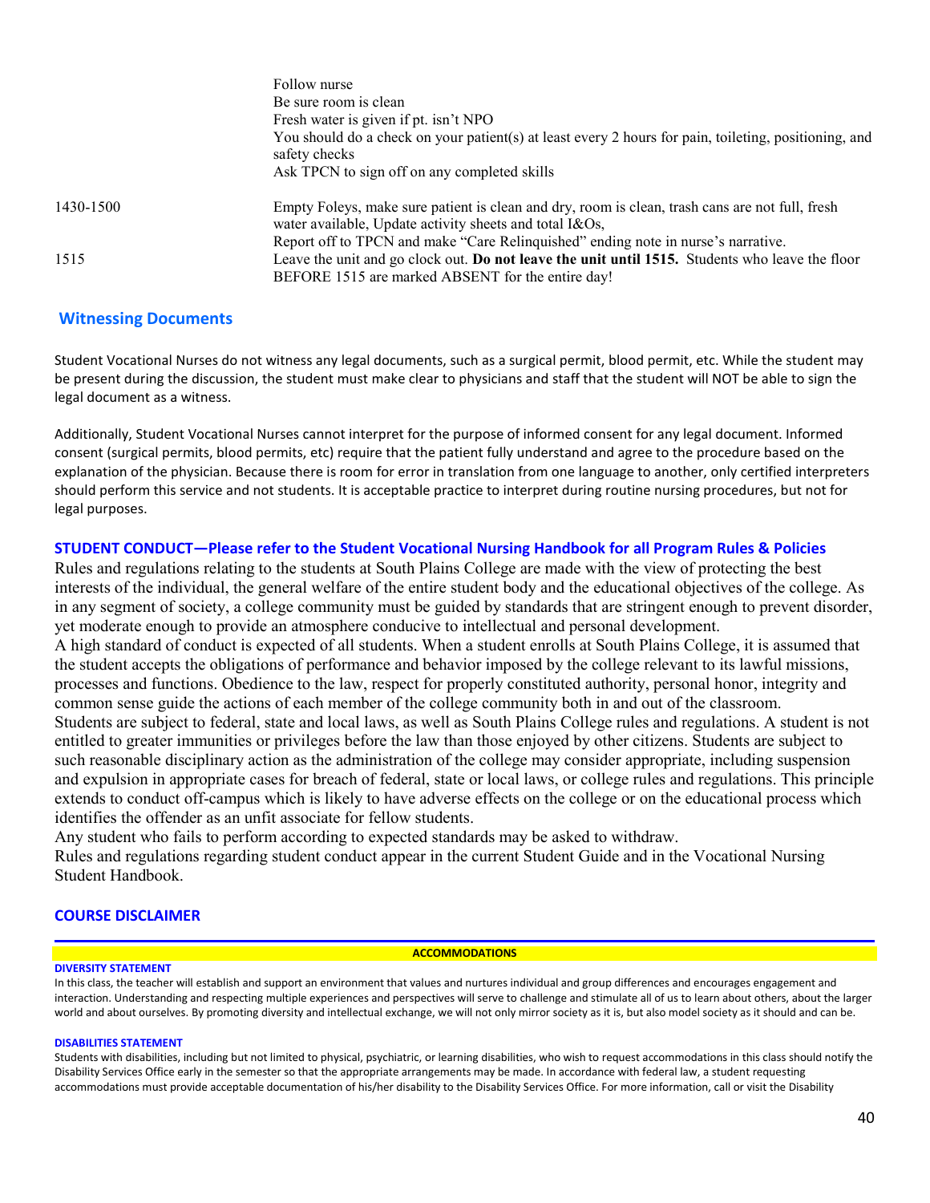| | |
|---|---|
| | Follow nurse<br>Be sure room is clean<br>Fresh water is given if pt. isn't NPO<br>You should do a check on your patient(s) at least every 2 hours for pain, toileting, positioning, and safety checks<br>Ask TPCN to sign off on any completed skills |
| 1430-1500 | Empty Foleys, make sure patient is clean and dry, room is clean, trash cans are not full, fresh water available, Update activity sheets and total I&Os,<br>Report off to TPCN and make "Care Relinquished" ending note in nurse's narrative. |
| 1515 | Leave the unit and go clock out. **Do not leave the unit until 1515.** Students who leave the floor BEFORE 1515 are marked ABSENT for the entire day! |

## Witnessing Documents

Student Vocational Nurses do not witness any legal documents, such as a surgical permit, blood permit, etc. While the student may be present during the discussion, the student must make clear to physicians and staff that the student will NOT be able to sign the legal document as a witness.

Additionally, Student Vocational Nurses cannot interpret for the purpose of informed consent for any legal document. Informed consent (surgical permits, blood permits, etc) require that the patient fully understand and agree to the procedure based on the explanation of the physician. Because there is room for error in translation from one language to another, only certified interpreters should perform this service and not students. It is acceptable practice to interpret during routine nursing procedures, but not for legal purposes.

## STUDENT CONDUCT—Please refer to the Student Vocational Nursing Handbook for all Program Rules & Policies

Rules and regulations relating to the students at South Plains College are made with the view of protecting the best interests of the individual, the general welfare of the entire student body and the educational objectives of the college. As in any segment of society, a college community must be guided by standards that are stringent enough to prevent disorder, yet moderate enough to provide an atmosphere conducive to intellectual and personal development.

A high standard of conduct is expected of all students. When a student enrolls at South Plains College, it is assumed that the student accepts the obligations of performance and behavior imposed by the college relevant to its lawful missions, processes and functions. Obedience to the law, respect for properly constituted authority, personal honor, integrity and common sense guide the actions of each member of the college community both in and out of the classroom.

Students are subject to federal, state and local laws, as well as South Plains College rules and regulations. A student is not entitled to greater immunities or privileges before the law than those enjoyed by other citizens. Students are subject to such reasonable disciplinary action as the administration of the college may consider appropriate, including suspension and expulsion in appropriate cases for breach of federal, state or local laws, or college rules and regulations. This principle extends to conduct off-campus which is likely to have adverse effects on the college or on the educational process which identifies the offender as an unfit associate for fellow students.

Any student who fails to perform according to expected standards may be asked to withdraw.

Rules and regulations regarding student conduct appear in the current Student Guide and in the Vocational Nursing Student Handbook.

## COURSE DISCLAIMER

**ACCOMMODATIONS**

**DIVERSITY STATEMENT**

In this class, the teacher will establish and support an environment that values and nurtures individual and group differences and encourages engagement and interaction. Understanding and respecting multiple experiences and perspectives will serve to challenge and stimulate all of us to learn about others, about the larger world and about ourselves. By promoting diversity and intellectual exchange, we will not only mirror society as it is, but also model society as it should and can be.

**DISABILITIES STATEMENT**

Students with disabilities, including but not limited to physical, psychiatric, or learning disabilities, who wish to request accommodations in this class should notify the Disability Services Office early in the semester so that the appropriate arrangements may be made. In accordance with federal law, a student requesting accommodations must provide acceptable documentation of his/her disability to the Disability Services Office. For more information, call or visit the Disability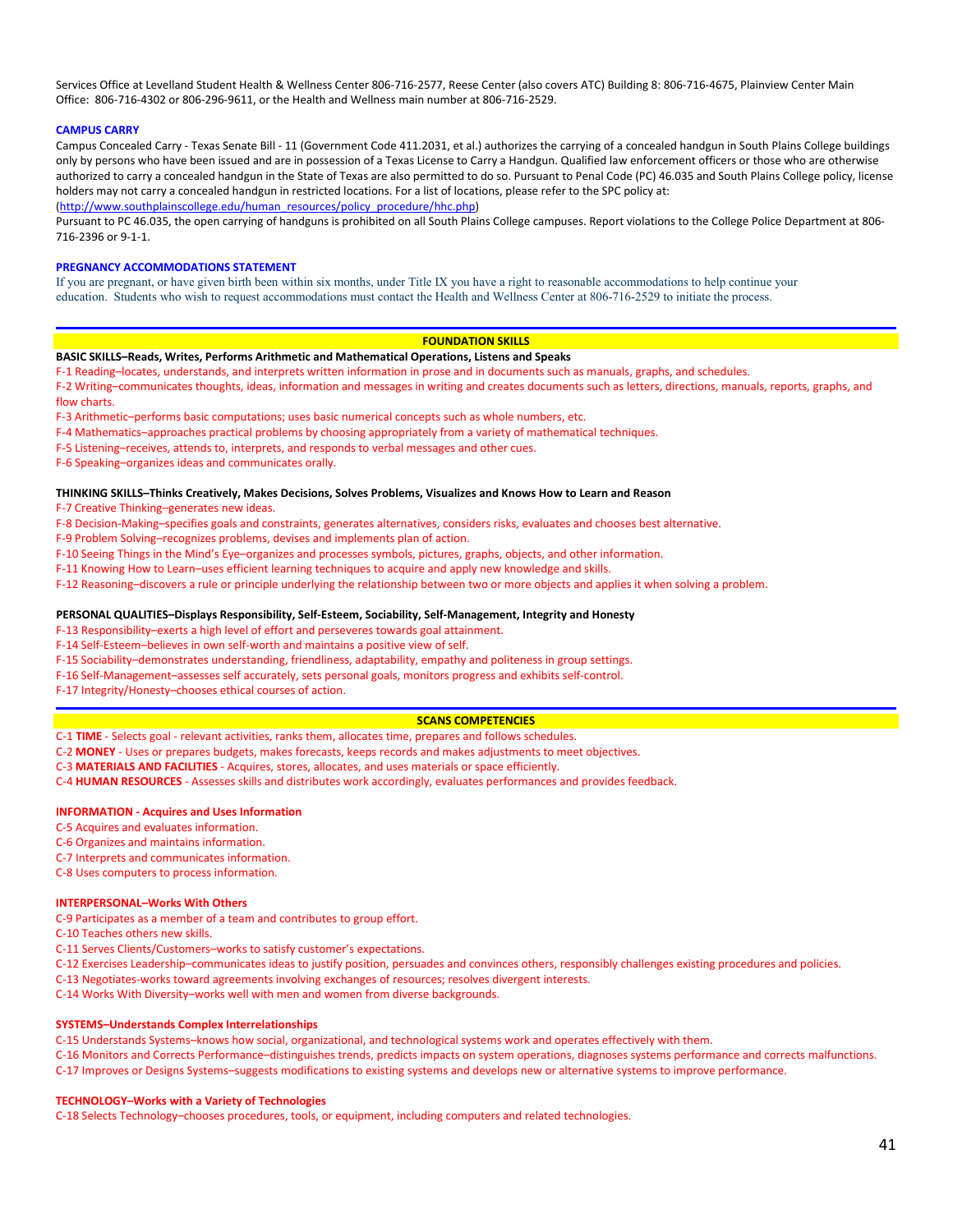Services Office at Levelland Student Health & Wellness Center 806-716-2577, Reese Center (also covers ATC) Building 8: 806-716-4675, Plainview Center Main Office: 806-716-4302 or 806-296-9611, or the Health and Wellness main number at 806-716-2529.

### CAMPUS CARRY

Campus Concealed Carry - Texas Senate Bill - 11 (Government Code 411.2031, et al.) authorizes the carrying of a concealed handgun in South Plains College buildings only by persons who have been issued and are in possession of a Texas License to Carry a Handgun. Qualified law enforcement officers or those who are otherwise authorized to carry a concealed handgun in the State of Texas are also permitted to do so. Pursuant to Penal Code (PC) 46.035 and South Plains College policy, license holders may not carry a concealed handgun in restricted locations. For a list of locations, please refer to the SPC policy at:
(http://www.southplainscollege.edu/human_resources/policy_procedure/hhc.php)

Pursuant to PC 46.035, the open carrying of handguns is prohibited on all South Plains College campuses. Report violations to the College Police Department at 806-716-2396 or 9-1-1.

### PREGNANCY ACCOMMODATIONS STATEMENT

If you are pregnant, or have given birth been within six months, under Title IX you have a right to reasonable accommodations to help continue your education. Students who wish to request accommodations must contact the Health and Wellness Center at 806-716-2529 to initiate the process.

## FOUNDATION SKILLS

**BASIC SKILLS–Reads, Writes, Performs Arithmetic and Mathematical Operations, Listens and Speaks**

F-1 Reading–locates, understands, and interprets written information in prose and in documents such as manuals, graphs, and schedules.
F-2 Writing–communicates thoughts, ideas, information and messages in writing and creates documents such as letters, directions, manuals, reports, graphs, and flow charts.
F-3 Arithmetic–performs basic computations; uses basic numerical concepts such as whole numbers, etc.
F-4 Mathematics–approaches practical problems by choosing appropriately from a variety of mathematical techniques.
F-5 Listening–receives, attends to, interprets, and responds to verbal messages and other cues.
F-6 Speaking–organizes ideas and communicates orally.

**THINKING SKILLS–Thinks Creatively, Makes Decisions, Solves Problems, Visualizes and Knows How to Learn and Reason**

F-7 Creative Thinking–generates new ideas.
F-8 Decision-Making–specifies goals and constraints, generates alternatives, considers risks, evaluates and chooses best alternative.
F-9 Problem Solving–recognizes problems, devises and implements plan of action.
F-10 Seeing Things in the Mind's Eye–organizes and processes symbols, pictures, graphs, objects, and other information.
F-11 Knowing How to Learn–uses efficient learning techniques to acquire and apply new knowledge and skills.
F-12 Reasoning–discovers a rule or principle underlying the relationship between two or more objects and applies it when solving a problem.

**PERSONAL QUALITIES–Displays Responsibility, Self-Esteem, Sociability, Self-Management, Integrity and Honesty**

F-13 Responsibility–exerts a high level of effort and perseveres towards goal attainment.
F-14 Self-Esteem–believes in own self-worth and maintains a positive view of self.
F-15 Sociability–demonstrates understanding, friendliness, adaptability, empathy and politeness in group settings.
F-16 Self-Management–assesses self accurately, sets personal goals, monitors progress and exhibits self-control.
F-17 Integrity/Honesty–chooses ethical courses of action.

## SCANS COMPETENCIES

C-1 **TIME** - Selects goal - relevant activities, ranks them, allocates time, prepares and follows schedules.
C-2 **MONEY** - Uses or prepares budgets, makes forecasts, keeps records and makes adjustments to meet objectives.
C-3 **MATERIALS AND FACILITIES** - Acquires, stores, allocates, and uses materials or space efficiently.
C-4 **HUMAN RESOURCES** - Assesses skills and distributes work accordingly, evaluates performances and provides feedback.

**INFORMATION - Acquires and Uses Information**

C-5 Acquires and evaluates information.
C-6 Organizes and maintains information.
C-7 Interprets and communicates information.
C-8 Uses computers to process information.

**INTERPERSONAL–Works With Others**

C-9 Participates as a member of a team and contributes to group effort.
C-10 Teaches others new skills.
C-11 Serves Clients/Customers–works to satisfy customer's expectations.
C-12 Exercises Leadership–communicates ideas to justify position, persuades and convinces others, responsibly challenges existing procedures and policies.
C-13 Negotiates-works toward agreements involving exchanges of resources; resolves divergent interests.
C-14 Works With Diversity–works well with men and women from diverse backgrounds.

**SYSTEMS–Understands Complex Interrelationships**

C-15 Understands Systems–knows how social, organizational, and technological systems work and operates effectively with them.
C-16 Monitors and Corrects Performance–distinguishes trends, predicts impacts on system operations, diagnoses systems performance and corrects malfunctions.
C-17 Improves or Designs Systems–suggests modifications to existing systems and develops new or alternative systems to improve performance.

**TECHNOLOGY–Works with a Variety of Technologies**

C-18 Selects Technology–chooses procedures, tools, or equipment, including computers and related technologies.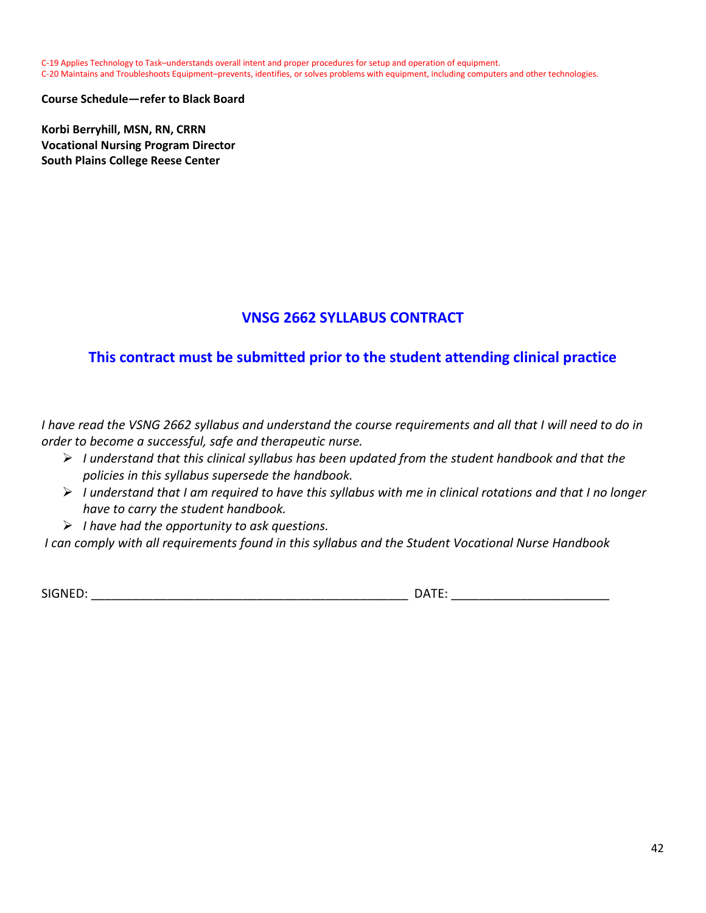C-19 Applies Technology to Task–understands overall intent and proper procedures for setup and operation of equipment.
C-20 Maintains and Troubleshoots Equipment–prevents, identifies, or solves problems with equipment, including computers and other technologies.

**Course Schedule—refer to Black Board**

**Korbi Berryhill, MSN, RN, CRRN**
**Vocational Nursing Program Director**
**South Plains College Reese Center**

## VNSG 2662 SYLLABUS CONTRACT

### This contract must be submitted prior to the student attending clinical practice

*I have read the VSNG 2662 syllabus and understand the course requirements and all that I will need to do in order to become a successful, safe and therapeutic nurse.*

- *I understand that this clinical syllabus has been updated from the student handbook and that the policies in this syllabus supersede the handbook.*
- *I understand that I am required to have this syllabus with me in clinical rotations and that I no longer have to carry the student handbook.*
- *I have had the opportunity to ask questions.*

*I can comply with all requirements found in this syllabus and the Student Vocational Nurse Handbook*

SIGNED: _______________________________________________ DATE: ______________________